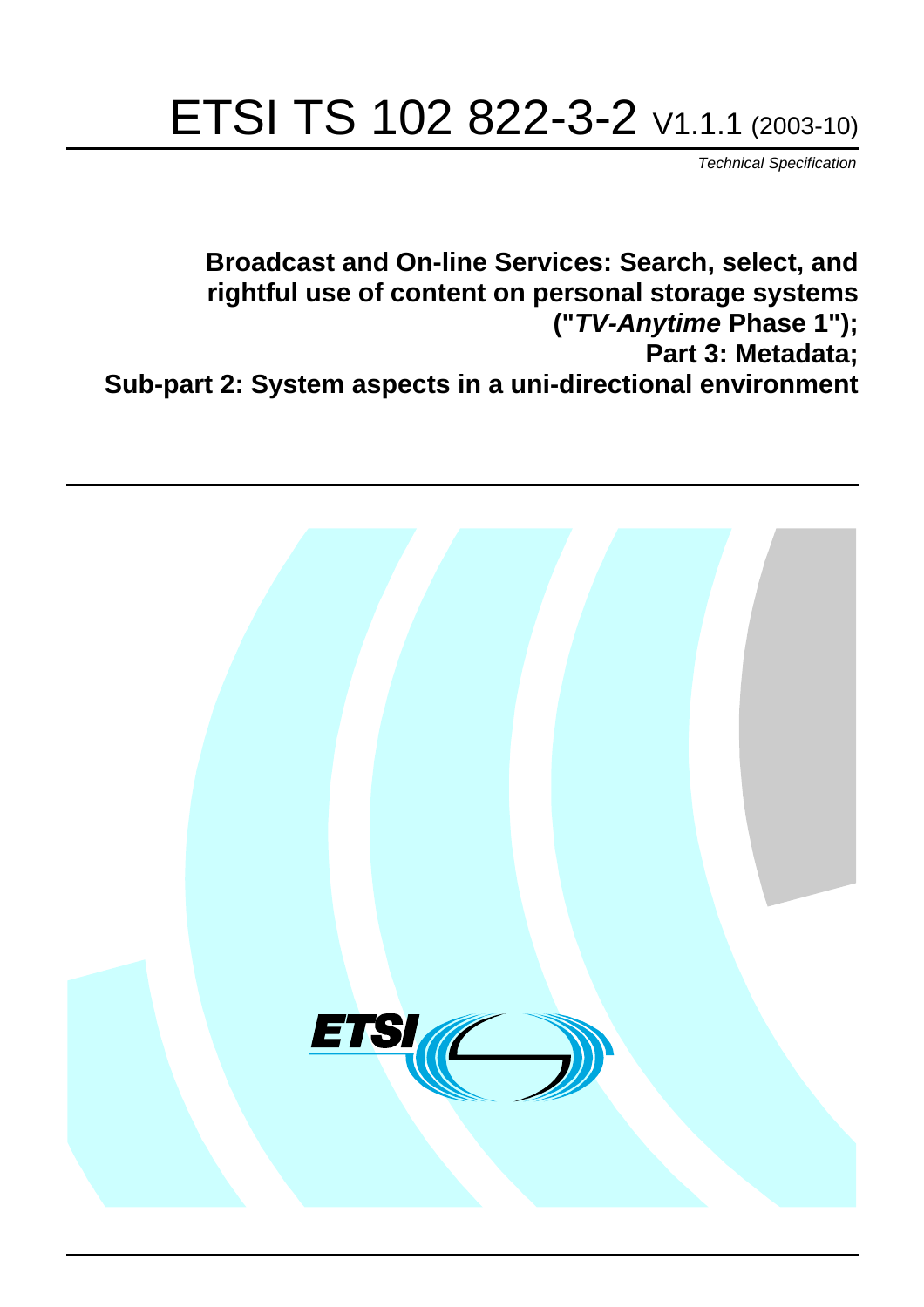# ETSI TS 102 822-3-2 V1.1.1 (2003-10)

*Technical Specification*

**Broadcast and On-line Services: Search, select, and rightful use of content on personal storage systems ("*TV-Anytime* Phase 1"); Part 3: Metadata; Sub-part 2: System aspects in a uni-directional environment**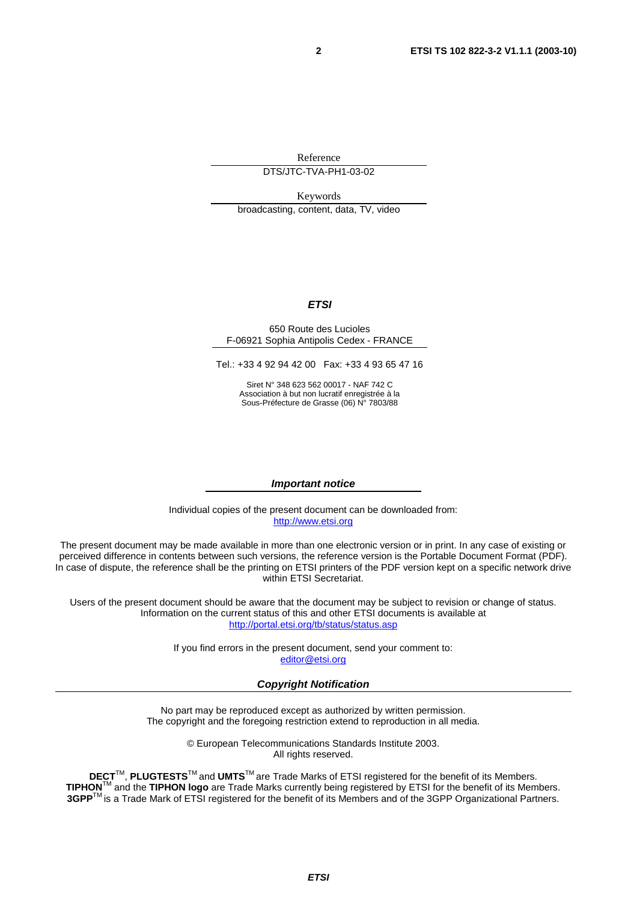Reference

DTS/JTC-TVA-PH1-03-02

Keywords

broadcasting, content, data, TV, video

***ETSI***

650 Route des Lucioles
F-06921 Sophia Antipolis Cedex - FRANCE

Tel.: +33 4 92 94 42 00 Fax: +33 4 93 65 47 16

Siret N° 348 623 562 00017 - NAF 742 C
Association à but non lucratif enregistrée à la
Sous-Préfecture de Grasse (06) N° 7803/88

***Important notice***

Individual copies of the present document can be downloaded from:
http://www.etsi.org

The present document may be made available in more than one electronic version or in print. In any case of existing or perceived difference in contents between such versions, the reference version is the Portable Document Format (PDF). In case of dispute, the reference shall be the printing on ETSI printers of the PDF version kept on a specific network drive within ETSI Secretariat.

Users of the present document should be aware that the document may be subject to revision or change of status. Information on the current status of this and other ETSI documents is available at
http://portal.etsi.org/tb/status/status.asp

If you find errors in the present document, send your comment to:
editor@etsi.org

***Copyright Notification***

No part may be reproduced except as authorized by written permission.
The copyright and the foregoing restriction extend to reproduction in all media.

© European Telecommunications Standards Institute 2003.
All rights reserved.

**DECT**™, **PLUGTESTS**™ and **UMTS**™ are Trade Marks of ETSI registered for the benefit of its Members.
**TIPHON**™ and the **TIPHON logo** are Trade Marks currently being registered by ETSI for the benefit of its Members.
**3GPP**™ is a Trade Mark of ETSI registered for the benefit of its Members and of the 3GPP Organizational Partners.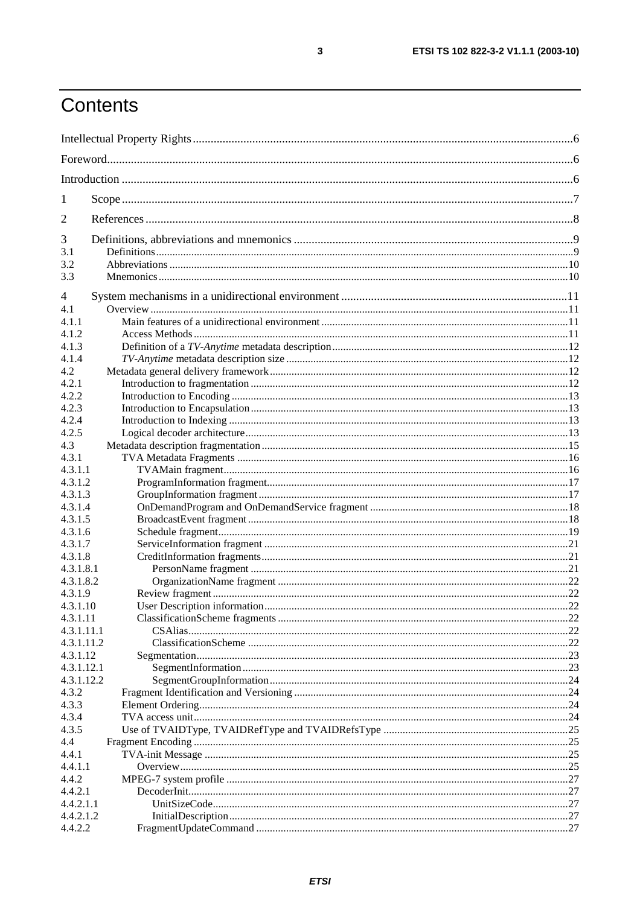# Contents

Intellectual Property Rights ................................................................................................................................6

Foreword.............................................................................................................................................................6

Introduction ........................................................................................................................................................6

1 Scope ........................................................................................................................................................7

2 References ................................................................................................................................................8

3 Definitions, abbreviations and mnemonics ..............................................................................................9
3.1 Definitions..........................................................................................................................................................9
3.2 Abbreviations ...................................................................................................................................................10
3.3 Mnemonics.......................................................................................................................................................10

4 System mechanisms in a unidirectional environment ............................................................................11
4.1 Overview ..........................................................................................................................................................11
4.1.1 Main features of a unidirectional environment ............................................................................................11
4.1.2 Access Methods ...........................................................................................................................................11
4.1.3 Definition of a *TV-Anytime* metadata description.......................................................................................12
4.1.4 *TV-Anytime* metadata description size ........................................................................................................12
4.2 Metadata general delivery framework..............................................................................................................12
4.2.1 Introduction to fragmentation .....................................................................................................................12
4.2.2 Introduction to Encoding .............................................................................................................................13
4.2.3 Introduction to Encapsulation......................................................................................................................13
4.2.4 Introduction to Indexing ..............................................................................................................................13
4.2.5 Logical decoder architecture........................................................................................................................13
4.3 Metadata description fragmentation.................................................................................................................15
4.3.1 TVA Metadata Fragments ...........................................................................................................................16
4.3.1.1 TVAMain fragment...............................................................................................................................16
4.3.1.2 ProgramInformation fragment...............................................................................................................17
4.3.1.3 GroupInformation fragment...................................................................................................................17
4.3.1.4 OnDemandProgram and OnDemandService fragment ..........................................................................18
4.3.1.5 BroadcastEvent fragment ......................................................................................................................18
4.3.1.6 Schedule fragment.................................................................................................................................19
4.3.1.7 ServiceInformation fragment ................................................................................................................21
4.3.1.8 CreditInformation fragments.................................................................................................................21
4.3.1.8.1 PersonName fragment .....................................................................................................................21
4.3.1.8.2 OrganizationName fragment ...........................................................................................................22
4.3.1.9 Review fragment...................................................................................................................................22
4.3.1.10 User Description information................................................................................................................22
4.3.1.11 ClassificationScheme fragments ...........................................................................................................22
4.3.1.11.1 CSAlias............................................................................................................................................22
4.3.1.11.2 ClassificationScheme ......................................................................................................................22
4.3.1.12 Segmentation.........................................................................................................................................23
4.3.1.12.1 SegmentInformation........................................................................................................................23
4.3.1.12.2 SegmentGroupInformation..............................................................................................................24
4.3.2 Fragment Identification and Versioning .....................................................................................................24
4.3.3 Element Ordering........................................................................................................................................24
4.3.4 TVA access unit...........................................................................................................................................24
4.3.5 Use of TVAIDType, TVAIDRefType and TVAIDRefsType ......................................................................25
4.4 Fragment Encoding ..........................................................................................................................................25
4.4.1 TVA-init Message ........................................................................................................................................25
4.4.1.1 Overview...............................................................................................................................................25
4.4.2 MPEG-7 system profile ..............................................................................................................................27
4.4.2.1 DecoderInit............................................................................................................................................27
4.4.2.1.1 UnitSizeCode...................................................................................................................................27
4.4.2.1.2 InitialDescription.............................................................................................................................27
4.4.2.2 FragmentUpdateCommand ...................................................................................................................27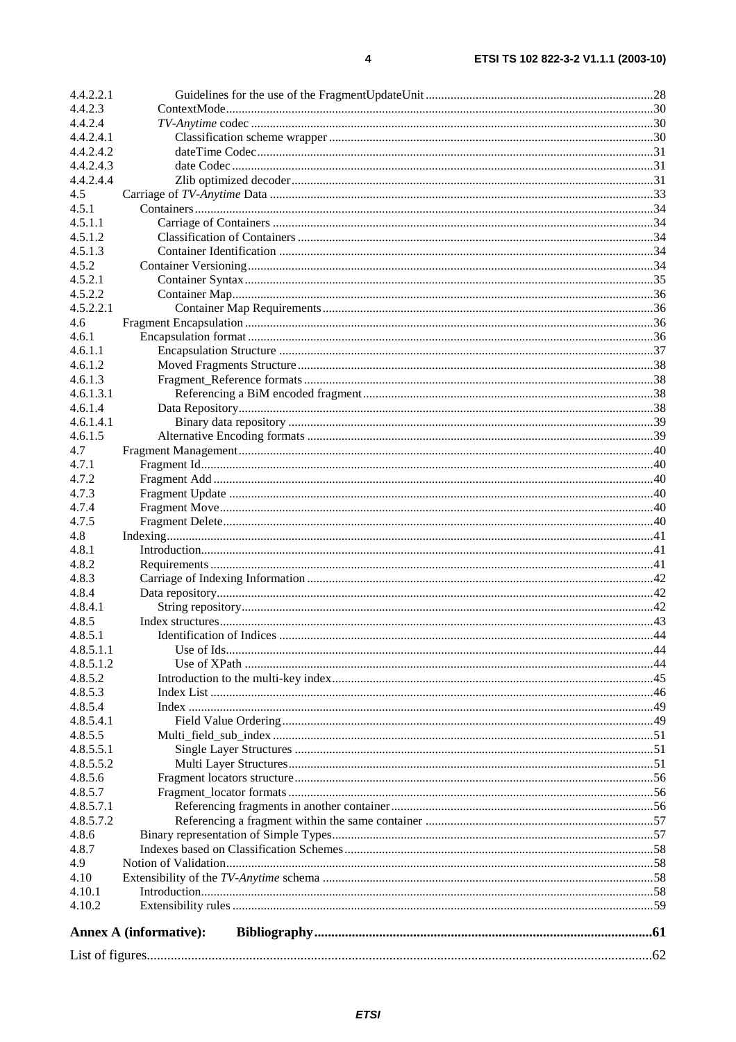4.4.2.2.1 Guidelines for the use of the FragmentUpdateUnit ........ 28
4.4.2.3 ContextMode ........ 30
4.4.2.4 *TV-Anytime* codec ........ 30
4.4.2.4.1 Classification scheme wrapper ........ 30
4.4.2.4.2 dateTime Codec ........ 31
4.4.2.4.3 date Codec ........ 31
4.4.2.4.4 Zlib optimized decoder ........ 31
4.5 Carriage of *TV-Anytime* Data ........ 33
4.5.1 Containers ........ 34
4.5.1.1 Carriage of Containers ........ 34
4.5.1.2 Classification of Containers ........ 34
4.5.1.3 Container Identification ........ 34
4.5.2 Container Versioning ........ 34
4.5.2.1 Container Syntax ........ 35
4.5.2.2 Container Map ........ 36
4.5.2.2.1 Container Map Requirements ........ 36
4.6 Fragment Encapsulation ........ 36
4.6.1 Encapsulation format ........ 36
4.6.1.1 Encapsulation Structure ........ 37
4.6.1.2 Moved Fragments Structure ........ 38
4.6.1.3 Fragment_Reference formats ........ 38
4.6.1.3.1 Referencing a BiM encoded fragment ........ 38
4.6.1.4 Data Repository ........ 38
4.6.1.4.1 Binary data repository ........ 39
4.6.1.5 Alternative Encoding formats ........ 39
4.7 Fragment Management ........ 40
4.7.1 Fragment Id ........ 40
4.7.2 Fragment Add ........ 40
4.7.3 Fragment Update ........ 40
4.7.4 Fragment Move ........ 40
4.7.5 Fragment Delete ........ 40
4.8 Indexing ........ 41
4.8.1 Introduction ........ 41
4.8.2 Requirements ........ 41
4.8.3 Carriage of Indexing Information ........ 42
4.8.4 Data repository ........ 42
4.8.4.1 String repository ........ 42
4.8.5 Index structures ........ 43
4.8.5.1 Identification of Indices ........ 44
4.8.5.1.1 Use of Ids ........ 44
4.8.5.1.2 Use of XPath ........ 44
4.8.5.2 Introduction to the multi-key index ........ 45
4.8.5.3 Index List ........ 46
4.8.5.4 Index ........ 49
4.8.5.4.1 Field Value Ordering ........ 49
4.8.5.5 Multi_field_sub_index ........ 51
4.8.5.5.1 Single Layer Structures ........ 51
4.8.5.5.2 Multi Layer Structures ........ 51
4.8.5.6 Fragment locators structure ........ 56
4.8.5.7 Fragment_locator formats ........ 56
4.8.5.7.1 Referencing fragments in another container ........ 56
4.8.5.7.2 Referencing a fragment within the same container ........ 57
4.8.6 Binary representation of Simple Types ........ 57
4.8.7 Indexes based on Classification Schemes ........ 58
4.9 Notion of Validation ........ 58
4.10 Extensibility of the *TV-Anytime* schema ........ 58
4.10.1 Introduction ........ 58
4.10.2 Extensibility rules ........ 59

**Annex A (informative): Bibliography** ........ **61**

List of figures ........ 62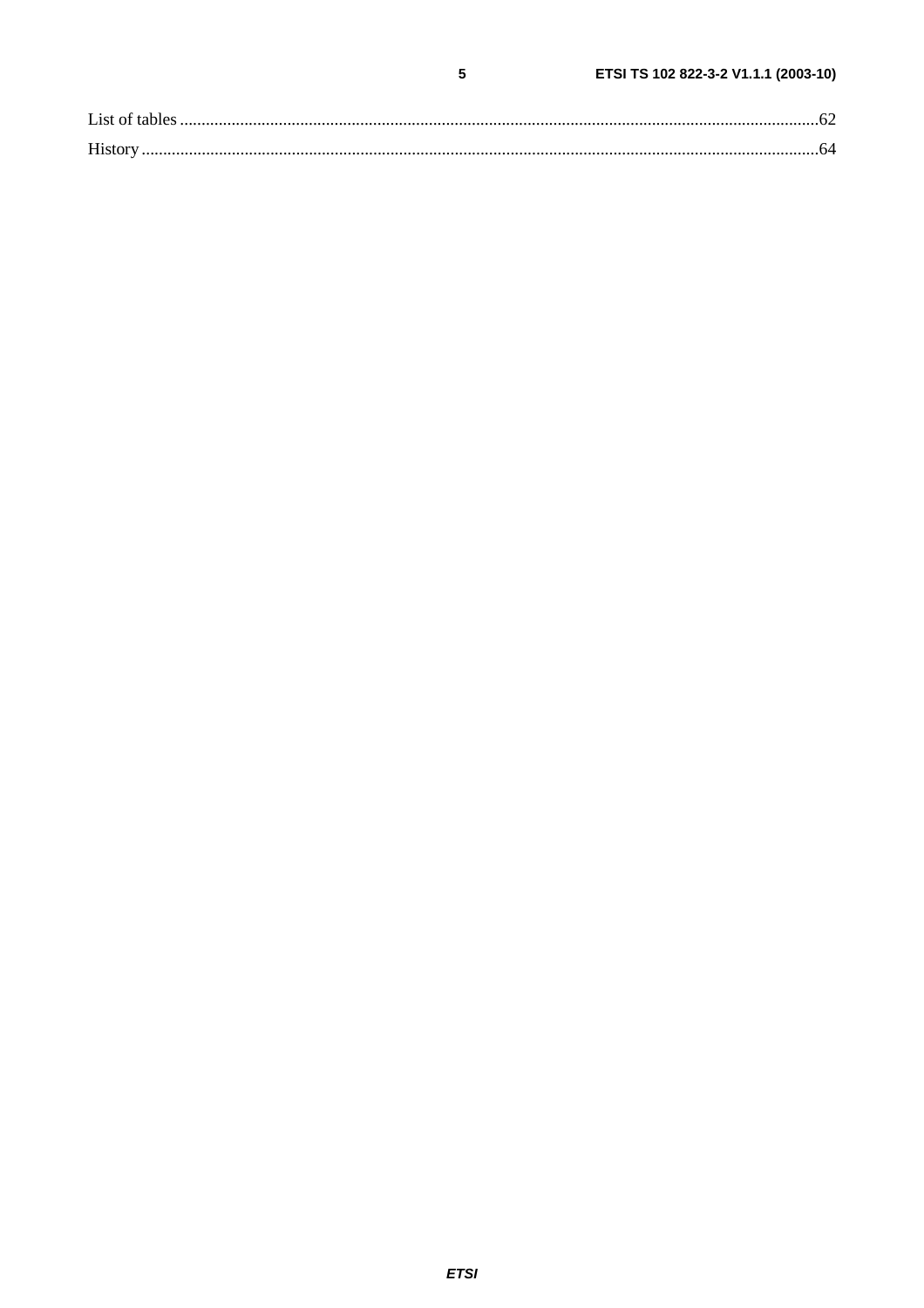List of tables ....................................................................................................................................................62

History ............................................................................................................................................................64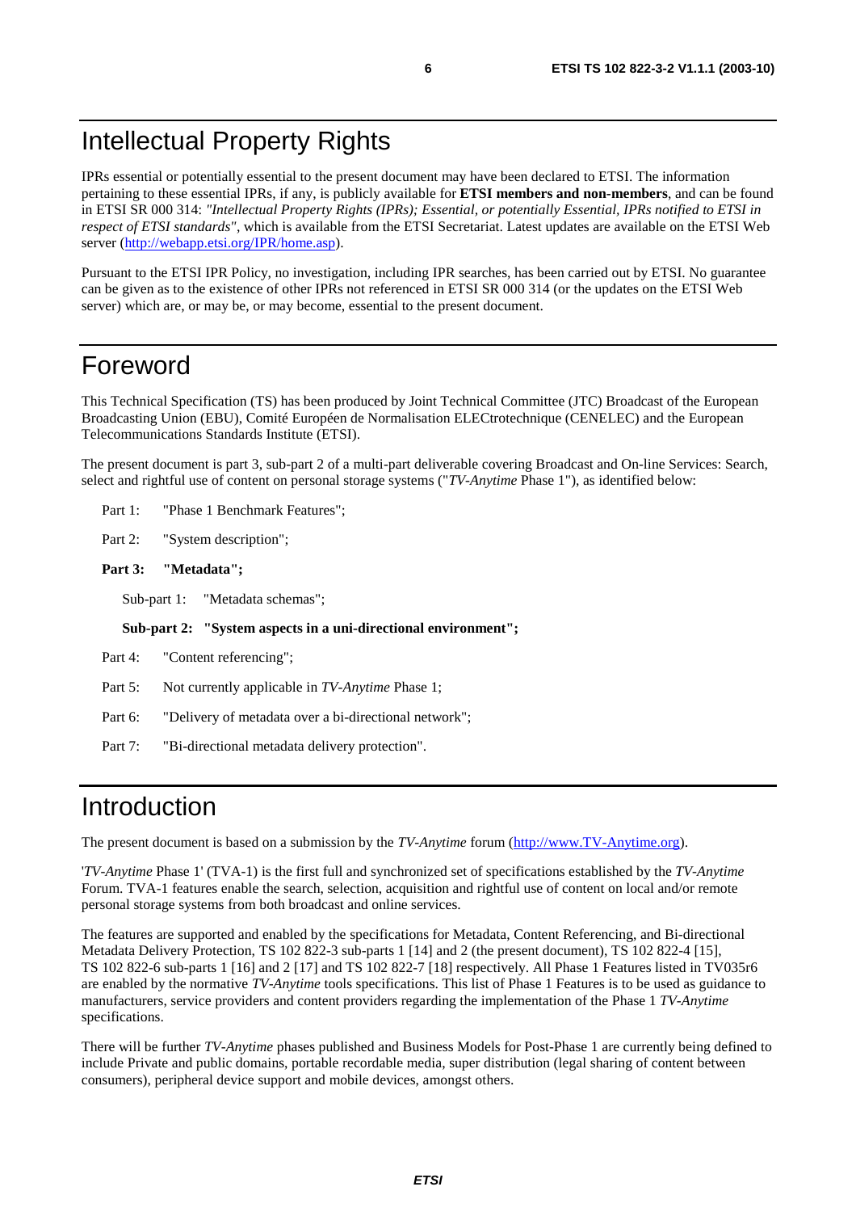# Intellectual Property Rights

IPRs essential or potentially essential to the present document may have been declared to ETSI. The information pertaining to these essential IPRs, if any, is publicly available for **ETSI members and non-members**, and can be found in ETSI SR 000 314: *"Intellectual Property Rights (IPRs); Essential, or potentially Essential, IPRs notified to ETSI in respect of ETSI standards"*, which is available from the ETSI Secretariat. Latest updates are available on the ETSI Web server (http://webapp.etsi.org/IPR/home.asp).

Pursuant to the ETSI IPR Policy, no investigation, including IPR searches, has been carried out by ETSI. No guarantee can be given as to the existence of other IPRs not referenced in ETSI SR 000 314 (or the updates on the ETSI Web server) which are, or may be, or may become, essential to the present document.

# Foreword

This Technical Specification (TS) has been produced by Joint Technical Committee (JTC) Broadcast of the European Broadcasting Union (EBU), Comité Européen de Normalisation ELECtrotechnique (CENELEC) and the European Telecommunications Standards Institute (ETSI).

The present document is part 3, sub-part 2 of a multi-part deliverable covering Broadcast and On-line Services: Search, select and rightful use of content on personal storage systems ("*TV-Anytime* Phase 1"), as identified below:

Part 1: "Phase 1 Benchmark Features";

Part 2: "System description";

**Part 3: "Metadata";**

Sub-part 1: "Metadata schemas";

**Sub-part 2: "System aspects in a uni-directional environment";**

Part 4: "Content referencing";

Part 5: Not currently applicable in *TV-Anytime* Phase 1;

Part 6: "Delivery of metadata over a bi-directional network";

Part 7: "Bi-directional metadata delivery protection".

# Introduction

The present document is based on a submission by the *TV-Anytime* forum (http://www.TV-Anytime.org).

'*TV-Anytime* Phase 1' (TVA-1) is the first full and synchronized set of specifications established by the *TV-Anytime* Forum. TVA-1 features enable the search, selection, acquisition and rightful use of content on local and/or remote personal storage systems from both broadcast and online services.

The features are supported and enabled by the specifications for Metadata, Content Referencing, and Bi-directional Metadata Delivery Protection, TS 102 822-3 sub-parts 1 [14] and 2 (the present document), TS 102 822-4 [15], TS 102 822-6 sub-parts 1 [16] and 2 [17] and TS 102 822-7 [18] respectively. All Phase 1 Features listed in TV035r6 are enabled by the normative *TV-Anytime* tools specifications. This list of Phase 1 Features is to be used as guidance to manufacturers, service providers and content providers regarding the implementation of the Phase 1 *TV-Anytime* specifications.

There will be further *TV-Anytime* phases published and Business Models for Post-Phase 1 are currently being defined to include Private and public domains, portable recordable media, super distribution (legal sharing of content between consumers), peripheral device support and mobile devices, amongst others.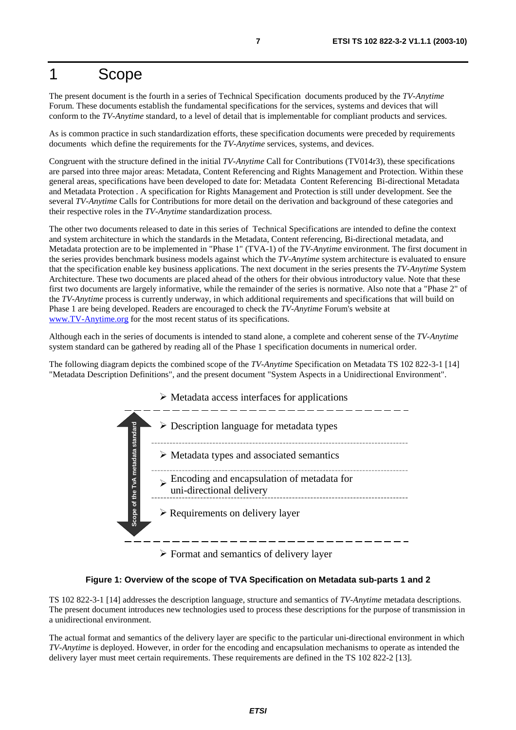# 1 Scope

The present document is the fourth in a series of Technical Specification documents produced by the *TV-Anytime* Forum. These documents establish the fundamental specifications for the services, systems and devices that will conform to the *TV-Anytime* standard, to a level of detail that is implementable for compliant products and services.

As is common practice in such standardization efforts, these specification documents were preceded by requirements documents which define the requirements for the *TV-Anytime* services, systems, and devices.

Congruent with the structure defined in the initial *TV-Anytime* Call for Contributions (TV014r3), these specifications are parsed into three major areas: Metadata, Content Referencing and Rights Management and Protection. Within these general areas, specifications have been developed to date for: Metadata Content Referencing Bi-directional Metadata and Metadata Protection . A specification for Rights Management and Protection is still under development. See the several *TV-Anytime* Calls for Contributions for more detail on the derivation and background of these categories and their respective roles in the *TV-Anytime* standardization process.

The other two documents released to date in this series of Technical Specifications are intended to define the context and system architecture in which the standards in the Metadata, Content referencing, Bi-directional metadata, and Metadata protection are to be implemented in "Phase 1" (TVA-1) of the *TV-Anytime* environment. The first document in the series provides benchmark business models against which the *TV-Anytime* system architecture is evaluated to ensure that the specification enable key business applications. The next document in the series presents the *TV-Anytime* System Architecture. These two documents are placed ahead of the others for their obvious introductory value. Note that these first two documents are largely informative, while the remainder of the series is normative. Also note that a "Phase 2" of the *TV-Anytime* process is currently underway, in which additional requirements and specifications that will build on Phase 1 are being developed. Readers are encouraged to check the *TV-Anytime* Forum's website at www.TV-Anytime.org for the most recent status of its specifications.

Although each in the series of documents is intended to stand alone, a complete and coherent sense of the *TV-Anytime* system standard can be gathered by reading all of the Phase 1 specification documents in numerical order.

The following diagram depicts the combined scope of the *TV-Anytime* Specification on Metadata TS 102 822-3-1 [14] "Metadata Description Definitions", and the present document "System Aspects in a Unidirectional Environment".

➢ Metadata access interfaces for applications

Scope of the TvA metadata standard

➢ Description language for metadata types

➢ Metadata types and associated semantics

➢ Encoding and encapsulation of metadata for uni-directional delivery

➢ Requirements on delivery layer

➢ Format and semantics of delivery layer

**Figure 1: Overview of the scope of TVA Specification on Metadata sub-parts 1 and 2**

TS 102 822-3-1 [14] addresses the description language, structure and semantics of *TV-Anytime* metadata descriptions. The present document introduces new technologies used to process these descriptions for the purpose of transmission in a unidirectional environment.

The actual format and semantics of the delivery layer are specific to the particular uni-directional environment in which *TV-Anytime* is deployed. However, in order for the encoding and encapsulation mechanisms to operate as intended the delivery layer must meet certain requirements. These requirements are defined in the TS 102 822-2 [13].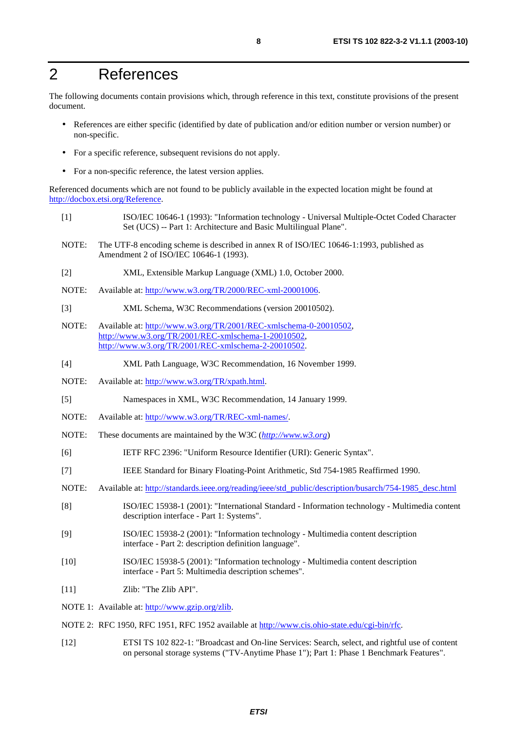# 2 References

The following documents contain provisions which, through reference in this text, constitute provisions of the present document.

- References are either specific (identified by date of publication and/or edition number or version number) or non-specific.
- For a specific reference, subsequent revisions do not apply.
- For a non-specific reference, the latest version applies.

Referenced documents which are not found to be publicly available in the expected location might be found at http://docbox.etsi.org/Reference.

[1] ISO/IEC 10646-1 (1993): "Information technology - Universal Multiple-Octet Coded Character Set (UCS) -- Part 1: Architecture and Basic Multilingual Plane".

NOTE: The UTF-8 encoding scheme is described in annex R of ISO/IEC 10646-1:1993, published as Amendment 2 of ISO/IEC 10646-1 (1993).

[2] XML, Extensible Markup Language (XML) 1.0, October 2000.

NOTE: Available at: http://www.w3.org/TR/2000/REC-xml-20001006.

[3] XML Schema, W3C Recommendations (version 20010502).

NOTE: Available at: http://www.w3.org/TR/2001/REC-xmlschema-0-20010502, http://www.w3.org/TR/2001/REC-xmlschema-1-20010502, http://www.w3.org/TR/2001/REC-xmlschema-2-20010502.

[4] XML Path Language, W3C Recommendation, 16 November 1999.

NOTE: Available at: http://www.w3.org/TR/xpath.html.

[5] Namespaces in XML, W3C Recommendation, 14 January 1999.

NOTE: Available at: http://www.w3.org/TR/REC-xml-names/.

NOTE: These documents are maintained by the W3C (*http://www.w3.org*)

[6] IETF RFC 2396: "Uniform Resource Identifier (URI): Generic Syntax".

[7] IEEE Standard for Binary Floating-Point Arithmetic, Std 754-1985 Reaffirmed 1990.

NOTE: Available at: http://standards.ieee.org/reading/ieee/std_public/description/busarch/754-1985_desc.html

[8] ISO/IEC 15938-1 (2001): "International Standard - Information technology - Multimedia content description interface - Part 1: Systems".

[9] ISO/IEC 15938-2 (2001): "Information technology - Multimedia content description interface - Part 2: description definition language".

[10] ISO/IEC 15938-5 (2001): "Information technology - Multimedia content description interface - Part 5: Multimedia description schemes".

[11] Zlib: "The Zlib API".

NOTE 1: Available at: http://www.gzip.org/zlib.

NOTE 2: RFC 1950, RFC 1951, RFC 1952 available at http://www.cis.ohio-state.edu/cgi-bin/rfc.

[12] ETSI TS 102 822-1: "Broadcast and On-line Services: Search, select, and rightful use of content on personal storage systems ("TV-Anytime Phase 1"); Part 1: Phase 1 Benchmark Features".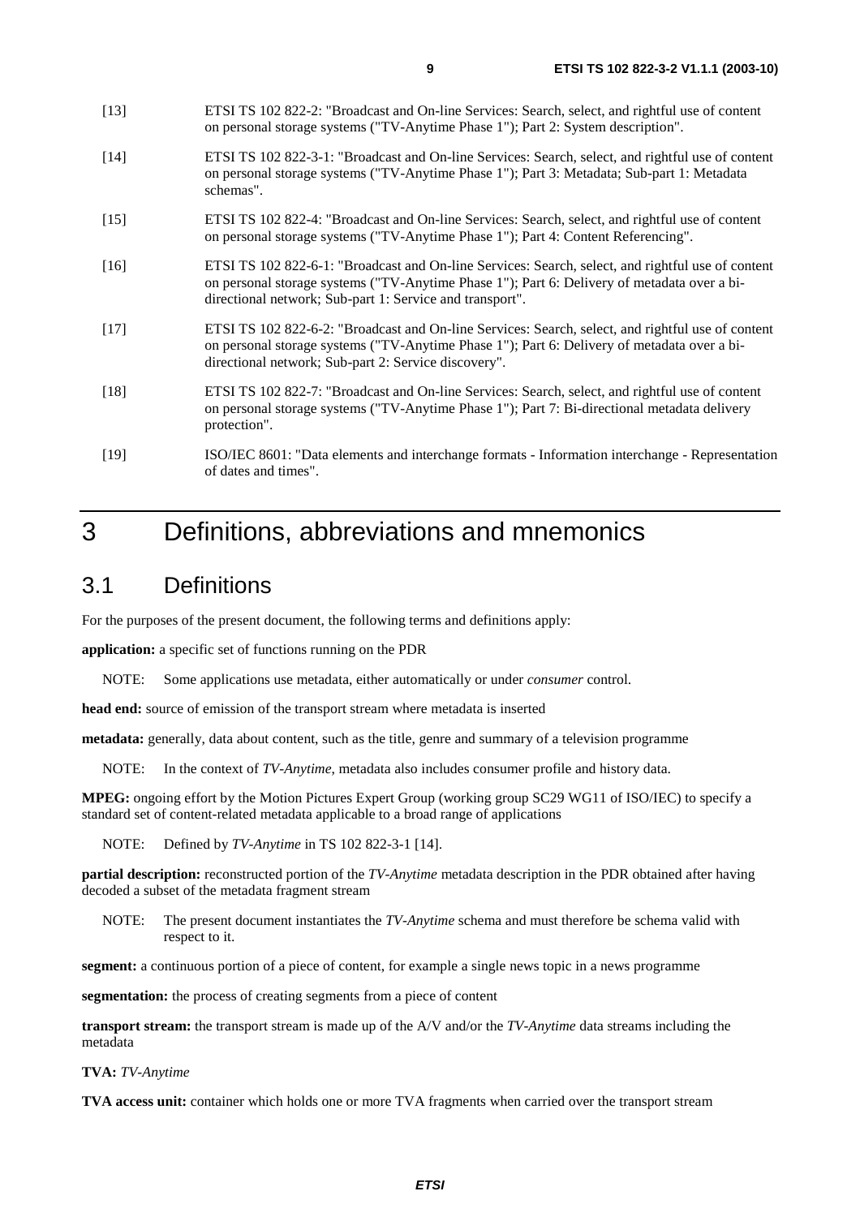[13] ETSI TS 102 822-2: "Broadcast and On-line Services: Search, select, and rightful use of content on personal storage systems ("TV-Anytime Phase 1"); Part 2: System description".

[14] ETSI TS 102 822-3-1: "Broadcast and On-line Services: Search, select, and rightful use of content on personal storage systems ("TV-Anytime Phase 1"); Part 3: Metadata; Sub-part 1: Metadata schemas".

[15] ETSI TS 102 822-4: "Broadcast and On-line Services: Search, select, and rightful use of content on personal storage systems ("TV-Anytime Phase 1"); Part 4: Content Referencing".

[16] ETSI TS 102 822-6-1: "Broadcast and On-line Services: Search, select, and rightful use of content on personal storage systems ("TV-Anytime Phase 1"); Part 6: Delivery of metadata over a bi-directional network; Sub-part 1: Service and transport".

[17] ETSI TS 102 822-6-2: "Broadcast and On-line Services: Search, select, and rightful use of content on personal storage systems ("TV-Anytime Phase 1"); Part 6: Delivery of metadata over a bi-directional network; Sub-part 2: Service discovery".

[18] ETSI TS 102 822-7: "Broadcast and On-line Services: Search, select, and rightful use of content on personal storage systems ("TV-Anytime Phase 1"); Part 7: Bi-directional metadata delivery protection".

[19] ISO/IEC 8601: "Data elements and interchange formats - Information interchange - Representation of dates and times".

# 3 Definitions, abbreviations and mnemonics

## 3.1 Definitions

For the purposes of the present document, the following terms and definitions apply:

**application:** a specific set of functions running on the PDR

NOTE: Some applications use metadata, either automatically or under *consumer* control.

**head end:** source of emission of the transport stream where metadata is inserted

**metadata:** generally, data about content, such as the title, genre and summary of a television programme

NOTE: In the context of *TV-Anytime*, metadata also includes consumer profile and history data.

**MPEG:** ongoing effort by the Motion Pictures Expert Group (working group SC29 WG11 of ISO/IEC) to specify a standard set of content-related metadata applicable to a broad range of applications

NOTE: Defined by *TV-Anytime* in TS 102 822-3-1 [14].

**partial description:** reconstructed portion of the *TV-Anytime* metadata description in the PDR obtained after having decoded a subset of the metadata fragment stream

NOTE: The present document instantiates the *TV-Anytime* schema and must therefore be schema valid with respect to it.

**segment:** a continuous portion of a piece of content, for example a single news topic in a news programme

**segmentation:** the process of creating segments from a piece of content

**transport stream:** the transport stream is made up of the A/V and/or the *TV-Anytime* data streams including the metadata

**TVA:** *TV-Anytime*

**TVA access unit:** container which holds one or more TVA fragments when carried over the transport stream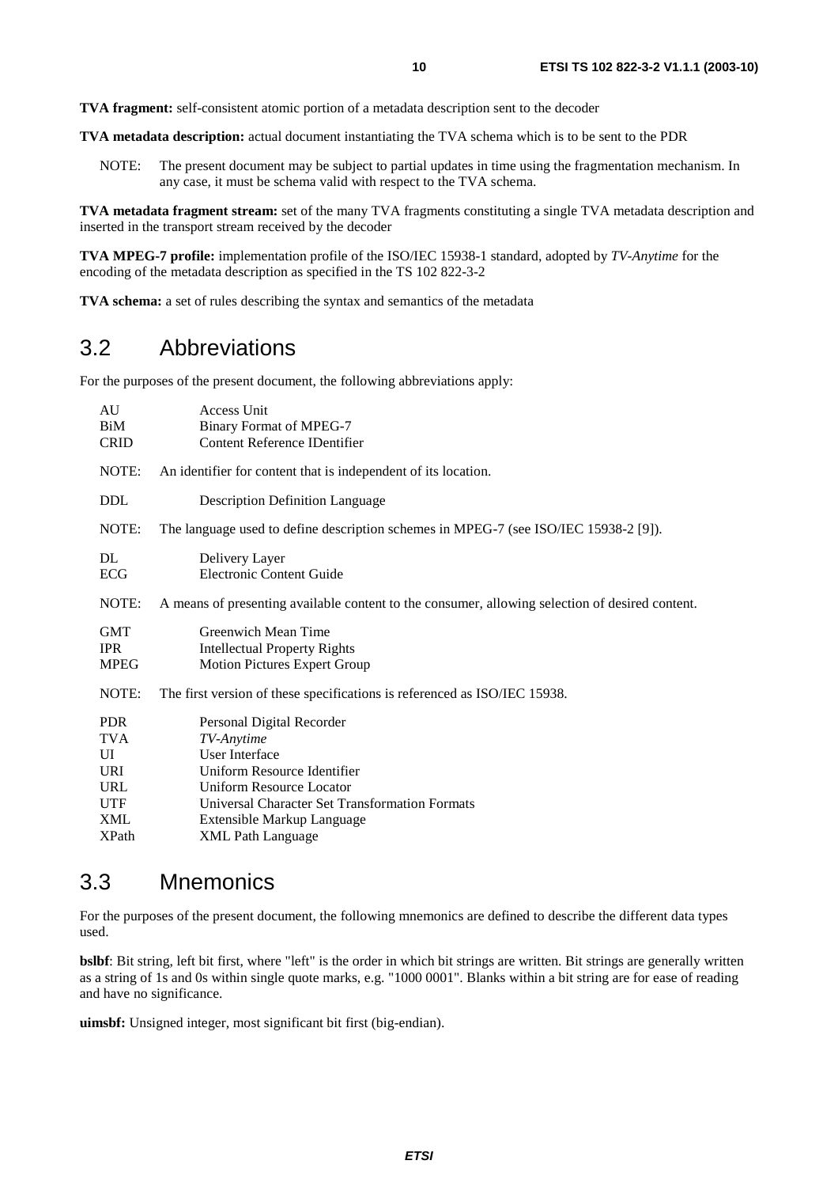**TVA fragment:** self-consistent atomic portion of a metadata description sent to the decoder

**TVA metadata description:** actual document instantiating the TVA schema which is to be sent to the PDR

NOTE: The present document may be subject to partial updates in time using the fragmentation mechanism. In any case, it must be schema valid with respect to the TVA schema.

**TVA metadata fragment stream:** set of the many TVA fragments constituting a single TVA metadata description and inserted in the transport stream received by the decoder

**TVA MPEG-7 profile:** implementation profile of the ISO/IEC 15938-1 standard, adopted by *TV-Anytime* for the encoding of the metadata description as specified in the TS 102 822-3-2

**TVA schema:** a set of rules describing the syntax and semantics of the metadata

## 3.2 Abbreviations

For the purposes of the present document, the following abbreviations apply:

AU Access Unit
BiM Binary Format of MPEG-7
CRID Content Reference IDentifier

NOTE: An identifier for content that is independent of its location.

DDL Description Definition Language

NOTE: The language used to define description schemes in MPEG-7 (see ISO/IEC 15938-2 [9]).

DL Delivery Layer
ECG Electronic Content Guide

NOTE: A means of presenting available content to the consumer, allowing selection of desired content.

GMT Greenwich Mean Time
IPR Intellectual Property Rights
MPEG Motion Pictures Expert Group

NOTE: The first version of these specifications is referenced as ISO/IEC 15938.

PDR Personal Digital Recorder
TVA *TV-Anytime*
UI User Interface
URI Uniform Resource Identifier
URL Uniform Resource Locator
UTF Universal Character Set Transformation Formats
XML Extensible Markup Language
XPath XML Path Language

## 3.3 Mnemonics

For the purposes of the present document, the following mnemonics are defined to describe the different data types used.

**bslbf**: Bit string, left bit first, where "left" is the order in which bit strings are written. Bit strings are generally written as a string of 1s and 0s within single quote marks, e.g. "1000 0001". Blanks within a bit string are for ease of reading and have no significance.

**uimsbf:** Unsigned integer, most significant bit first (big-endian).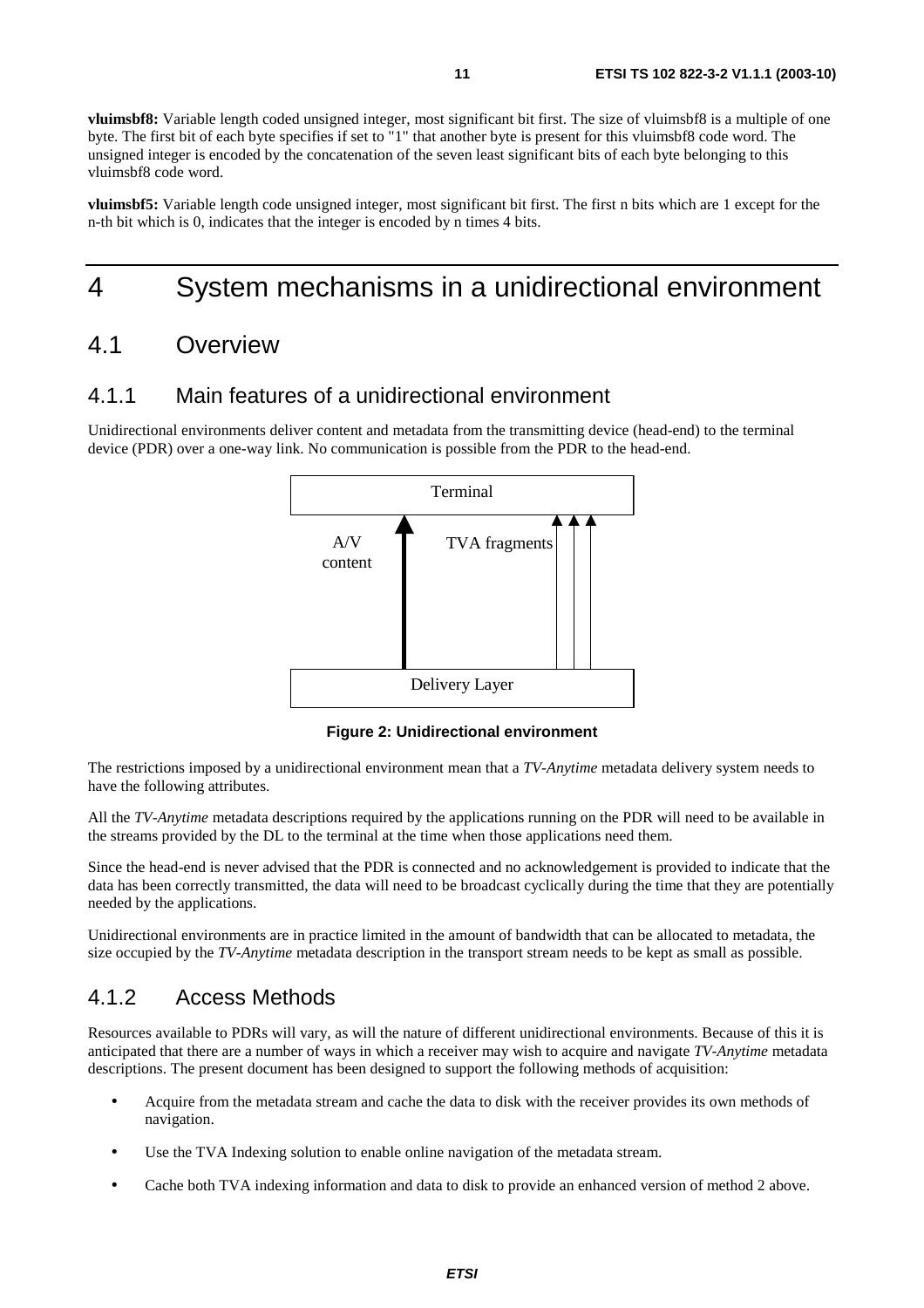**vluimsbf8:** Variable length coded unsigned integer, most significant bit first. The size of vluimsbf8 is a multiple of one byte. The first bit of each byte specifies if set to "1" that another byte is present for this vluimsbf8 code word. The unsigned integer is encoded by the concatenation of the seven least significant bits of each byte belonging to this vluimsbf8 code word.

**vluimsbf5:** Variable length code unsigned integer, most significant bit first. The first n bits which are 1 except for the n-th bit which is 0, indicates that the integer is encoded by n times 4 bits.

# 4 System mechanisms in a unidirectional environment

## 4.1 Overview

### 4.1.1 Main features of a unidirectional environment

Unidirectional environments deliver content and metadata from the transmitting device (head-end) to the terminal device (PDR) over a one-way link. No communication is possible from the PDR to the head-end.

Terminal

A/V content

TVA fragments

Delivery Layer

**Figure 2: Unidirectional environment**

The restrictions imposed by a unidirectional environment mean that a *TV-Anytime* metadata delivery system needs to have the following attributes.

All the *TV-Anytime* metadata descriptions required by the applications running on the PDR will need to be available in the streams provided by the DL to the terminal at the time when those applications need them.

Since the head-end is never advised that the PDR is connected and no acknowledgement is provided to indicate that the data has been correctly transmitted, the data will need to be broadcast cyclically during the time that they are potentially needed by the applications.

Unidirectional environments are in practice limited in the amount of bandwidth that can be allocated to metadata, the size occupied by the *TV-Anytime* metadata description in the transport stream needs to be kept as small as possible.

### 4.1.2 Access Methods

Resources available to PDRs will vary, as will the nature of different unidirectional environments. Because of this it is anticipated that there are a number of ways in which a receiver may wish to acquire and navigate *TV-Anytime* metadata descriptions. The present document has been designed to support the following methods of acquisition:

- Acquire from the metadata stream and cache the data to disk with the receiver provides its own methods of navigation.
- Use the TVA Indexing solution to enable online navigation of the metadata stream.
- Cache both TVA indexing information and data to disk to provide an enhanced version of method 2 above.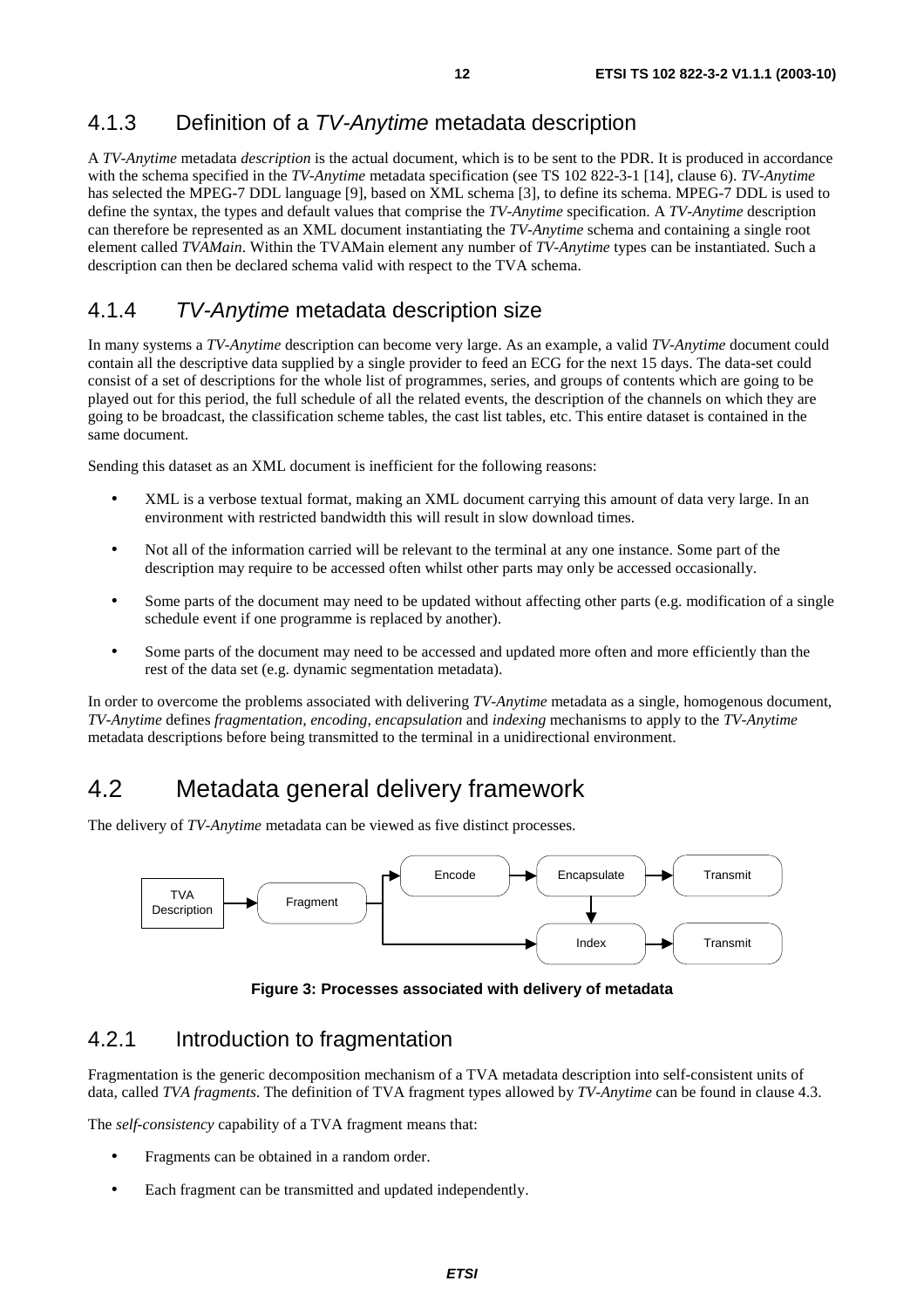## 4.1.3 Definition of a *TV-Anytime* metadata description

A *TV-Anytime* metadata *description* is the actual document, which is to be sent to the PDR. It is produced in accordance with the schema specified in the *TV-Anytime* metadata specification (see TS 102 822-3-1 [14], clause 6). *TV-Anytime* has selected the MPEG-7 DDL language [9], based on XML schema [3], to define its schema. MPEG-7 DDL is used to define the syntax, the types and default values that comprise the *TV-Anytime* specification. A *TV-Anytime* description can therefore be represented as an XML document instantiating the *TV-Anytime* schema and containing a single root element called *TVAMain*. Within the TVAMain element any number of *TV-Anytime* types can be instantiated. Such a description can then be declared schema valid with respect to the TVA schema.

## 4.1.4 *TV-Anytime* metadata description size

In many systems a *TV-Anytime* description can become very large. As an example, a valid *TV-Anytime* document could contain all the descriptive data supplied by a single provider to feed an ECG for the next 15 days. The data-set could consist of a set of descriptions for the whole list of programmes, series, and groups of contents which are going to be played out for this period, the full schedule of all the related events, the description of the channels on which they are going to be broadcast, the classification scheme tables, the cast list tables, etc. This entire dataset is contained in the same document.

Sending this dataset as an XML document is inefficient for the following reasons:

- XML is a verbose textual format, making an XML document carrying this amount of data very large. In an environment with restricted bandwidth this will result in slow download times.
- Not all of the information carried will be relevant to the terminal at any one instance. Some part of the description may require to be accessed often whilst other parts may only be accessed occasionally.
- Some parts of the document may need to be updated without affecting other parts (e.g. modification of a single schedule event if one programme is replaced by another).
- Some parts of the document may need to be accessed and updated more often and more efficiently than the rest of the data set (e.g. dynamic segmentation metadata).

In order to overcome the problems associated with delivering *TV-Anytime* metadata as a single, homogenous document, *TV-Anytime* defines *fragmentation, encoding, encapsulation* and *indexing* mechanisms to apply to the *TV-Anytime* metadata descriptions before being transmitted to the terminal in a unidirectional environment.

# 4.2 Metadata general delivery framework

The delivery of *TV-Anytime* metadata can be viewed as five distinct processes.

TVA Description
Fragment
Encode
Encapsulate
Transmit
Index
Transmit

**Figure 3: Processes associated with delivery of metadata**

## 4.2.1 Introduction to fragmentation

Fragmentation is the generic decomposition mechanism of a TVA metadata description into self-consistent units of data, called *TVA fragments*. The definition of TVA fragment types allowed by *TV-Anytime* can be found in clause 4.3.

The *self-consistency* capability of a TVA fragment means that:

- Fragments can be obtained in a random order.
- Each fragment can be transmitted and updated independently.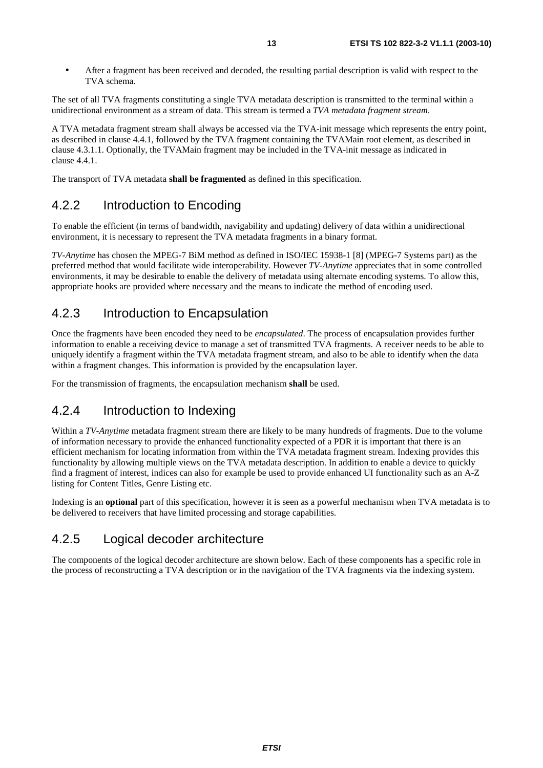- After a fragment has been received and decoded, the resulting partial description is valid with respect to the TVA schema.

The set of all TVA fragments constituting a single TVA metadata description is transmitted to the terminal within a unidirectional environment as a stream of data. This stream is termed a *TVA metadata fragment stream*.

A TVA metadata fragment stream shall always be accessed via the TVA-init message which represents the entry point, as described in clause 4.4.1, followed by the TVA fragment containing the TVAMain root element, as described in clause 4.3.1.1. Optionally, the TVAMain fragment may be included in the TVA-init message as indicated in clause 4.4.1.

The transport of TVA metadata **shall be fragmented** as defined in this specification.

## 4.2.2 Introduction to Encoding

To enable the efficient (in terms of bandwidth, navigability and updating) delivery of data within a unidirectional environment, it is necessary to represent the TVA metadata fragments in a binary format.

*TV-Anytime* has chosen the MPEG-7 BiM method as defined in ISO/IEC 15938-1 [8] (MPEG-7 Systems part) as the preferred method that would facilitate wide interoperability. However *TV-Anytime* appreciates that in some controlled environments, it may be desirable to enable the delivery of metadata using alternate encoding systems. To allow this, appropriate hooks are provided where necessary and the means to indicate the method of encoding used.

## 4.2.3 Introduction to Encapsulation

Once the fragments have been encoded they need to be *encapsulated*. The process of encapsulation provides further information to enable a receiving device to manage a set of transmitted TVA fragments. A receiver needs to be able to uniquely identify a fragment within the TVA metadata fragment stream, and also to be able to identify when the data within a fragment changes. This information is provided by the encapsulation layer.

For the transmission of fragments, the encapsulation mechanism **shall** be used.

## 4.2.4 Introduction to Indexing

Within a *TV-Anytime* metadata fragment stream there are likely to be many hundreds of fragments. Due to the volume of information necessary to provide the enhanced functionality expected of a PDR it is important that there is an efficient mechanism for locating information from within the TVA metadata fragment stream. Indexing provides this functionality by allowing multiple views on the TVA metadata description. In addition to enable a device to quickly find a fragment of interest, indices can also for example be used to provide enhanced UI functionality such as an A-Z listing for Content Titles, Genre Listing etc.

Indexing is an **optional** part of this specification, however it is seen as a powerful mechanism when TVA metadata is to be delivered to receivers that have limited processing and storage capabilities.

## 4.2.5 Logical decoder architecture

The components of the logical decoder architecture are shown below. Each of these components has a specific role in the process of reconstructing a TVA description or in the navigation of the TVA fragments via the indexing system.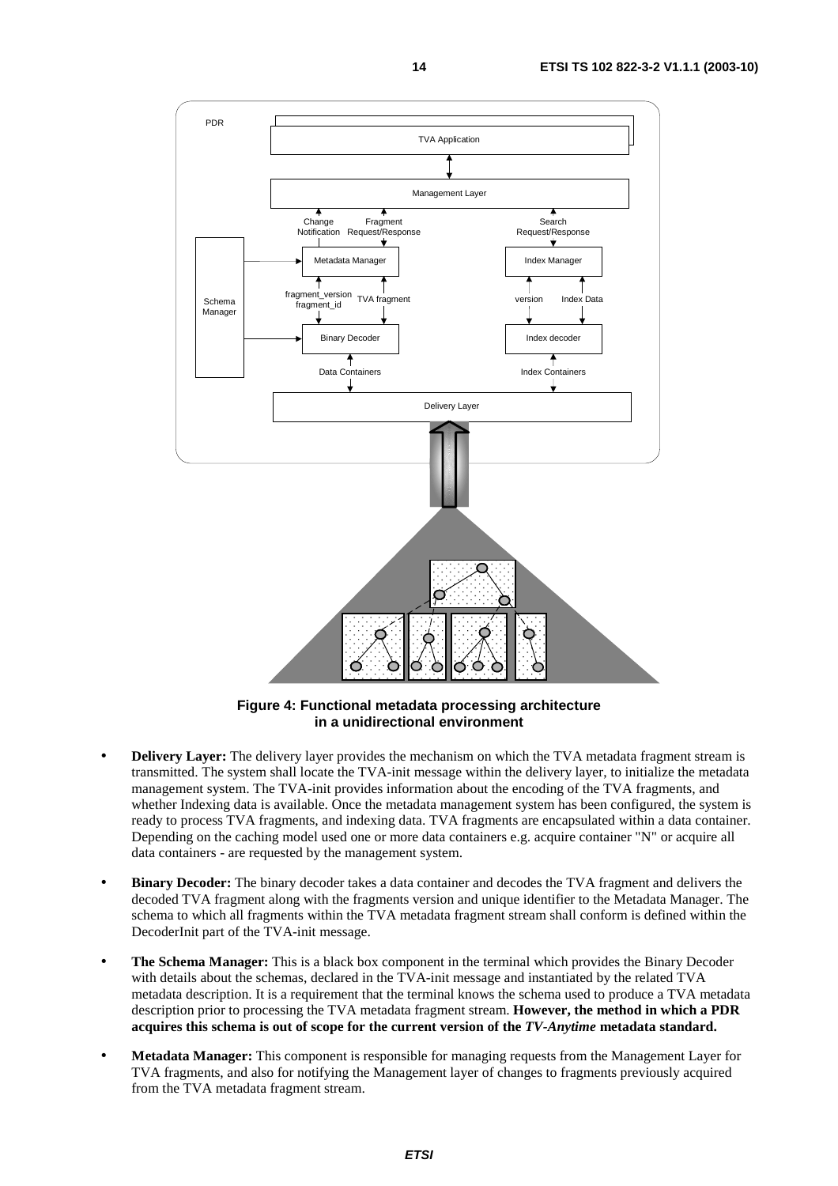PDR

TVA Application

Management Layer

Change Notification

Fragment Request/Response

Search Request/Response

Schema Manager

Metadata Manager

Index Manager

fragment_version fragment_id

TVA fragment

version

Index Data

Binary Decoder

Index decoder

Data Containers

Index Containers

Delivery Layer

**Figure 4: Functional metadata processing architecture in a unidirectional environment**

- **Delivery Layer:** The delivery layer provides the mechanism on which the TVA metadata fragment stream is transmitted. The system shall locate the TVA-init message within the delivery layer, to initialize the metadata management system. The TVA-init provides information about the encoding of the TVA fragments, and whether Indexing data is available. Once the metadata management system has been configured, the system is ready to process TVA fragments, and indexing data. TVA fragments are encapsulated within a data container. Depending on the caching model used one or more data containers e.g. acquire container "N" or acquire all data containers - are requested by the management system.

- **Binary Decoder:** The binary decoder takes a data container and decodes the TVA fragment and delivers the decoded TVA fragment along with the fragments version and unique identifier to the Metadata Manager. The schema to which all fragments within the TVA metadata fragment stream shall conform is defined within the DecoderInit part of the TVA-init message.

- **The Schema Manager:** This is a black box component in the terminal which provides the Binary Decoder with details about the schemas, declared in the TVA-init message and instantiated by the related TVA metadata description. It is a requirement that the terminal knows the schema used to produce a TVA metadata description prior to processing the TVA metadata fragment stream. **However, the method in which a PDR acquires this schema is out of scope for the current version of the *TV-Anytime* metadata standard.**

- **Metadata Manager:** This component is responsible for managing requests from the Management Layer for TVA fragments, and also for notifying the Management layer of changes to fragments previously acquired from the TVA metadata fragment stream.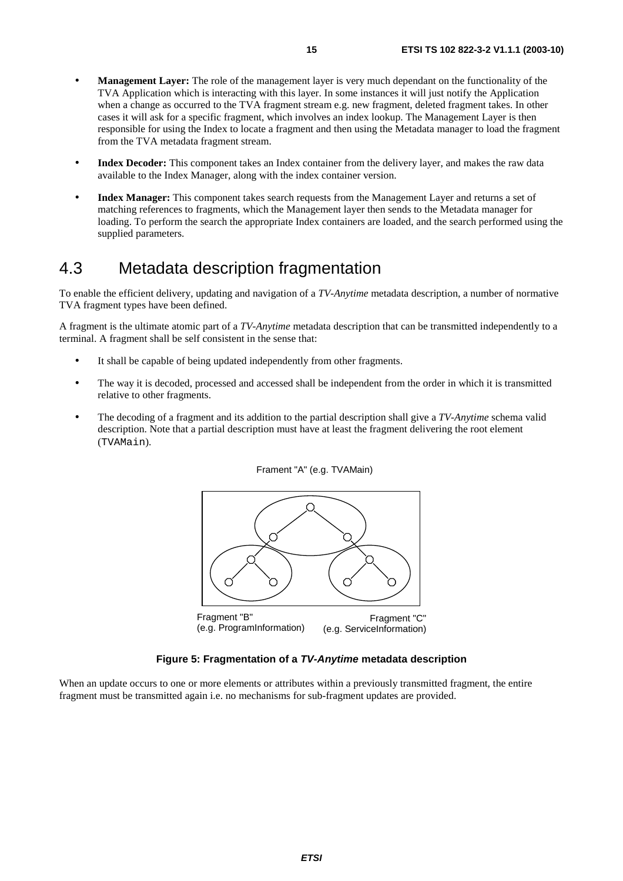- **Management Layer:** The role of the management layer is very much dependant on the functionality of the TVA Application which is interacting with this layer. In some instances it will just notify the Application when a change as occurred to the TVA fragment stream e.g. new fragment, deleted fragment takes. In other cases it will ask for a specific fragment, which involves an index lookup. The Management Layer is then responsible for using the Index to locate a fragment and then using the Metadata manager to load the fragment from the TVA metadata fragment stream.

- **Index Decoder:** This component takes an Index container from the delivery layer, and makes the raw data available to the Index Manager, along with the index container version.

- **Index Manager:** This component takes search requests from the Management Layer and returns a set of matching references to fragments, which the Management layer then sends to the Metadata manager for loading. To perform the search the appropriate Index containers are loaded, and the search performed using the supplied parameters.

## 4.3 Metadata description fragmentation

To enable the efficient delivery, updating and navigation of a *TV-Anytime* metadata description, a number of normative TVA fragment types have been defined.

A fragment is the ultimate atomic part of a *TV-Anytime* metadata description that can be transmitted independently to a terminal. A fragment shall be self consistent in the sense that:

- It shall be capable of being updated independently from other fragments.

- The way it is decoded, processed and accessed shall be independent from the order in which it is transmitted relative to other fragments.

- The decoding of a fragment and its addition to the partial description shall give a *TV-Anytime* schema valid description. Note that a partial description must have at least the fragment delivering the root element (`TVAMain`).

Frament "A" (e.g. TVAMain)

Fragment "B"
(e.g. ProgramInformation)

Fragment "C"
(e.g. ServiceInformation)

**Figure 5: Fragmentation of a *TV-Anytime* metadata description**

When an update occurs to one or more elements or attributes within a previously transmitted fragment, the entire fragment must be transmitted again i.e. no mechanisms for sub-fragment updates are provided.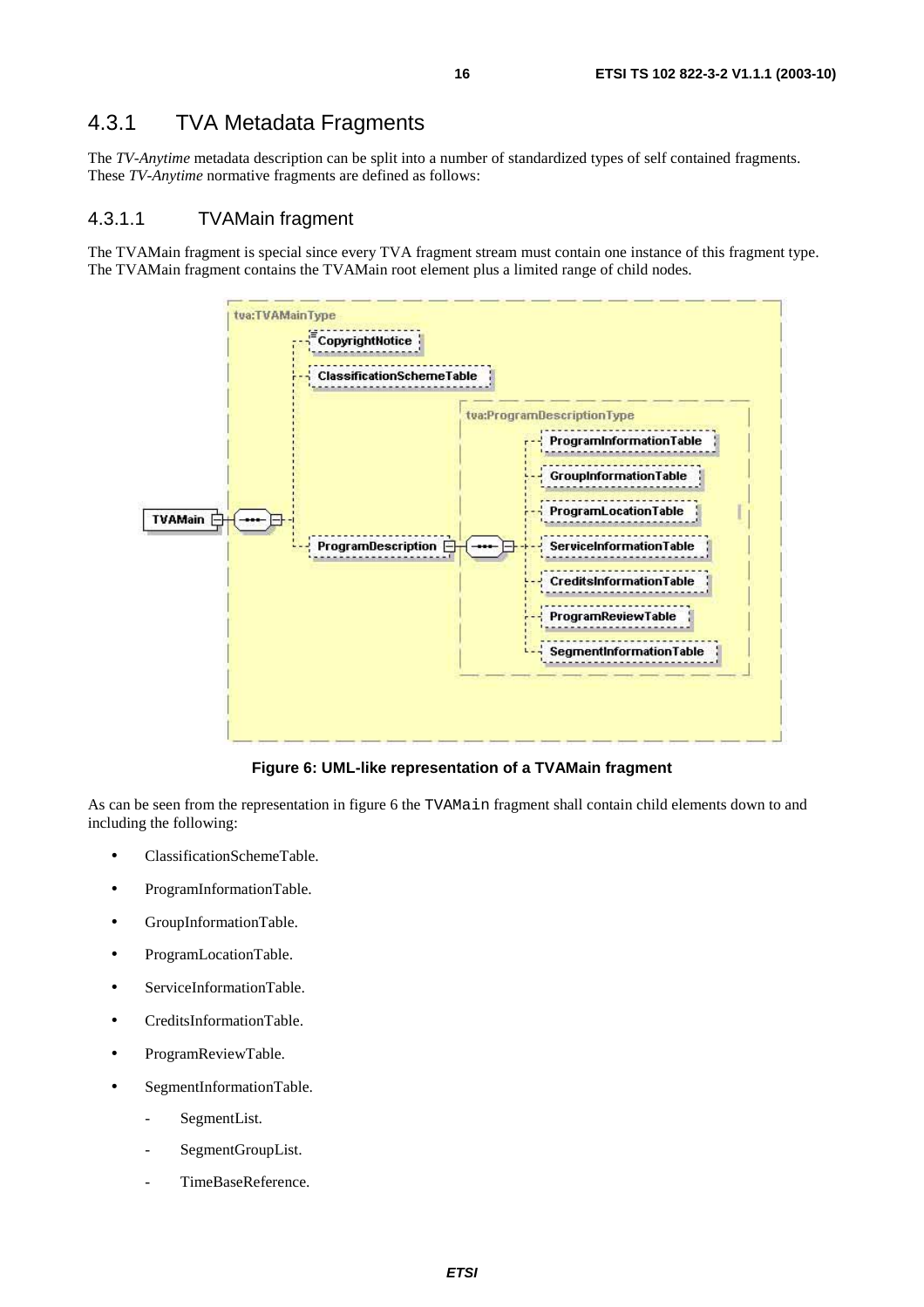### 4.3.1 TVA Metadata Fragments

The *TV-Anytime* metadata description can be split into a number of standardized types of self contained fragments. These *TV-Anytime* normative fragments are defined as follows:

#### 4.3.1.1 TVAMain fragment

The TVAMain fragment is special since every TVA fragment stream must contain one instance of this fragment type. The TVAMain fragment contains the TVAMain root element plus a limited range of child nodes.

tva:TVAMainType
TVAMain
CopyrightNotice
ClassificationSchemeTable
ProgramDescription
tva:ProgramDescriptionType
ProgramInformationTable
GroupInformationTable
ProgramLocationTable
ServiceInformationTable
CreditsInformationTable
ProgramReviewTable
SegmentInformationTable

**Figure 6: UML-like representation of a TVAMain fragment**

As can be seen from the representation in figure 6 the `TVAMain` fragment shall contain child elements down to and including the following:

- ClassificationSchemeTable.
- ProgramInformationTable.
- GroupInformationTable.
- ProgramLocationTable.
- ServiceInformationTable.
- CreditsInformationTable.
- ProgramReviewTable.
- SegmentInformationTable.
  - SegmentList.
  - SegmentGroupList.
  - TimeBaseReference.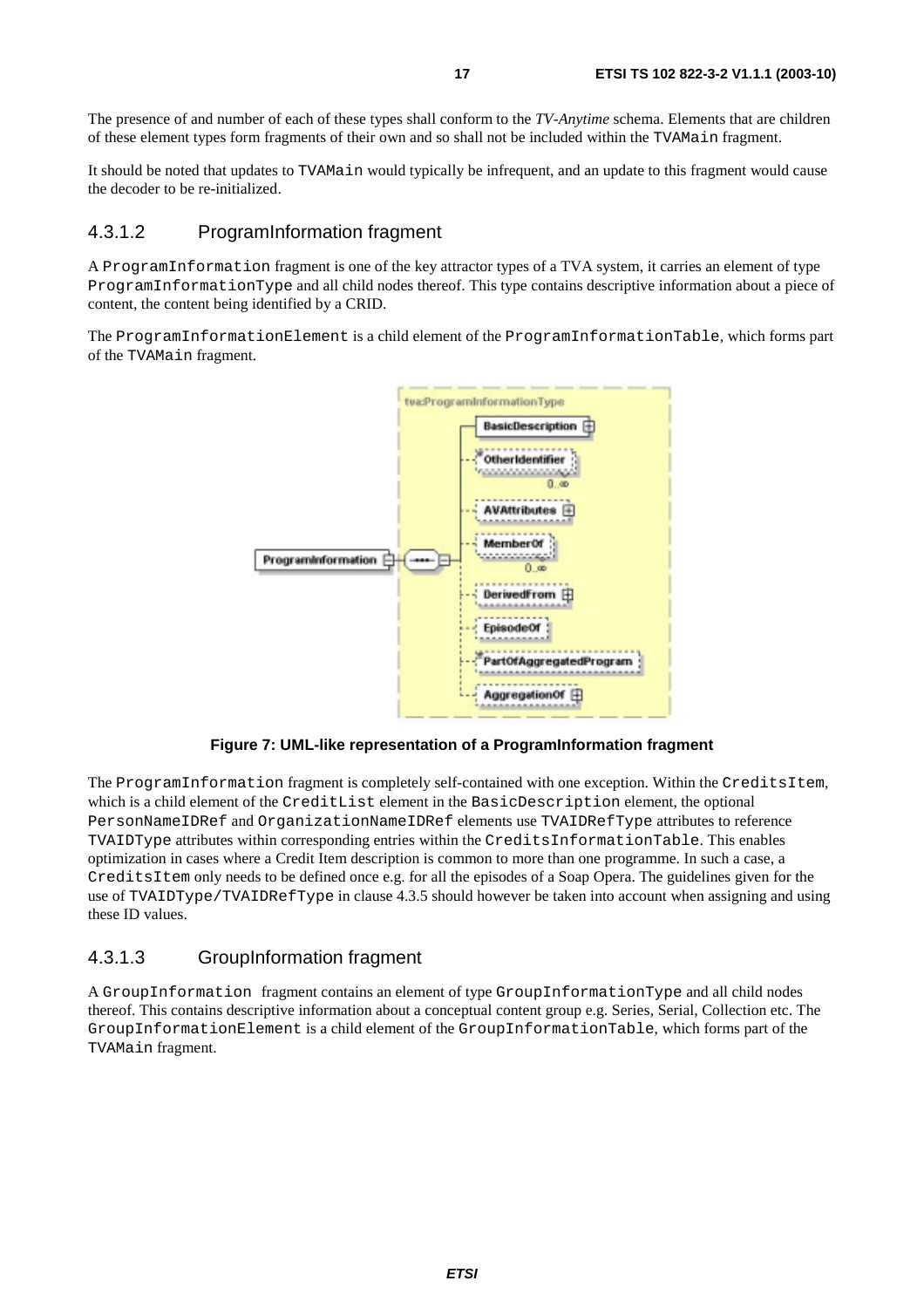The presence of and number of each of these types shall conform to the *TV-Anytime* schema. Elements that are children of these element types form fragments of their own and so shall not be included within the TVAMain fragment.

It should be noted that updates to TVAMain would typically be infrequent, and an update to this fragment would cause the decoder to be re-initialized.

### 4.3.1.2 ProgramInformation fragment

A ProgramInformation fragment is one of the key attractor types of a TVA system, it carries an element of type ProgramInformationType and all child nodes thereof. This type contains descriptive information about a piece of content, the content being identified by a CRID.

The ProgramInformationElement is a child element of the ProgramInformationTable, which forms part of the TVAMain fragment.

tva:ProgramInformationType

ProgramInformation

BasicDescription

OtherIdentifier

0..∞

AVAttributes

MemberOf

0..∞

DerivedFrom

EpisodeOf

PartOfAggregatedProgram

AggregationOf

**Figure 7: UML-like representation of a ProgramInformation fragment**

The ProgramInformation fragment is completely self-contained with one exception. Within the CreditsItem, which is a child element of the CreditList element in the BasicDescription element, the optional PersonNameIDRef and OrganizationNameIDRef elements use TVAIDRefType attributes to reference TVAIDType attributes within corresponding entries within the CreditsInformationTable. This enables optimization in cases where a Credit Item description is common to more than one programme. In such a case, a CreditsItem only needs to be defined once e.g. for all the episodes of a Soap Opera. The guidelines given for the use of TVAIDType/TVAIDRefType in clause 4.3.5 should however be taken into account when assigning and using these ID values.

### 4.3.1.3 GroupInformation fragment

A GroupInformation fragment contains an element of type GroupInformationType and all child nodes thereof. This contains descriptive information about a conceptual content group e.g. Series, Serial, Collection etc. The GroupInformationElement is a child element of the GroupInformationTable, which forms part of the TVAMain fragment.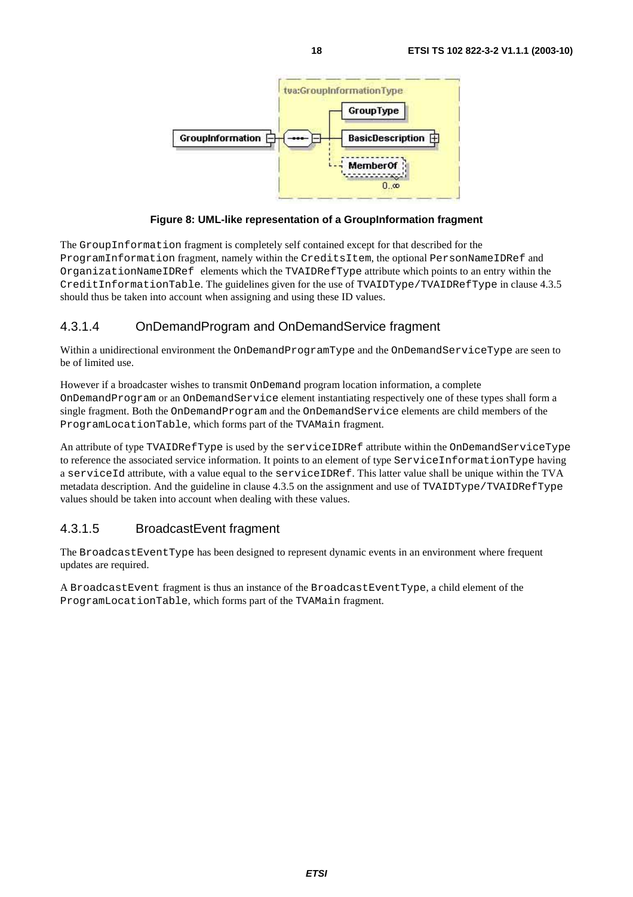tva:GroupInformationType

GroupInformation

GroupType

BasicDescription

MemberOf

0..∞

**Figure 8: UML-like representation of a GroupInformation fragment**

The GroupInformation fragment is completely self contained except for that described for the ProgramInformation fragment, namely within the CreditsItem, the optional PersonNameIDRef and OrganizationNameIDRef elements which the TVAIDRefType attribute which points to an entry within the CreditInformationTable. The guidelines given for the use of TVAIDType/TVAIDRefType in clause 4.3.5 should thus be taken into account when assigning and using these ID values.

### 4.3.1.4 OnDemandProgram and OnDemandService fragment

Within a unidirectional environment the OnDemandProgramType and the OnDemandServiceType are seen to be of limited use.

However if a broadcaster wishes to transmit OnDemand program location information, a complete OnDemandProgram or an OnDemandService element instantiating respectively one of these types shall form a single fragment. Both the OnDemandProgram and the OnDemandService elements are child members of the ProgramLocationTable, which forms part of the TVAMain fragment.

An attribute of type TVAIDRefType is used by the serviceIDRef attribute within the OnDemandServiceType to reference the associated service information. It points to an element of type ServiceInformationType having a serviceId attribute, with a value equal to the serviceIDRef. This latter value shall be unique within the TVA metadata description. And the guideline in clause 4.3.5 on the assignment and use of TVAIDType/TVAIDRefType values should be taken into account when dealing with these values.

### 4.3.1.5 BroadcastEvent fragment

The BroadcastEventType has been designed to represent dynamic events in an environment where frequent updates are required.

A BroadcastEvent fragment is thus an instance of the BroadcastEventType, a child element of the ProgramLocationTable, which forms part of the TVAMain fragment.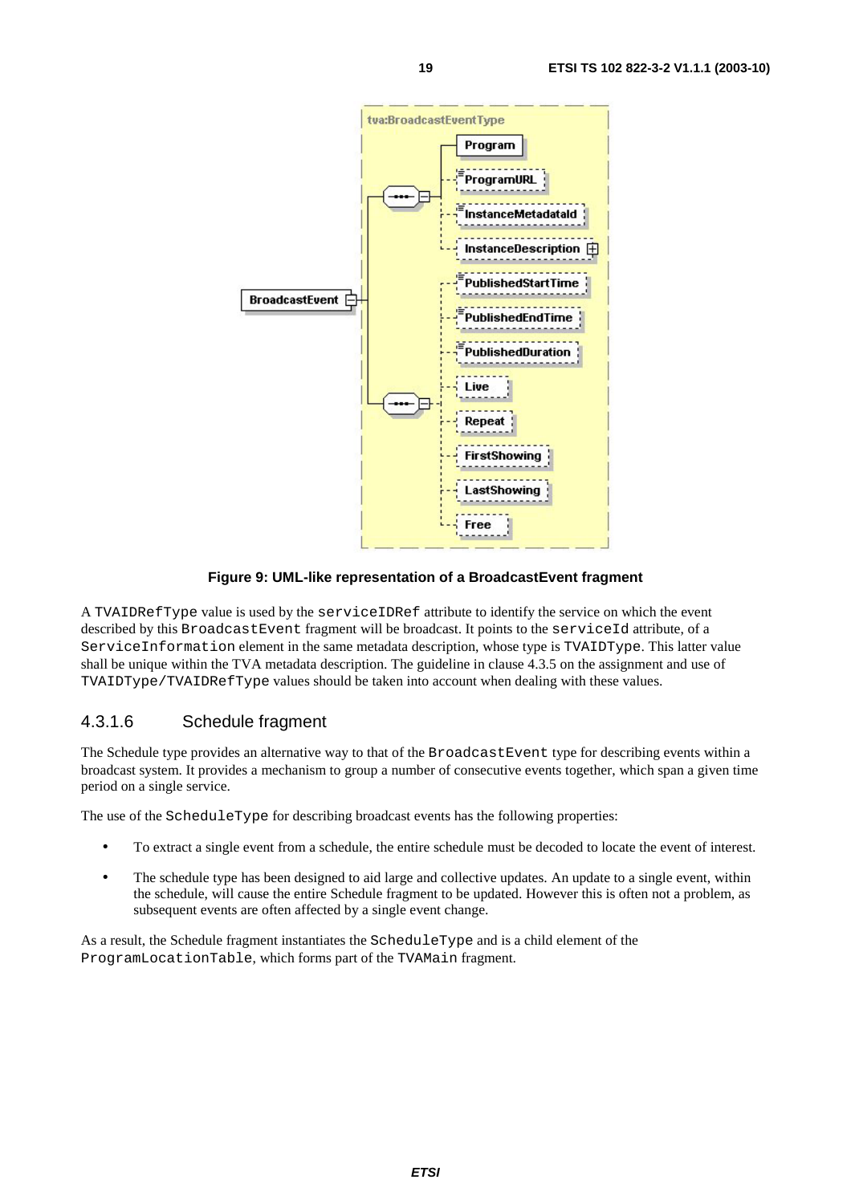tva:BroadcastEventType

BroadcastEvent

Program

ProgramURL

InstanceMetadataId

InstanceDescription

PublishedStartTime

PublishedEndTime

PublishedDuration

Live

Repeat

FirstShowing

LastShowing

Free

**Figure 9: UML-like representation of a BroadcastEvent fragment**

A TVAIDRefType value is used by the serviceIDRef attribute to identify the service on which the event described by this BroadcastEvent fragment will be broadcast. It points to the serviceId attribute, of a ServiceInformation element in the same metadata description, whose type is TVAIDType. This latter value shall be unique within the TVA metadata description. The guideline in clause 4.3.5 on the assignment and use of TVAIDType/TVAIDRefType values should be taken into account when dealing with these values.

#### 4.3.1.6 Schedule fragment

The Schedule type provides an alternative way to that of the BroadcastEvent type for describing events within a broadcast system. It provides a mechanism to group a number of consecutive events together, which span a given time period on a single service.

The use of the ScheduleType for describing broadcast events has the following properties:

- To extract a single event from a schedule, the entire schedule must be decoded to locate the event of interest.
- The schedule type has been designed to aid large and collective updates. An update to a single event, within the schedule, will cause the entire Schedule fragment to be updated. However this is often not a problem, as subsequent events are often affected by a single event change.

As a result, the Schedule fragment instantiates the ScheduleType and is a child element of the ProgramLocationTable, which forms part of the TVAMain fragment.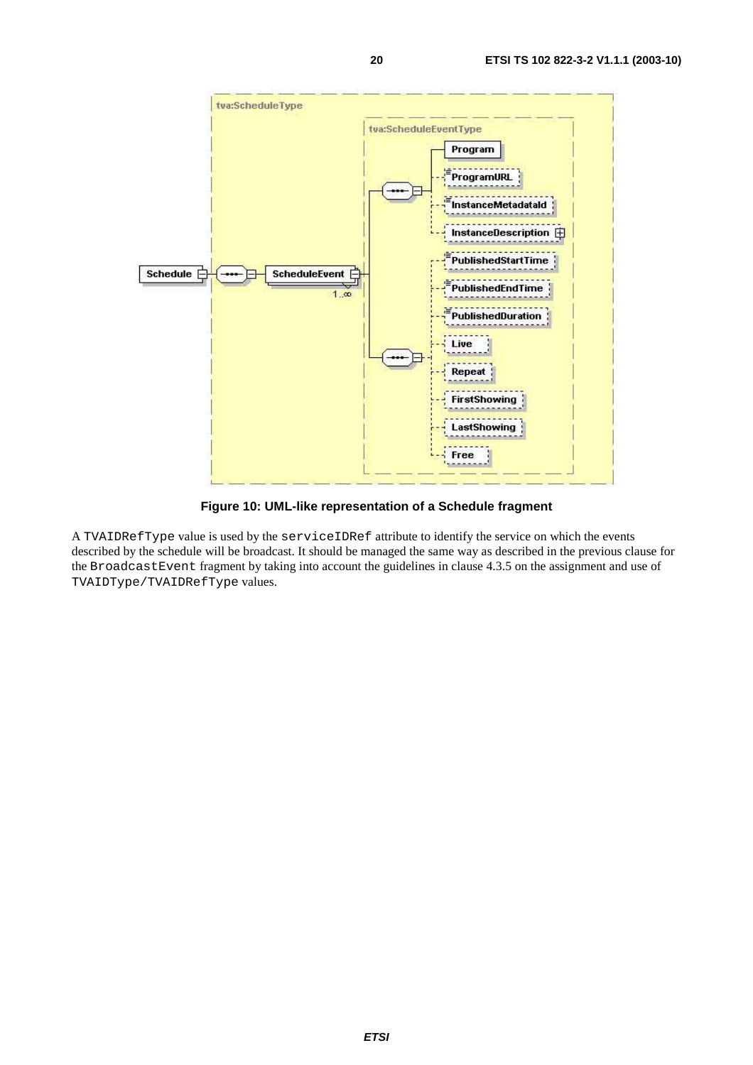tva:ScheduleType

tva:ScheduleEventType

Schedule

ScheduleEvent

1..∞

Program

ProgramURL

InstanceMetadataId

InstanceDescription

PublishedStartTime

PublishedEndTime

PublishedDuration

Live

Repeat

FirstShowing

LastShowing

Free

**Figure 10: UML-like representation of a Schedule fragment**

A TVAIDRefType value is used by the serviceIDRef attribute to identify the service on which the events described by the schedule will be broadcast. It should be managed the same way as described in the previous clause for the BroadcastEvent fragment by taking into account the guidelines in clause 4.3.5 on the assignment and use of TVAIDType/TVAIDRefType values.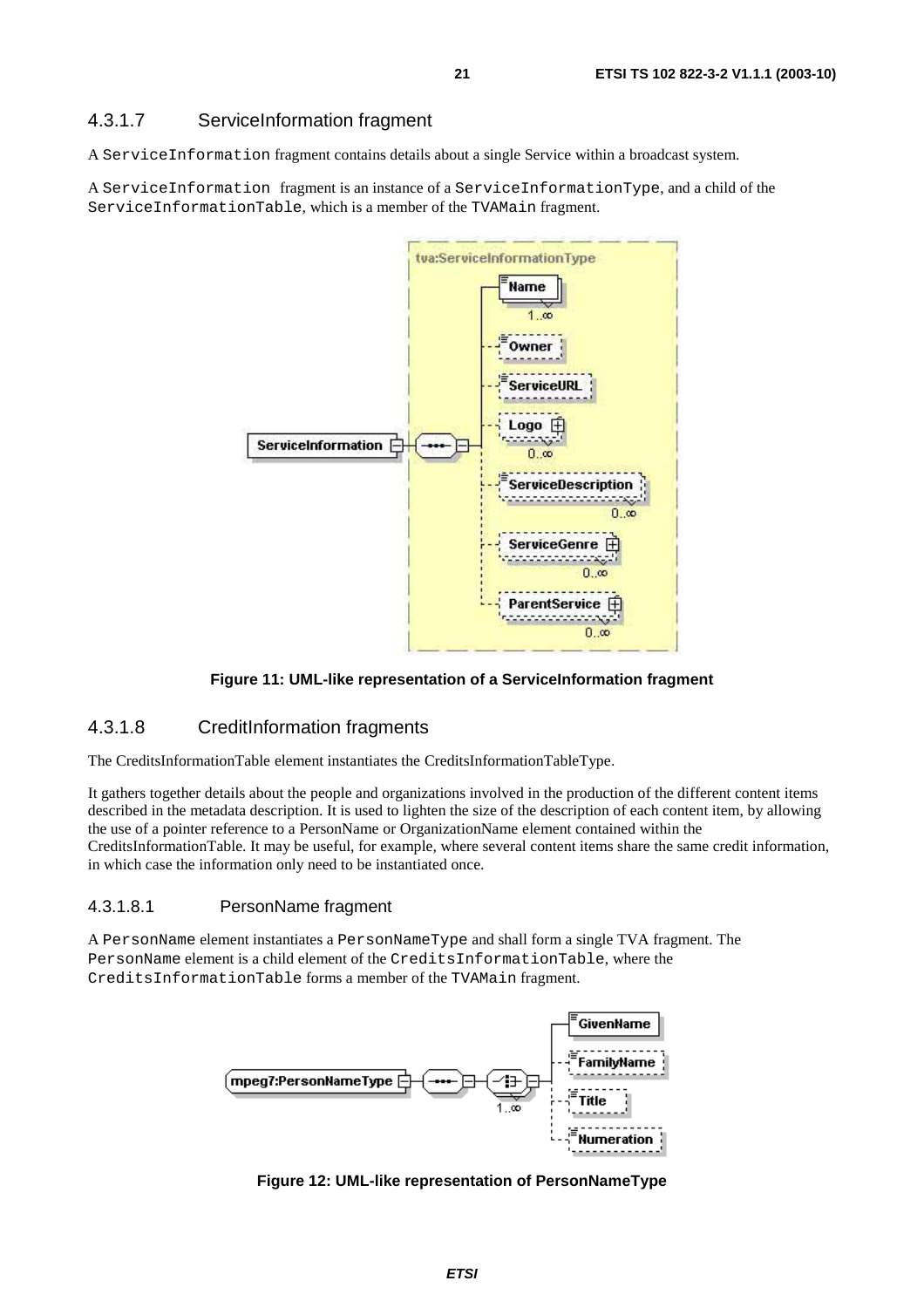### 4.3.1.7 ServiceInformation fragment

A ServiceInformation fragment contains details about a single Service within a broadcast system.

A ServiceInformation fragment is an instance of a ServiceInformationType, and a child of the ServiceInformationTable, which is a member of the TVAMain fragment.

tva:ServiceInformationType

ServiceInformation

Name
1..∞

Owner

ServiceURL

Logo
0..∞

ServiceDescription
0..∞

ServiceGenre
0..∞

ParentService
0..∞

**Figure 11: UML-like representation of a ServiceInformation fragment**

### 4.3.1.8 CreditInformation fragments

The CreditsInformationTable element instantiates the CreditsInformationTableType.

It gathers together details about the people and organizations involved in the production of the different content items described in the metadata description. It is used to lighten the size of the description of each content item, by allowing the use of a pointer reference to a PersonName or OrganizationName element contained within the CreditsInformationTable. It may be useful, for example, where several content items share the same credit information, in which case the information only need to be instantiated once.

#### 4.3.1.8.1 PersonName fragment

A PersonName element instantiates a PersonNameType and shall form a single TVA fragment. The PersonName element is a child element of the CreditsInformationTable, where the CreditsInformationTable forms a member of the TVAMain fragment.

mpeg7:PersonNameType

1..∞

GivenName

FamilyName

Title

Numeration

**Figure 12: UML-like representation of PersonNameType**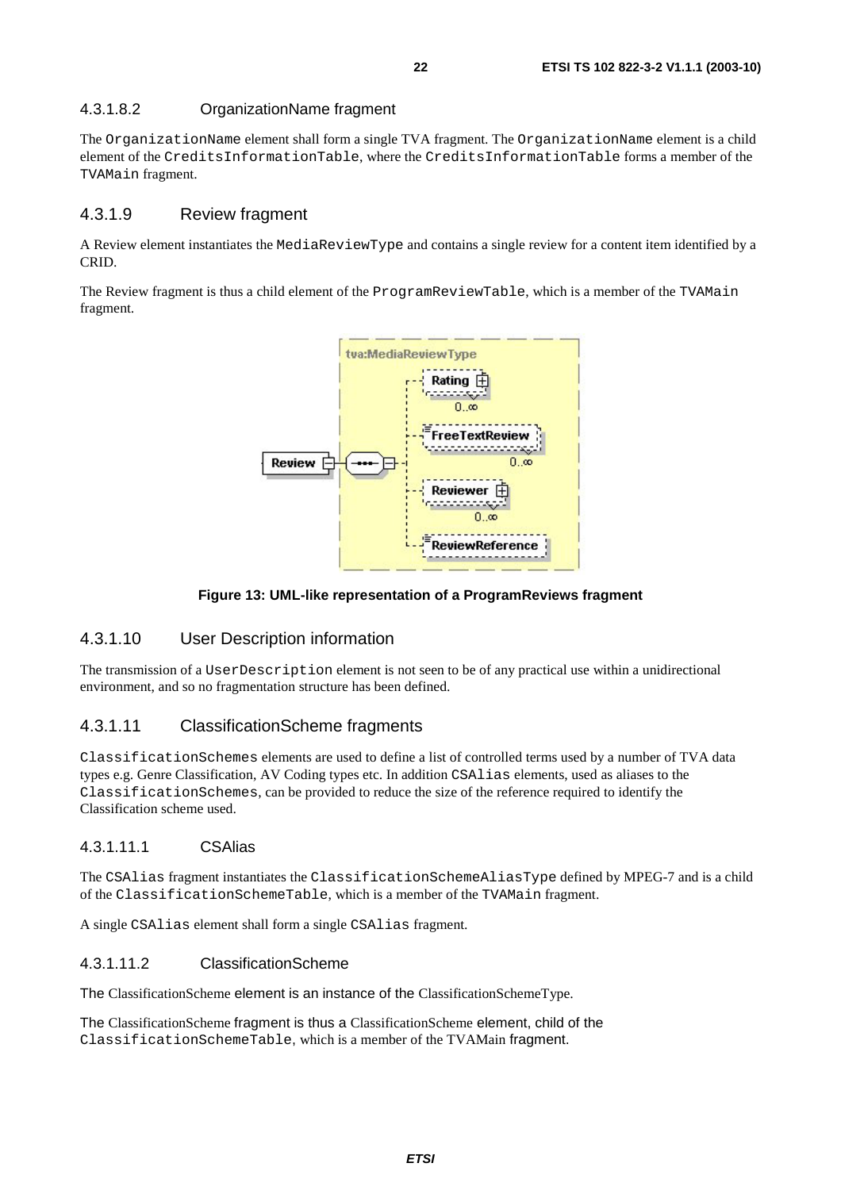#### 4.3.1.8.2 OrganizationName fragment

The `OrganizationName` element shall form a single TVA fragment. The `OrganizationName` element is a child element of the `CreditsInformationTable`, where the `CreditsInformationTable` forms a member of the `TVAMain` fragment.

### 4.3.1.9 Review fragment

A Review element instantiates the `MediaReviewType` and contains a single review for a content item identified by a CRID.

The Review fragment is thus a child element of the `ProgramReviewTable`, which is a member of the `TVAMain` fragment.

tva:MediaReviewType

Review

Rating 0..∞

FreeTextReview 0..∞

Reviewer 0..∞

ReviewReference

**Figure 13: UML-like representation of a ProgramReviews fragment**

### 4.3.1.10 User Description information

The transmission of a `UserDescription` element is not seen to be of any practical use within a unidirectional environment, and so no fragmentation structure has been defined.

### 4.3.1.11 ClassificationScheme fragments

`ClassificationSchemes` elements are used to define a list of controlled terms used by a number of TVA data types e.g. Genre Classification, AV Coding types etc. In addition `CSAlias` elements, used as aliases to the `ClassificationSchemes`, can be provided to reduce the size of the reference required to identify the Classification scheme used.

#### 4.3.1.11.1 CSAlias

The `CSAlias` fragment instantiates the `ClassificationSchemeAliasType` defined by MPEG-7 and is a child of the `ClassificationSchemeTable`, which is a member of the `TVAMain` fragment.

A single `CSAlias` element shall form a single `CSAlias` fragment.

#### 4.3.1.11.2 ClassificationScheme

The ClassificationScheme element is an instance of the ClassificationSchemeType.

The ClassificationScheme fragment is thus a ClassificationScheme element, child of the `ClassificationSchemeTable`, which is a member of the TVAMain fragment.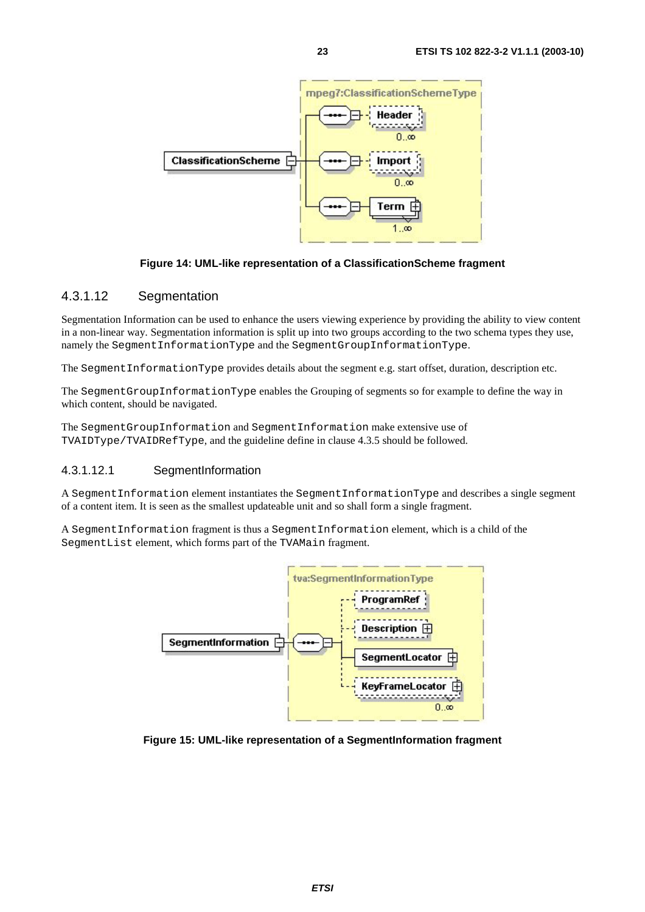mpeg7:ClassificationSchemeType

ClassificationScheme

Header
0..∞

Import
0..∞

Term
1..∞

**Figure 14: UML-like representation of a ClassificationScheme fragment**

#### 4.3.1.12 Segmentation

Segmentation Information can be used to enhance the users viewing experience by providing the ability to view content in a non-linear way. Segmentation information is split up into two groups according to the two schema types they use, namely the `SegmentInformationType` and the `SegmentGroupInformationType`.

The `SegmentInformationType` provides details about the segment e.g. start offset, duration, description etc.

The `SegmentGroupInformationType` enables the Grouping of segments so for example to define the way in which content, should be navigated.

The `SegmentGroupInformation` and `SegmentInformation` make extensive use of `TVAIDType/TVAIDRefType`, and the guideline define in clause 4.3.5 should be followed.

##### 4.3.1.12.1 SegmentInformation

A `SegmentInformation` element instantiates the `SegmentInformationType` and describes a single segment of a content item. It is seen as the smallest updateable unit and so shall form a single fragment.

A `SegmentInformation` fragment is thus a `SegmentInformation` element, which is a child of the `SegmentList` element, which forms part of the `TVAMain` fragment.

tva:SegmentInformationType

SegmentInformation

ProgramRef

Description

SegmentLocator

KeyFrameLocator
0..∞

**Figure 15: UML-like representation of a SegmentInformation fragment**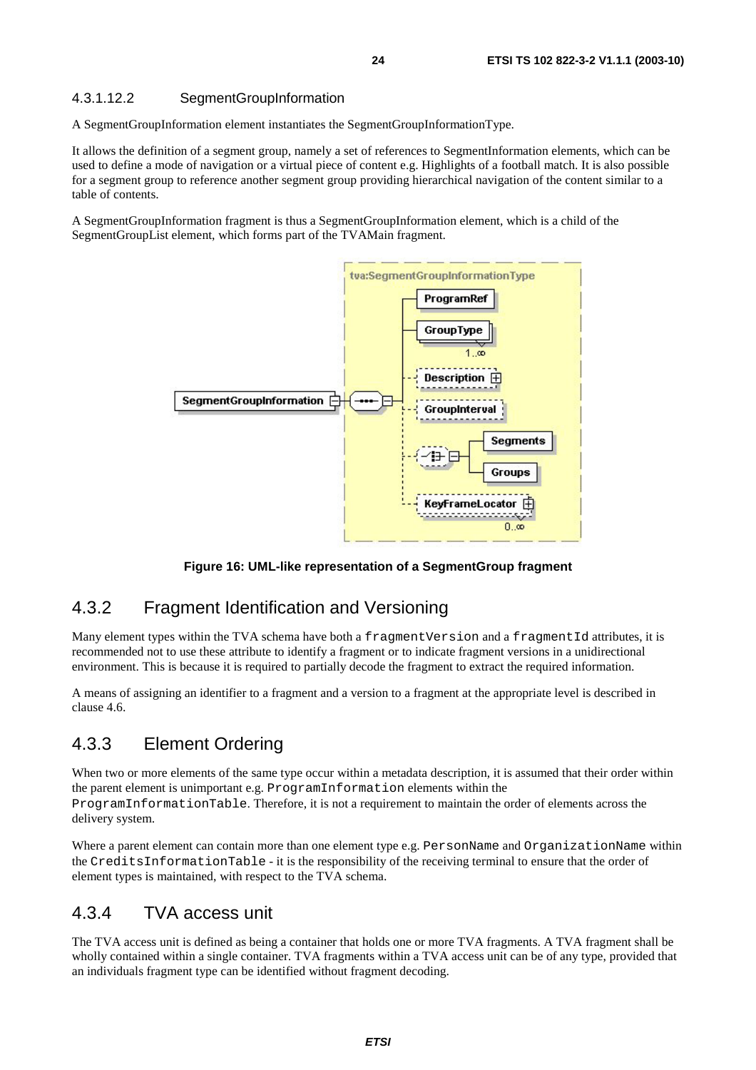#### 4.3.1.12.2 SegmentGroupInformation

A SegmentGroupInformation element instantiates the SegmentGroupInformationType.

It allows the definition of a segment group, namely a set of references to SegmentInformation elements, which can be used to define a mode of navigation or a virtual piece of content e.g. Highlights of a football match. It is also possible for a segment group to reference another segment group providing hierarchical navigation of the content similar to a table of contents.

A SegmentGroupInformation fragment is thus a SegmentGroupInformation element, which is a child of the SegmentGroupList element, which forms part of the TVAMain fragment.

tva:SegmentGroupInformationType
SegmentGroupInformation
ProgramRef
GroupType
1..∞
Description
GroupInterval
Segments
Groups
KeyFrameLocator
0..∞

**Figure 16: UML-like representation of a SegmentGroup fragment**

## 4.3.2 Fragment Identification and Versioning

Many element types within the TVA schema have both a `fragmentVersion` and a `fragmentId` attributes, it is recommended not to use these attribute to identify a fragment or to indicate fragment versions in a unidirectional environment. This is because it is required to partially decode the fragment to extract the required information.

A means of assigning an identifier to a fragment and a version to a fragment at the appropriate level is described in clause 4.6.

## 4.3.3 Element Ordering

When two or more elements of the same type occur within a metadata description, it is assumed that their order within the parent element is unimportant e.g. `ProgramInformation` elements within the `ProgramInformationTable`. Therefore, it is not a requirement to maintain the order of elements across the delivery system.

Where a parent element can contain more than one element type e.g. `PersonName` and `OrganizationName` within the `CreditsInformationTable` - it is the responsibility of the receiving terminal to ensure that the order of element types is maintained, with respect to the TVA schema.

## 4.3.4 TVA access unit

The TVA access unit is defined as being a container that holds one or more TVA fragments. A TVA fragment shall be wholly contained within a single container. TVA fragments within a TVA access unit can be of any type, provided that an individuals fragment type can be identified without fragment decoding.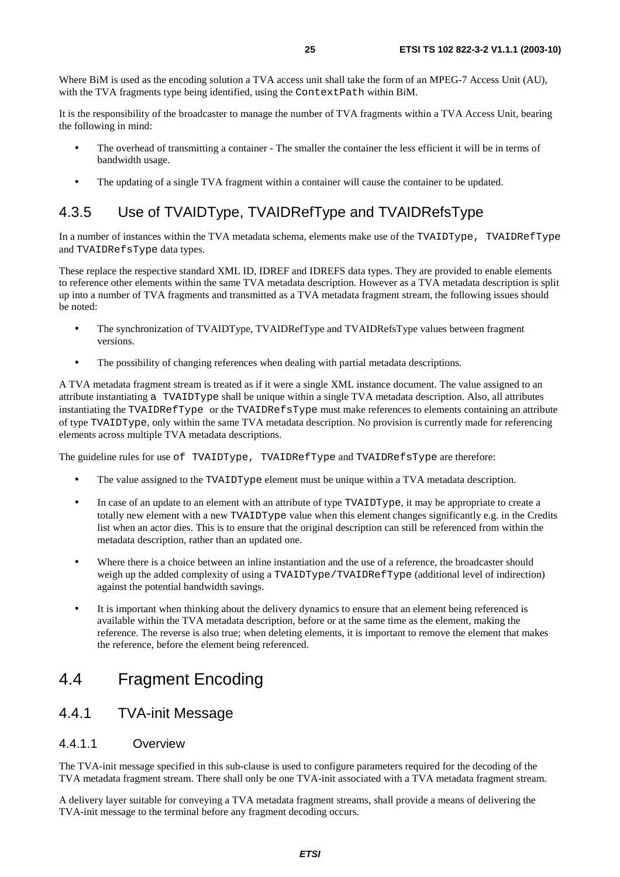Where BiM is used as the encoding solution a TVA access unit shall take the form of an MPEG-7 Access Unit (AU), with the TVA fragments type being identified, using the `ContextPath` within BiM.

It is the responsibility of the broadcaster to manage the number of TVA fragments within a TVA Access Unit, bearing the following in mind:

- The overhead of transmitting a container - The smaller the container the less efficient it will be in terms of bandwidth usage.
- The updating of a single TVA fragment within a container will cause the container to be updated.

### 4.3.5 Use of TVAIDType, TVAIDRefType and TVAIDRefsType

In a number of instances within the TVA metadata schema, elements make use of the `TVAIDType, TVAIDRefType` and `TVAIDRefsType` data types.

These replace the respective standard XML ID, IDREF and IDREFS data types. They are provided to enable elements to reference other elements within the same TVA metadata description. However as a TVA metadata description is split up into a number of TVA fragments and transmitted as a TVA metadata fragment stream, the following issues should be noted:

- The synchronization of TVAIDType, TVAIDRefType and TVAIDRefsType values between fragment versions.
- The possibility of changing references when dealing with partial metadata descriptions.

A TVA metadata fragment stream is treated as if it were a single XML instance document. The value assigned to an attribute instantiating `a TVAIDType` shall be unique within a single TVA metadata description. Also, all attributes instantiating the `TVAIDRefType` or the `TVAIDRefsType` must make references to elements containing an attribute of type `TVAIDType`, only within the same TVA metadata description. No provision is currently made for referencing elements across multiple TVA metadata descriptions.

The guideline rules for use `of TVAIDType, TVAIDRefType` and `TVAIDRefsType` are therefore:

- The value assigned to the `TVAIDType` element must be unique within a TVA metadata description.
- In case of an update to an element with an attribute of type `TVAIDType`, it may be appropriate to create a totally new element with a new `TVAIDType` value when this element changes significantly e.g. in the Credits list when an actor dies. This is to ensure that the original description can still be referenced from within the metadata description, rather than an updated one.
- Where there is a choice between an inline instantiation and the use of a reference, the broadcaster should weigh up the added complexity of using a `TVAIDType/TVAIDRefType` (additional level of indirection) against the potential bandwidth savings.
- It is important when thinking about the delivery dynamics to ensure that an element being referenced is available within the TVA metadata description, before or at the same time as the element, making the reference. The reverse is also true; when deleting elements, it is important to remove the element that makes the reference, before the element being referenced.

## 4.4 Fragment Encoding

### 4.4.1 TVA-init Message

#### 4.4.1.1 Overview

The TVA-init message specified in this sub-clause is used to configure parameters required for the decoding of the TVA metadata fragment stream. There shall only be one TVA-init associated with a TVA metadata fragment stream.

A delivery layer suitable for conveying a TVA metadata fragment streams, shall provide a means of delivering the TVA-init message to the terminal before any fragment decoding occurs.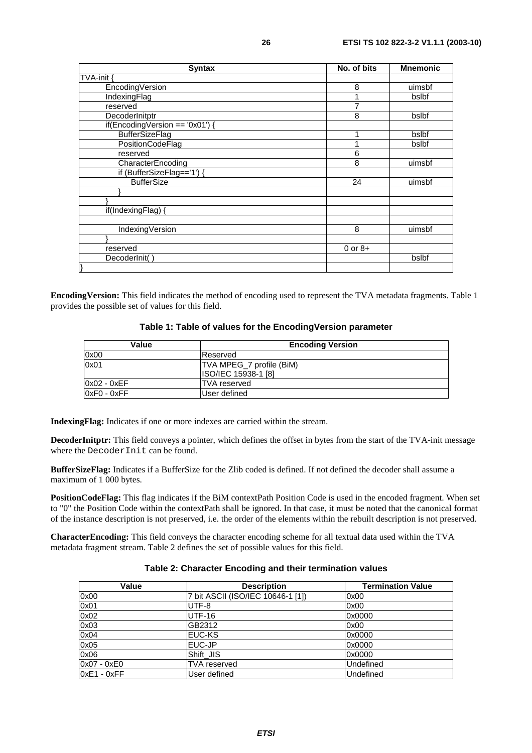| Syntax | No. of bits | Mnemonic |
|---|---|---|
| TVA-init { | | |
| EncodingVersion | 8 | uimsbf |
| IndexingFlag | 1 | bslbf |
| reserved | 7 | |
| DecoderInitptr | 8 | bslbf |
| if(EncodingVersion == '0x01') { | | |
| BufferSizeFlag | 1 | bslbf |
| PositionCodeFlag | 1 | bslbf |
| reserved | 6 | |
| CharacterEncoding | 8 | uimsbf |
| if (BufferSizeFlag=='1') { | | |
| BufferSize | 24 | uimsbf |
| } | | |
| } | | |
| if(IndexingFlag) { | | |
| | | |
| IndexingVersion | 8 | uimsbf |
| } | | |
| reserved | 0 or 8+ | |
| DecoderInit( ) | | bslbf |
| } | | |

**EncodingVersion:** This field indicates the method of encoding used to represent the TVA metadata fragments. Table 1 provides the possible set of values for this field.

**Table 1: Table of values for the EncodingVersion parameter**

| Value | Encoding Version |
|---|---|
| 0x00 | Reserved |
| 0x01 | TVA MPEG_7 profile (BiM) ISO/IEC 15938-1 [8] |
| 0x02 - 0xEF | TVA reserved |
| 0xF0 - 0xFF | User defined |

**IndexingFlag:** Indicates if one or more indexes are carried within the stream.

**DecoderInitptr:** This field conveys a pointer, which defines the offset in bytes from the start of the TVA-init message where the `DecoderInit` can be found.

**BufferSizeFlag:** Indicates if a BufferSize for the Zlib coded is defined. If not defined the decoder shall assume a maximum of 1 000 bytes.

**PositionCodeFlag:** This flag indicates if the BiM contextPath Position Code is used in the encoded fragment. When set to "0" the Position Code within the contextPath shall be ignored. In that case, it must be noted that the canonical format of the instance description is not preserved, i.e. the order of the elements within the rebuilt description is not preserved.

**CharacterEncoding:** This field conveys the character encoding scheme for all textual data used within the TVA metadata fragment stream. Table 2 defines the set of possible values for this field.

**Table 2: Character Encoding and their termination values**

| Value | Description | Termination Value |
|---|---|---|
| 0x00 | 7 bit ASCII (ISO/IEC 10646-1 [1]) | 0x00 |
| 0x01 | UTF-8 | 0x00 |
| 0x02 | UTF-16 | 0x0000 |
| 0x03 | GB2312 | 0x00 |
| 0x04 | EUC-KS | 0x0000 |
| 0x05 | EUC-JP | 0x0000 |
| 0x06 | Shift_JIS | 0x0000 |
| 0x07 - 0xE0 | TVA reserved | Undefined |
| 0xE1 - 0xFF | User defined | Undefined |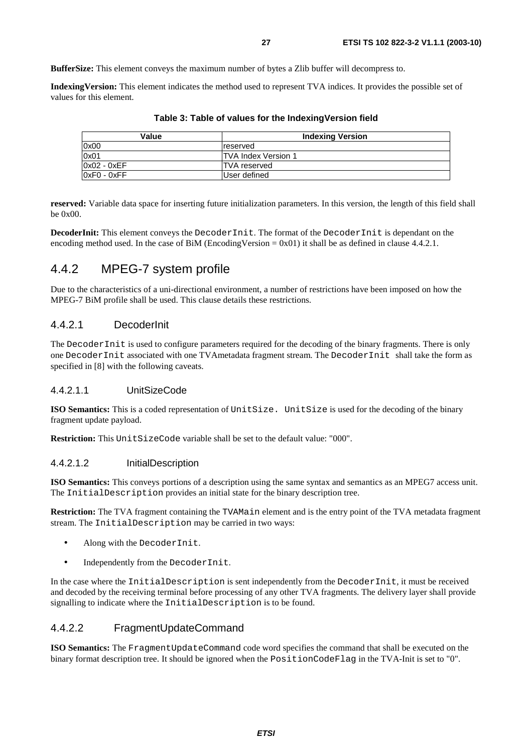**BufferSize:** This element conveys the maximum number of bytes a Zlib buffer will decompress to.

**IndexingVersion:** This element indicates the method used to represent TVA indices. It provides the possible set of values for this element.

**Table 3: Table of values for the IndexingVersion field**

| Value | Indexing Version |
|---|---|
| 0x00 | reserved |
| 0x01 | TVA Index Version 1 |
| 0x02 - 0xEF | TVA reserved |
| 0xF0 - 0xFF | User defined |

**reserved:** Variable data space for inserting future initialization parameters. In this version, the length of this field shall be 0x00.

**DecoderInit:** This element conveys the DecoderInit. The format of the DecoderInit is dependant on the encoding method used. In the case of BiM (EncodingVersion = 0x01) it shall be as defined in clause 4.4.2.1.

## 4.4.2 MPEG-7 system profile

Due to the characteristics of a uni-directional environment, a number of restrictions have been imposed on how the MPEG-7 BiM profile shall be used. This clause details these restrictions.

### 4.4.2.1 DecoderInit

The DecoderInit is used to configure parameters required for the decoding of the binary fragments. There is only one DecoderInit associated with one TVAmetadata fragment stream. The DecoderInit shall take the form as specified in [8] with the following caveats.

#### 4.4.2.1.1 UnitSizeCode

**ISO Semantics:** This is a coded representation of UnitSize. UnitSize is used for the decoding of the binary fragment update payload.

**Restriction:** This UnitSizeCode variable shall be set to the default value: "000".

#### 4.4.2.1.2 InitialDescription

**ISO Semantics:** This conveys portions of a description using the same syntax and semantics as an MPEG7 access unit. The InitialDescription provides an initial state for the binary description tree.

**Restriction:** The TVA fragment containing the TVAMain element and is the entry point of the TVA metadata fragment stream. The InitialDescription may be carried in two ways:

- Along with the DecoderInit.
- Independently from the DecoderInit.

In the case where the InitialDescription is sent independently from the DecoderInit, it must be received and decoded by the receiving terminal before processing of any other TVA fragments. The delivery layer shall provide signalling to indicate where the InitialDescription is to be found.

### 4.4.2.2 FragmentUpdateCommand

**ISO Semantics:** The FragmentUpdateCommand code word specifies the command that shall be executed on the binary format description tree. It should be ignored when the PositionCodeFlag in the TVA-Init is set to "0".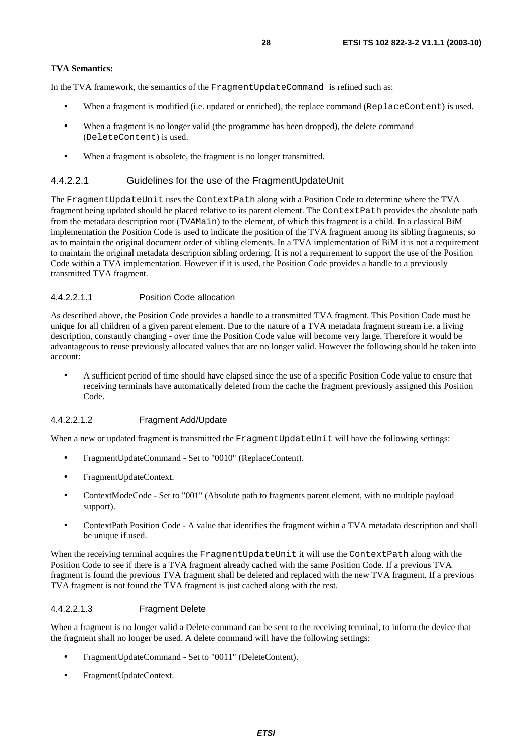**TVA Semantics:**

In the TVA framework, the semantics of the FragmentUpdateCommand is refined such as:

- When a fragment is modified (i.e. updated or enriched), the replace command (ReplaceContent) is used.
- When a fragment is no longer valid (the programme has been dropped), the delete command (DeleteContent) is used.
- When a fragment is obsolete, the fragment is no longer transmitted.

#### 4.4.2.2.1 Guidelines for the use of the FragmentUpdateUnit

The FragmentUpdateUnit uses the ContextPath along with a Position Code to determine where the TVA fragment being updated should be placed relative to its parent element. The ContextPath provides the absolute path from the metadata description root (TVAMain) to the element, of which this fragment is a child. In a classical BiM implementation the Position Code is used to indicate the position of the TVA fragment among its sibling fragments, so as to maintain the original document order of sibling elements. In a TVA implementation of BiM it is not a requirement to maintain the original metadata description sibling ordering. It is not a requirement to support the use of the Position Code within a TVA implementation. However if it is used, the Position Code provides a handle to a previously transmitted TVA fragment.

##### 4.4.2.2.1.1 Position Code allocation

As described above, the Position Code provides a handle to a transmitted TVA fragment. This Position Code must be unique for all children of a given parent element. Due to the nature of a TVA metadata fragment stream i.e. a living description, constantly changing - over time the Position Code value will become very large. Therefore it would be advantageous to reuse previously allocated values that are no longer valid. However the following should be taken into account:

- A sufficient period of time should have elapsed since the use of a specific Position Code value to ensure that receiving terminals have automatically deleted from the cache the fragment previously assigned this Position Code.

##### 4.4.2.2.1.2 Fragment Add/Update

When a new or updated fragment is transmitted the FragmentUpdateUnit will have the following settings:

- FragmentUpdateCommand - Set to "0010" (ReplaceContent).
- FragmentUpdateContext.
- ContextModeCode - Set to "001" (Absolute path to fragments parent element, with no multiple payload support).
- ContextPath Position Code - A value that identifies the fragment within a TVA metadata description and shall be unique if used.

When the receiving terminal acquires the FragmentUpdateUnit it will use the ContextPath along with the Position Code to see if there is a TVA fragment already cached with the same Position Code. If a previous TVA fragment is found the previous TVA fragment shall be deleted and replaced with the new TVA fragment. If a previous TVA fragment is not found the TVA fragment is just cached along with the rest.

##### 4.4.2.2.1.3 Fragment Delete

When a fragment is no longer valid a Delete command can be sent to the receiving terminal, to inform the device that the fragment shall no longer be used. A delete command will have the following settings:

- FragmentUpdateCommand - Set to "0011" (DeleteContent).
- FragmentUpdateContext.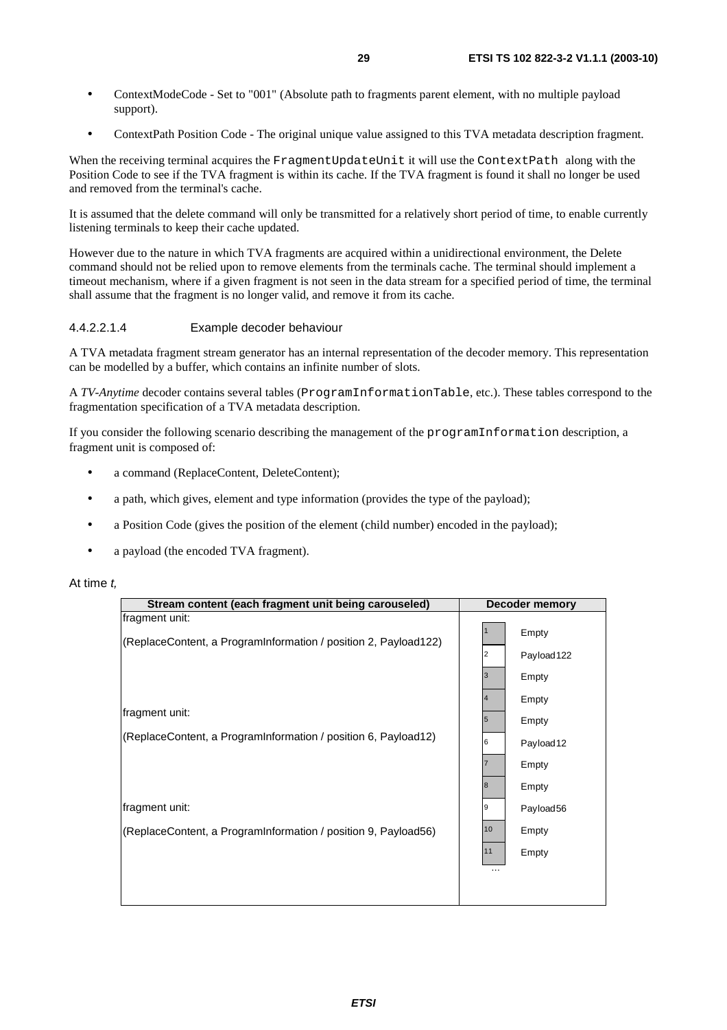- ContextModeCode - Set to "001" (Absolute path to fragments parent element, with no multiple payload support).
- ContextPath Position Code - The original unique value assigned to this TVA metadata description fragment.

When the receiving terminal acquires the `FragmentUpdateUnit` it will use the `ContextPath` along with the Position Code to see if the TVA fragment is within its cache. If the TVA fragment is found it shall no longer be used and removed from the terminal's cache.

It is assumed that the delete command will only be transmitted for a relatively short period of time, to enable currently listening terminals to keep their cache updated.

However due to the nature in which TVA fragments are acquired within a unidirectional environment, the Delete command should not be relied upon to remove elements from the terminals cache. The terminal should implement a timeout mechanism, where if a given fragment is not seen in the data stream for a specified period of time, the terminal shall assume that the fragment is no longer valid, and remove it from its cache.

#### 4.4.2.2.1.4 Example decoder behaviour

A TVA metadata fragment stream generator has an internal representation of the decoder memory. This representation can be modelled by a buffer, which contains an infinite number of slots.

A *TV-Anytime* decoder contains several tables (`ProgramInformationTable`, etc.). These tables correspond to the fragmentation specification of a TVA metadata description.

If you consider the following scenario describing the management of the `programInformation` description, a fragment unit is composed of:

- a command (ReplaceContent, DeleteContent);
- a path, which gives, element and type information (provides the type of the payload);
- a Position Code (gives the position of the element (child number) encoded in the payload);
- a payload (the encoded TVA fragment).

At time *t,*

| Stream content (each fragment unit being carouseled) | Decoder memory |
|---|---|
| fragment unit:<br>(ReplaceContent, a ProgramInformation / position 2, Payload122) | 1 Empty<br>2 Payload122<br>3 Empty<br>4 Empty |
| fragment unit:<br>(ReplaceContent, a ProgramInformation / position 6, Payload12) | 5 Empty<br>6 Payload12<br>7 Empty<br>8 Empty |
| fragment unit:<br>(ReplaceContent, a ProgramInformation / position 9, Payload56) | 9 Payload56<br>10 Empty<br>11 Empty<br>... |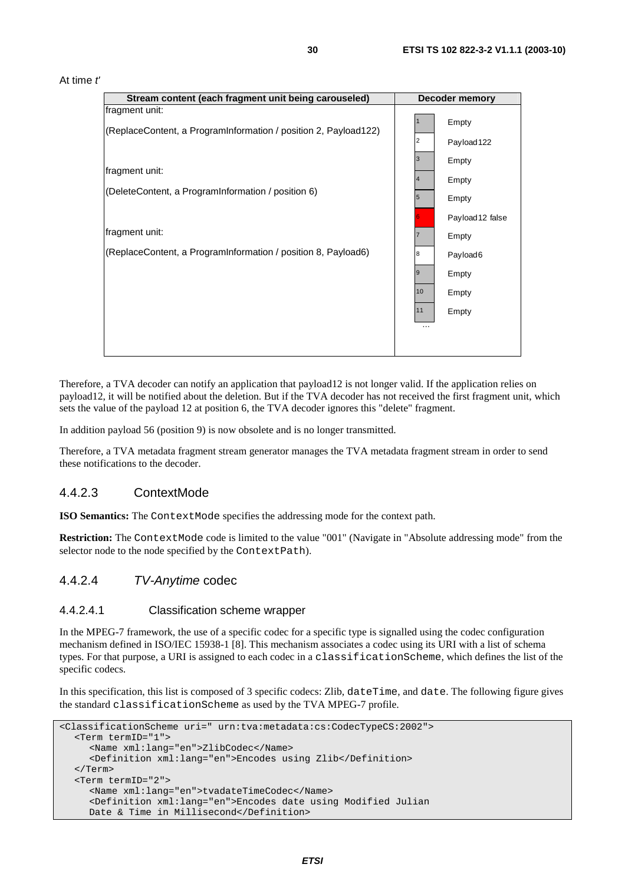At time *t'*

| Stream content (each fragment unit being carouseled) | Decoder memory |
| --- | --- |
| fragment unit:<br>(ReplaceContent, a ProgramInformation / position 2, Payload122)<br><br>fragment unit:<br>(DeleteContent, a ProgramInformation / position 6)<br><br>fragment unit:<br>(ReplaceContent, a ProgramInformation / position 8, Payload6) | 1 Empty<br>2 Payload122<br>3 Empty<br>4 Empty<br>5 Empty<br>6 Payload12 false<br>7 Empty<br>8 Payload6<br>9 Empty<br>10 Empty<br>11 Empty<br>… |

Therefore, a TVA decoder can notify an application that payload12 is not longer valid. If the application relies on payload12, it will be notified about the deletion. But if the TVA decoder has not received the first fragment unit, which sets the value of the payload 12 at position 6, the TVA decoder ignores this "delete" fragment.

In addition payload 56 (position 9) is now obsolete and is no longer transmitted.

Therefore, a TVA metadata fragment stream generator manages the TVA metadata fragment stream in order to send these notifications to the decoder.

### 4.4.2.3 ContextMode

**ISO Semantics:** The `ContextMode` specifies the addressing mode for the context path.

**Restriction:** The `ContextMode` code is limited to the value "001" (Navigate in "Absolute addressing mode" from the selector node to the node specified by the `ContextPath`).

### 4.4.2.4 *TV-Anytime* codec

#### 4.4.2.4.1 Classification scheme wrapper

In the MPEG-7 framework, the use of a specific codec for a specific type is signalled using the codec configuration mechanism defined in ISO/IEC 15938-1 [8]. This mechanism associates a codec using its URI with a list of schema types. For that purpose, a URI is assigned to each codec in a `classificationScheme`, which defines the list of the specific codecs.

In this specification, this list is composed of 3 specific codecs: Zlib, `dateTime`, and `date`. The following figure gives the standard `classificationScheme` as used by the TVA MPEG-7 profile.

```
<ClassificationScheme uri=" urn:tva:metadata:cs:CodecTypeCS:2002">
   <Term termID="1">
      <Name xml:lang="en">ZlibCodec</Name>
      <Definition xml:lang="en">Encodes using Zlib</Definition>
   </Term>
   <Term termID="2">
      <Name xml:lang="en">tvadateTimeCodec</Name>
      <Definition xml:lang="en">Encodes date using Modified Julian
      Date & Time in Millisecond</Definition>
```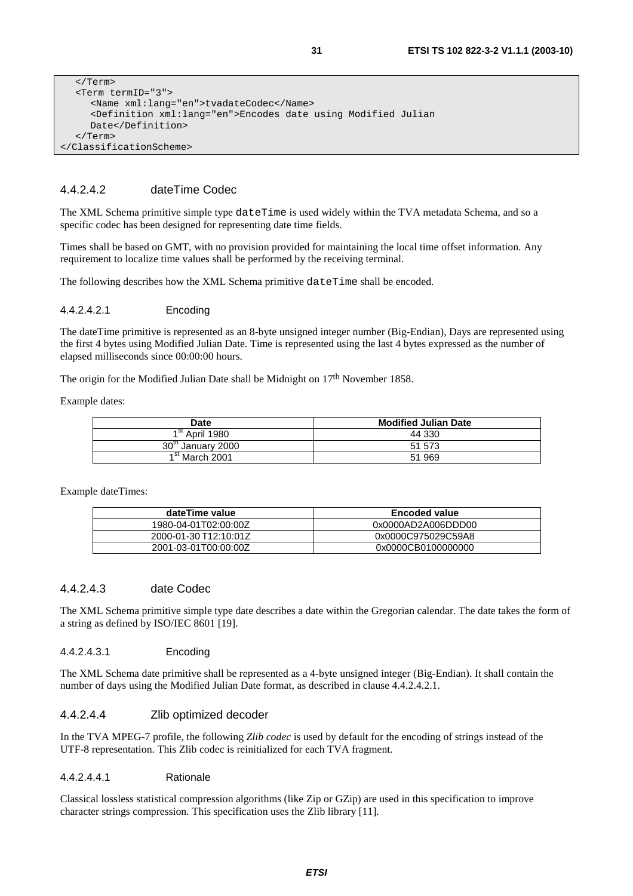```
   </Term>
   <Term termID="3">
      <Name xml:lang="en">tvadateCodec</Name>
      <Definition xml:lang="en">Encodes date using Modified Julian
      Date</Definition>
   </Term>
</ClassificationScheme>
```

#### 4.4.2.4.2 dateTime Codec

The XML Schema primitive simple type `dateTime` is used widely within the TVA metadata Schema, and so a specific codec has been designed for representing date time fields.

Times shall be based on GMT, with no provision provided for maintaining the local time offset information. Any requirement to localize time values shall be performed by the receiving terminal.

The following describes how the XML Schema primitive `dateTime` shall be encoded.

##### 4.4.2.4.2.1 Encoding

The dateTime primitive is represented as an 8-byte unsigned integer number (Big-Endian), Days are represented using the first 4 bytes using Modified Julian Date. Time is represented using the last 4 bytes expressed as the number of elapsed milliseconds since 00:00:00 hours.

The origin for the Modified Julian Date shall be Midnight on 17th November 1858.

Example dates:

| Date | Modified Julian Date |
|---|---|
| 1st April 1980 | 44 330 |
| 30th January 2000 | 51 573 |
| 1st March 2001 | 51 969 |

Example dateTimes:

| dateTime value | Encoded value |
|---|---|
| 1980-04-01T02:00:00Z | 0x0000AD2A006DDD00 |
| 2000-01-30 T12:10:01Z | 0x0000C975029C59A8 |
| 2001-03-01T00:00:00Z | 0x0000CB0100000000 |

#### 4.4.2.4.3 date Codec

The XML Schema primitive simple type date describes a date within the Gregorian calendar. The date takes the form of a string as defined by ISO/IEC 8601 [19].

##### 4.4.2.4.3.1 Encoding

The XML Schema date primitive shall be represented as a 4-byte unsigned integer (Big-Endian). It shall contain the number of days using the Modified Julian Date format, as described in clause 4.4.2.4.2.1.

#### 4.4.2.4.4 Zlib optimized decoder

In the TVA MPEG-7 profile, the following *Zlib codec* is used by default for the encoding of strings instead of the UTF-8 representation. This Zlib codec is reinitialized for each TVA fragment.

##### 4.4.2.4.4.1 Rationale

Classical lossless statistical compression algorithms (like Zip or GZip) are used in this specification to improve character strings compression. This specification uses the Zlib library [11].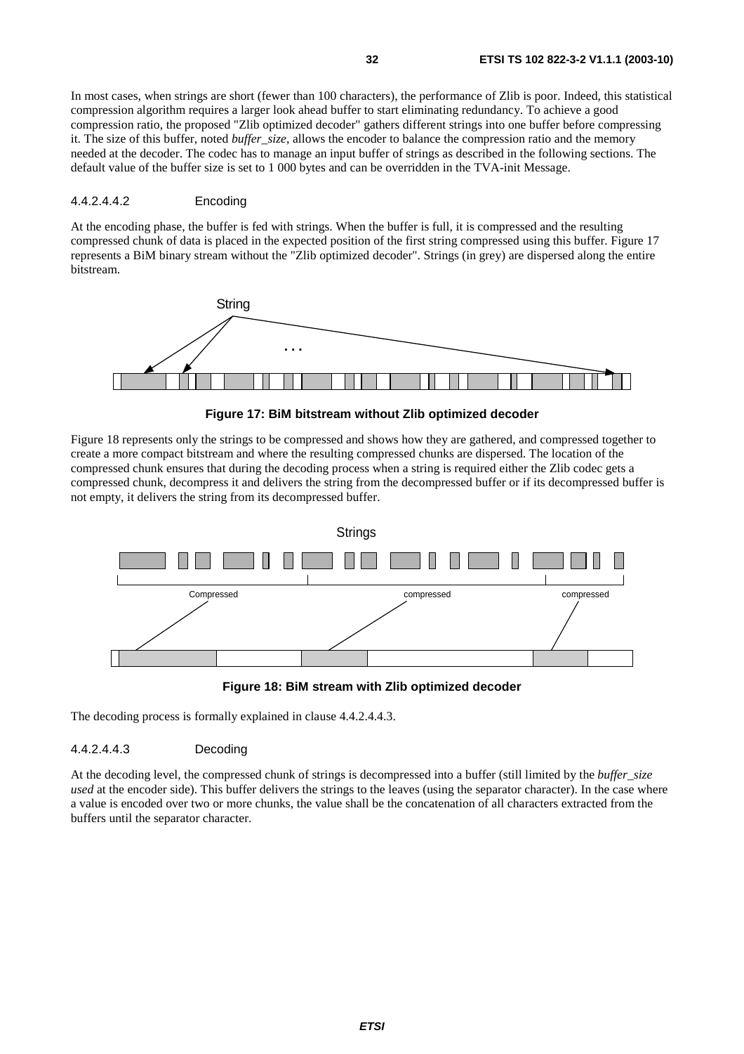In most cases, when strings are short (fewer than 100 characters), the performance of Zlib is poor. Indeed, this statistical compression algorithm requires a larger look ahead buffer to start eliminating redundancy. To achieve a good compression ratio, the proposed "Zlib optimized decoder" gathers different strings into one buffer before compressing it. The size of this buffer, noted *buffer_size*, allows the encoder to balance the compression ratio and the memory needed at the decoder. The codec has to manage an input buffer of strings as described in the following sections. The default value of the buffer size is set to 1 000 bytes and can be overridden in the TVA-init Message.

#### 4.4.2.4.4.2 Encoding

At the encoding phase, the buffer is fed with strings. When the buffer is full, it is compressed and the resulting compressed chunk of data is placed in the expected position of the first string compressed using this buffer. Figure 17 represents a BiM binary stream without the "Zlib optimized decoder". Strings (in grey) are dispersed along the entire bitstream.

String

...

**Figure 17: BiM bitstream without Zlib optimized decoder**

Figure 18 represents only the strings to be compressed and shows how they are gathered, and compressed together to create a more compact bitstream and where the resulting compressed chunks are dispersed. The location of the compressed chunk ensures that during the decoding process when a string is required either the Zlib codec gets a compressed chunk, decompress it and delivers the string from the decompressed buffer or if its decompressed buffer is not empty, it delivers the string from its decompressed buffer.

Strings

Compressed

compressed

compressed

**Figure 18: BiM stream with Zlib optimized decoder**

The decoding process is formally explained in clause 4.4.2.4.4.3.

#### 4.4.2.4.4.3 Decoding

At the decoding level, the compressed chunk of strings is decompressed into a buffer (still limited by the *buffer_size used* at the encoder side). This buffer delivers the strings to the leaves (using the separator character). In the case where a value is encoded over two or more chunks, the value shall be the concatenation of all characters extracted from the buffers until the separator character.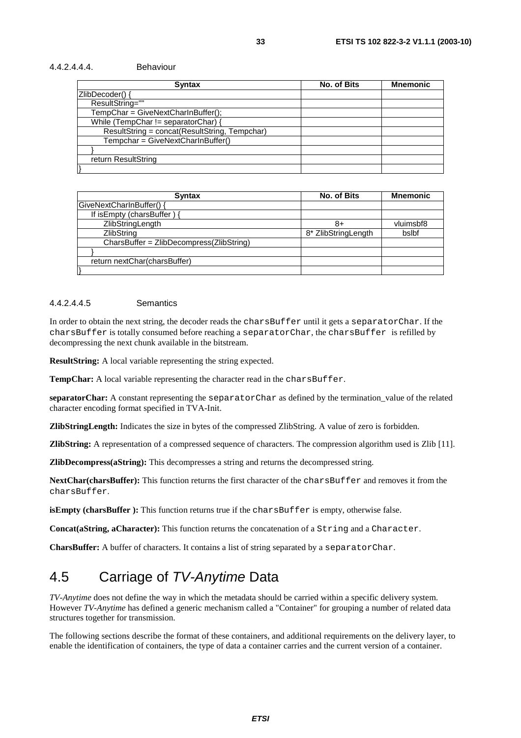#### 4.4.2.4.4.4. Behaviour

| Syntax | No. of Bits | Mnemonic |
| --- | --- | --- |
| ZlibDecoder() { | | |
| ResultString="" | | |
| TempChar = GiveNextCharInBuffer(); | | |
| While (TempChar != separatorChar) { | | |
| ResultString = concat(ResultString, Tempchar) | | |
| Tempchar = GiveNextCharInBuffer() | | |
| } | | |
| return ResultString | | |
| } | | |

| Syntax | No. of Bits | Mnemonic |
| --- | --- | --- |
| GiveNextCharInBuffer() { | | |
| If isEmpty (charsBuffer ) { | | |
| ZlibStringLength | 8+ | vluimsbf8 |
| ZlibString | 8* ZlibStringLength | bslbf |
| CharsBuffer = ZlibDecompress(ZlibString) | | |
| } | | |
| return nextChar(charsBuffer) | | |
| } | | |

#### 4.4.2.4.4.5 Semantics

In order to obtain the next string, the decoder reads the `charsBuffer` until it gets a `separatorChar`. If the `charsBuffer` is totally consumed before reaching a `separatorChar`, the `charsBuffer` is refilled by decompressing the next chunk available in the bitstream.

**ResultString:** A local variable representing the string expected.

**TempChar:** A local variable representing the character read in the `charsBuffer`.

**separatorChar:** A constant representing the `separatorChar` as defined by the termination_value of the related character encoding format specified in TVA-Init.

**ZlibStringLength:** Indicates the size in bytes of the compressed ZlibString. A value of zero is forbidden.

**ZlibString:** A representation of a compressed sequence of characters. The compression algorithm used is Zlib [11].

**ZlibDecompress(aString):** This decompresses a string and returns the decompressed string.

**NextChar(charsBuffer):** This function returns the first character of the `charsBuffer` and removes it from the `charsBuffer`.

**isEmpty (charsBuffer ):** This function returns true if the `charsBuffer` is empty, otherwise false.

**Concat(aString, aCharacter):** This function returns the concatenation of a `String` and a `Character`.

**CharsBuffer:** A buffer of characters. It contains a list of string separated by a `separatorChar`.

## 4.5 Carriage of *TV-Anytime* Data

*TV-Anytime* does not define the way in which the metadata should be carried within a specific delivery system. However *TV-Anytime* has defined a generic mechanism called a "Container" for grouping a number of related data structures together for transmission.

The following sections describe the format of these containers, and additional requirements on the delivery layer, to enable the identification of containers, the type of data a container carries and the current version of a container.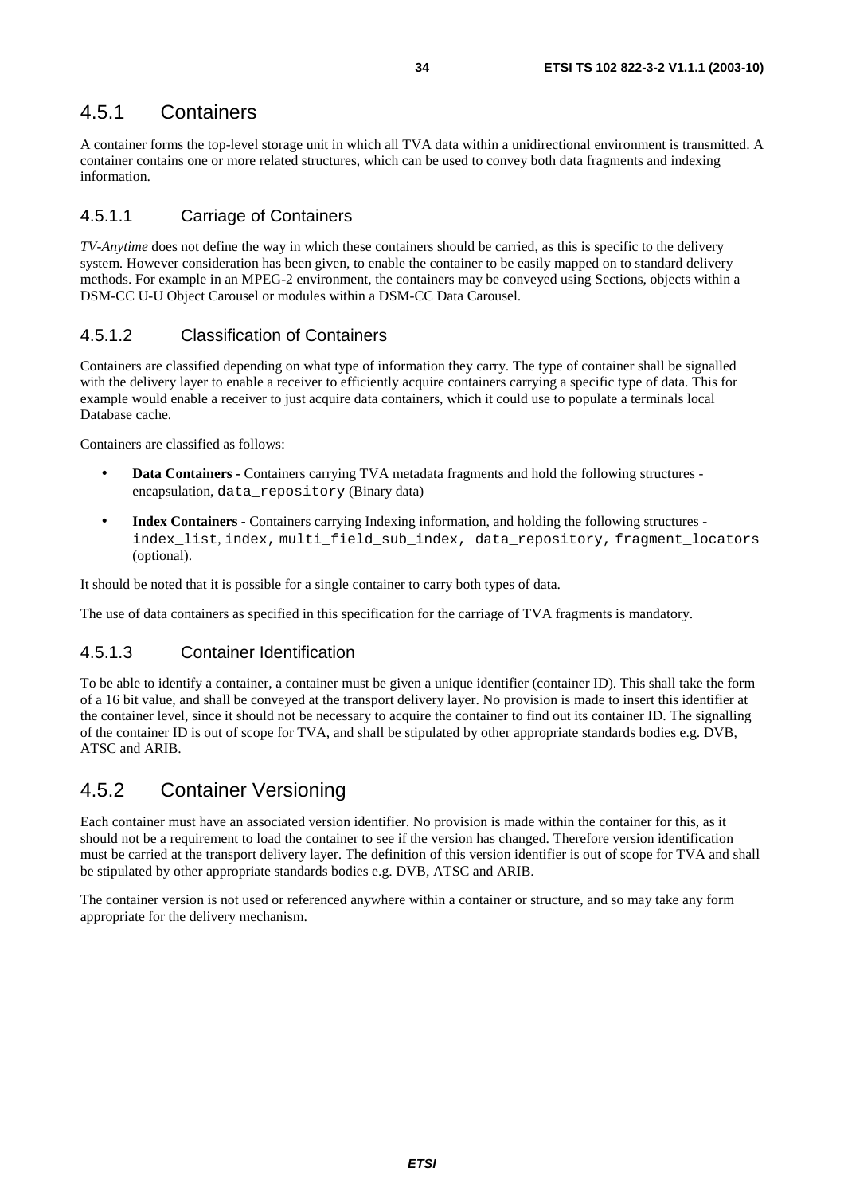### 4.5.1 Containers

A container forms the top-level storage unit in which all TVA data within a unidirectional environment is transmitted. A container contains one or more related structures, which can be used to convey both data fragments and indexing information.

#### 4.5.1.1 Carriage of Containers

*TV-Anytime* does not define the way in which these containers should be carried, as this is specific to the delivery system. However consideration has been given, to enable the container to be easily mapped on to standard delivery methods. For example in an MPEG-2 environment, the containers may be conveyed using Sections, objects within a DSM-CC U-U Object Carousel or modules within a DSM-CC Data Carousel.

#### 4.5.1.2 Classification of Containers

Containers are classified depending on what type of information they carry. The type of container shall be signalled with the delivery layer to enable a receiver to efficiently acquire containers carrying a specific type of data. This for example would enable a receiver to just acquire data containers, which it could use to populate a terminals local Database cache.

Containers are classified as follows:

- **Data Containers -** Containers carrying TVA metadata fragments and hold the following structures - encapsulation, `data_repository` (Binary data)
- **Index Containers -** Containers carrying Indexing information, and holding the following structures - `index_list`, `index`, `multi_field_sub_index`, `data_repository`, `fragment_locators` (optional).

It should be noted that it is possible for a single container to carry both types of data.

The use of data containers as specified in this specification for the carriage of TVA fragments is mandatory.

#### 4.5.1.3 Container Identification

To be able to identify a container, a container must be given a unique identifier (container ID). This shall take the form of a 16 bit value, and shall be conveyed at the transport delivery layer. No provision is made to insert this identifier at the container level, since it should not be necessary to acquire the container to find out its container ID. The signalling of the container ID is out of scope for TVA, and shall be stipulated by other appropriate standards bodies e.g. DVB, ATSC and ARIB.

### 4.5.2 Container Versioning

Each container must have an associated version identifier. No provision is made within the container for this, as it should not be a requirement to load the container to see if the version has changed. Therefore version identification must be carried at the transport delivery layer. The definition of this version identifier is out of scope for TVA and shall be stipulated by other appropriate standards bodies e.g. DVB, ATSC and ARIB.

The container version is not used or referenced anywhere within a container or structure, and so may take any form appropriate for the delivery mechanism.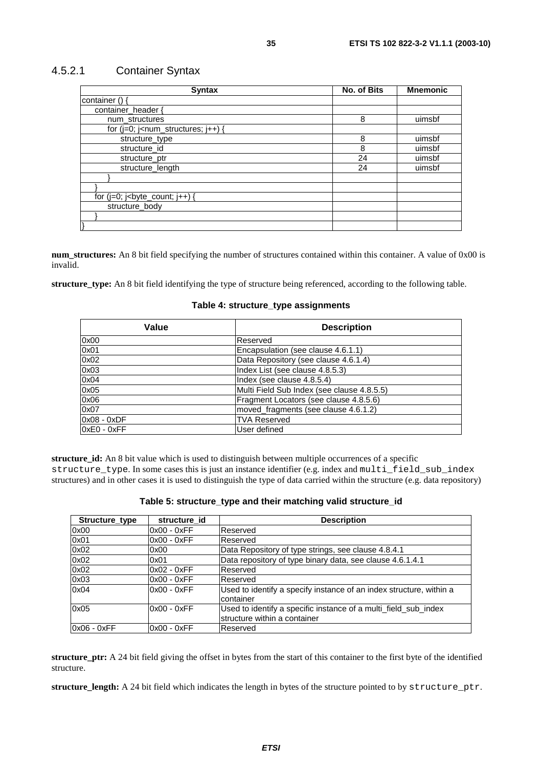#### 4.5.2.1 Container Syntax

| Syntax | No. of Bits | Mnemonic |
|---|---|---|
| container () { | | |
| container_header { | | |
| num_structures | 8 | uimsbf |
| for (j=0; j<num_structures; j++) { | | |
| structure_type | 8 | uimsbf |
| structure_id | 8 | uimsbf |
| structure_ptr | 24 | uimsbf |
| structure_length | 24 | uimsbf |
| } | | |
| } | | |
| for (j=0; j<byte_count; j++) { | | |
| structure_body | | |
| } | | |
| } | | |

**num_structures:** An 8 bit field specifying the number of structures contained within this container. A value of 0x00 is invalid.

**structure_type:** An 8 bit field identifying the type of structure being referenced, according to the following table.

**Table 4: structure_type assignments**

| Value | Description |
|---|---|
| 0x00 | Reserved |
| 0x01 | Encapsulation (see clause 4.6.1.1) |
| 0x02 | Data Repository (see clause 4.6.1.4) |
| 0x03 | Index List (see clause 4.8.5.3) |
| 0x04 | Index (see clause 4.8.5.4) |
| 0x05 | Multi Field Sub Index (see clause 4.8.5.5) |
| 0x06 | Fragment Locators (see clause 4.8.5.6) |
| 0x07 | moved_fragments (see clause 4.6.1.2) |
| 0x08 - 0xDF | TVA Reserved |
| 0xE0 - 0xFF | User defined |

**structure_id:** An 8 bit value which is used to distinguish between multiple occurrences of a specific `structure_type`. In some cases this is just an instance identifier (e.g. index and `multi_field_sub_index` structures) and in other cases it is used to distinguish the type of data carried within the structure (e.g. data repository)

**Table 5: structure_type and their matching valid structure_id**

| Structure_type | structure_id | Description |
|---|---|---|
| 0x00 | 0x00 - 0xFF | Reserved |
| 0x01 | 0x00 - 0xFF | Reserved |
| 0x02 | 0x00 | Data Repository of type strings, see clause 4.8.4.1 |
| 0x02 | 0x01 | Data repository of type binary data, see clause 4.6.1.4.1 |
| 0x02 | 0x02 - 0xFF | Reserved |
| 0x03 | 0x00 - 0xFF | Reserved |
| 0x04 | 0x00 - 0xFF | Used to identify a specify instance of an index structure, within a container |
| 0x05 | 0x00 - 0xFF | Used to identify a specific instance of a multi_field_sub_index structure within a container |
| 0x06 - 0xFF | 0x00 - 0xFF | Reserved |

**structure_ptr:** A 24 bit field giving the offset in bytes from the start of this container to the first byte of the identified structure.

**structure_length:** A 24 bit field which indicates the length in bytes of the structure pointed to by `structure_ptr`.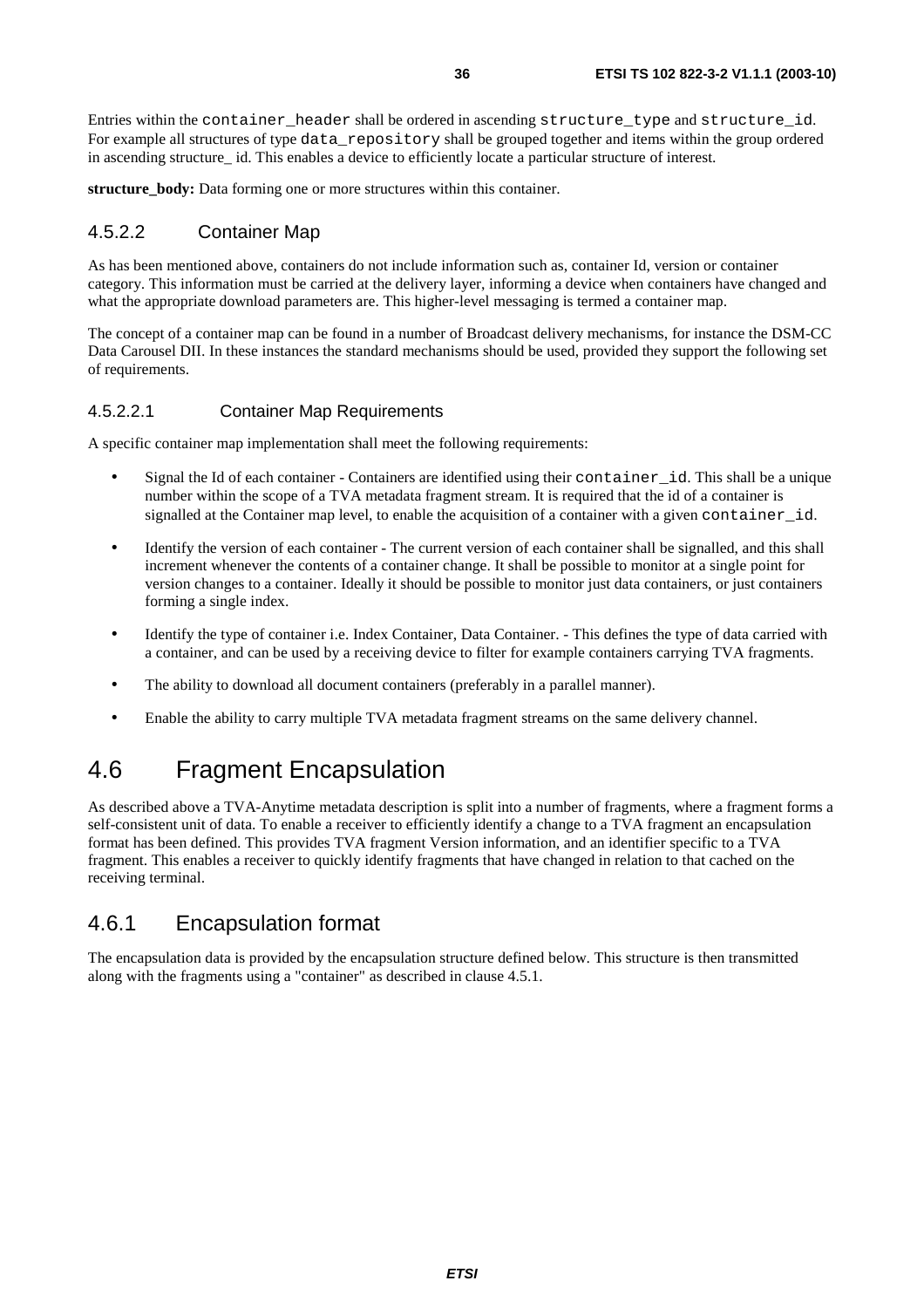Entries within the container_header shall be ordered in ascending structure_type and structure_id. For example all structures of type data_repository shall be grouped together and items within the group ordered in ascending structure_ id. This enables a device to efficiently locate a particular structure of interest.

**structure_body:** Data forming one or more structures within this container.

### 4.5.2.2 Container Map

As has been mentioned above, containers do not include information such as, container Id, version or container category. This information must be carried at the delivery layer, informing a device when containers have changed and what the appropriate download parameters are. This higher-level messaging is termed a container map.

The concept of a container map can be found in a number of Broadcast delivery mechanisms, for instance the DSM-CC Data Carousel DII. In these instances the standard mechanisms should be used, provided they support the following set of requirements.

#### 4.5.2.2.1 Container Map Requirements

A specific container map implementation shall meet the following requirements:

- Signal the Id of each container - Containers are identified using their container_id. This shall be a unique number within the scope of a TVA metadata fragment stream. It is required that the id of a container is signalled at the Container map level, to enable the acquisition of a container with a given container_id.
- Identify the version of each container - The current version of each container shall be signalled, and this shall increment whenever the contents of a container change. It shall be possible to monitor at a single point for version changes to a container. Ideally it should be possible to monitor just data containers, or just containers forming a single index.
- Identify the type of container i.e. Index Container, Data Container. - This defines the type of data carried with a container, and can be used by a receiving device to filter for example containers carrying TVA fragments.
- The ability to download all document containers (preferably in a parallel manner).
- Enable the ability to carry multiple TVA metadata fragment streams on the same delivery channel.

# 4.6 Fragment Encapsulation

As described above a TVA-Anytime metadata description is split into a number of fragments, where a fragment forms a self-consistent unit of data. To enable a receiver to efficiently identify a change to a TVA fragment an encapsulation format has been defined. This provides TVA fragment Version information, and an identifier specific to a TVA fragment. This enables a receiver to quickly identify fragments that have changed in relation to that cached on the receiving terminal.

## 4.6.1 Encapsulation format

The encapsulation data is provided by the encapsulation structure defined below. This structure is then transmitted along with the fragments using a "container" as described in clause 4.5.1.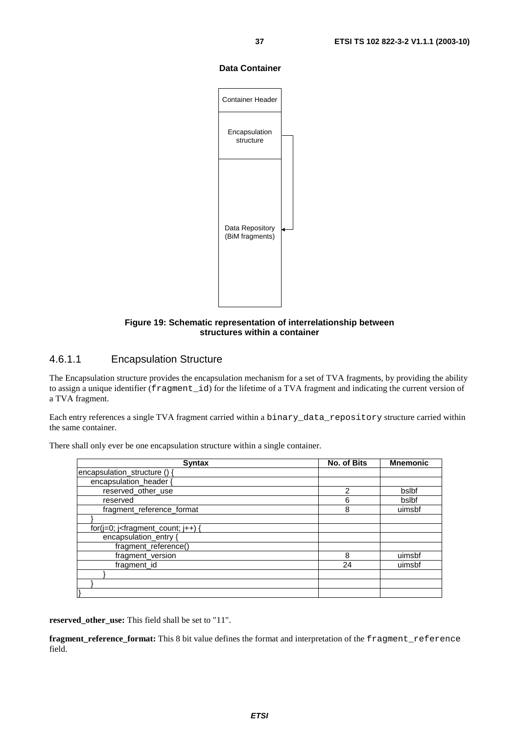**Data Container**

Container Header

Encapsulation structure

Data Repository (BiM fragments)

**Figure 19: Schematic representation of interrelationship between structures within a container**

#### 4.6.1.1 Encapsulation Structure

The Encapsulation structure provides the encapsulation mechanism for a set of TVA fragments, by providing the ability to assign a unique identifier (`fragment_id`) for the lifetime of a TVA fragment and indicating the current version of a TVA fragment.

Each entry references a single TVA fragment carried within a `binary_data_repository` structure carried within the same container.

There shall only ever be one encapsulation structure within a single container.

| Syntax | No. of Bits | Mnemonic |
|---|---|---|
| encapsulation_structure () { | | |
| encapsulation_header { | | |
| reserved_other_use | 2 | bslbf |
| reserved | 6 | bslbf |
| fragment_reference_format | 8 | uimsbf |
| } | | |
| for(j=0; j<fragment_count; j++) { | | |
| encapsulation_entry { | | |
| fragment_reference() | | |
| fragment_version | 8 | uimsbf |
| fragment_id | 24 | uimsbf |
| } | | |
| } | | |
| } | | |

**reserved_other_use:** This field shall be set to "11".

**fragment_reference_format:** This 8 bit value defines the format and interpretation of the `fragment_reference` field.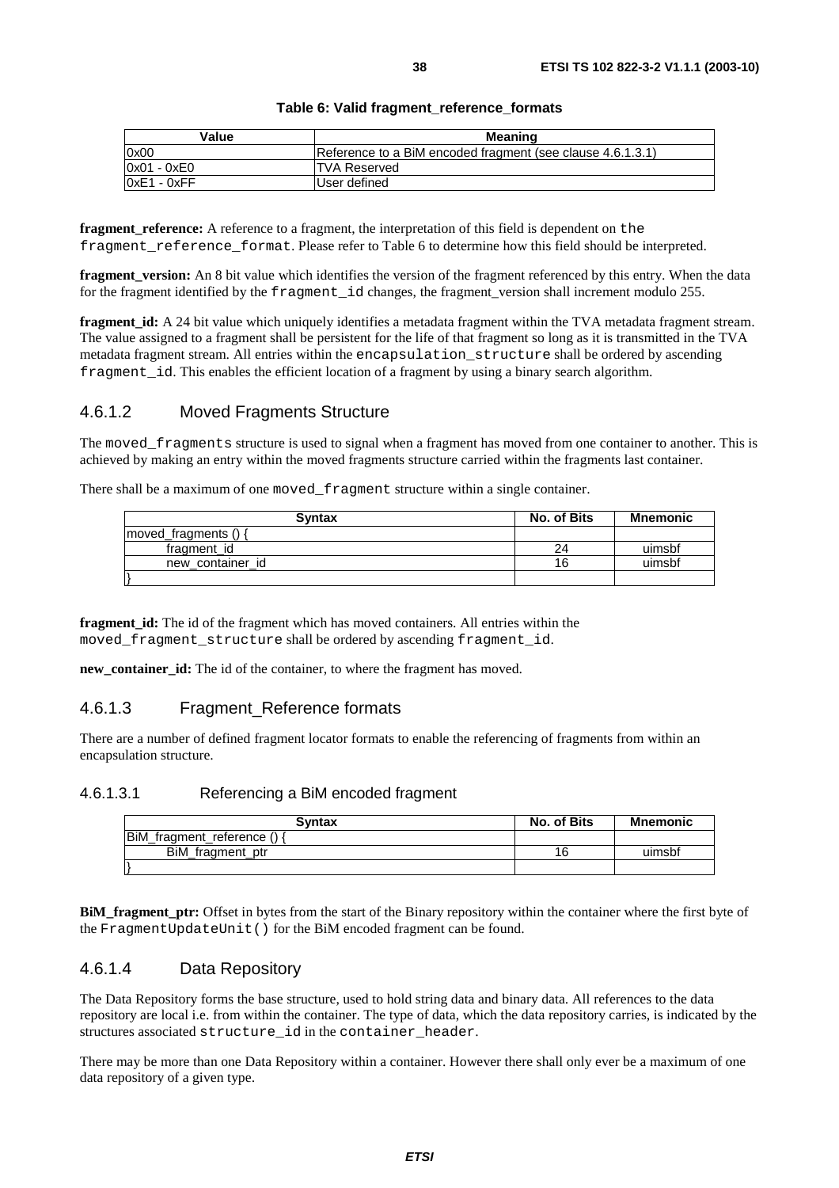**Table 6: Valid fragment_reference_formats**

| Value | Meaning |
|---|---|
| 0x00 | Reference to a BiM encoded fragment (see clause 4.6.1.3.1) |
| 0x01 - 0xE0 | TVA Reserved |
| 0xE1 - 0xFF | User defined |

**fragment_reference:** A reference to a fragment, the interpretation of this field is dependent on `the fragment_reference_format`. Please refer to Table 6 to determine how this field should be interpreted.

**fragment_version:** An 8 bit value which identifies the version of the fragment referenced by this entry. When the data for the fragment identified by the `fragment_id` changes, the fragment_version shall increment modulo 255.

**fragment_id:** A 24 bit value which uniquely identifies a metadata fragment within the TVA metadata fragment stream. The value assigned to a fragment shall be persistent for the life of that fragment so long as it is transmitted in the TVA metadata fragment stream. All entries within the `encapsulation_structure` shall be ordered by ascending `fragment_id`. This enables the efficient location of a fragment by using a binary search algorithm.

### 4.6.1.2 Moved Fragments Structure

The `moved_fragments` structure is used to signal when a fragment has moved from one container to another. This is achieved by making an entry within the moved fragments structure carried within the fragments last container.

There shall be a maximum of one `moved_fragment` structure within a single container.

| Syntax | No. of Bits | Mnemonic |
|---|---|---|
| moved_fragments () { | | |
| fragment_id | 24 | uimsbf |
| new_container_id | 16 | uimsbf |
| } | | |

**fragment_id:** The id of the fragment which has moved containers. All entries within the `moved_fragment_structure` shall be ordered by ascending `fragment_id`.

**new_container_id:** The id of the container, to where the fragment has moved.

### 4.6.1.3 Fragment_Reference formats

There are a number of defined fragment locator formats to enable the referencing of fragments from within an encapsulation structure.

#### 4.6.1.3.1 Referencing a BiM encoded fragment

| Syntax | No. of Bits | Mnemonic |
|---|---|---|
| BiM_fragment_reference () { | | |
| BiM_fragment_ptr | 16 | uimsbf |
| } | | |

**BiM_fragment_ptr:** Offset in bytes from the start of the Binary repository within the container where the first byte of the `FragmentUpdateUnit()` for the BiM encoded fragment can be found.

### 4.6.1.4 Data Repository

The Data Repository forms the base structure, used to hold string data and binary data. All references to the data repository are local i.e. from within the container. The type of data, which the data repository carries, is indicated by the structures associated `structure_id` in the `container_header`.

There may be more than one Data Repository within a container. However there shall only ever be a maximum of one data repository of a given type.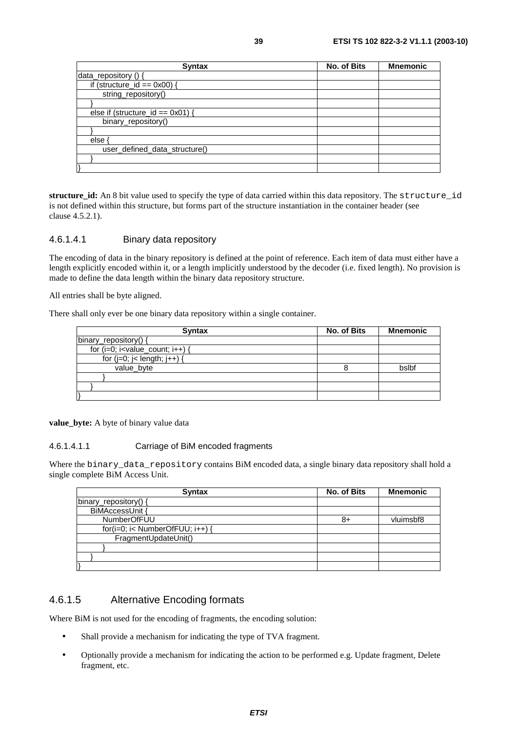| Syntax | No. of Bits | Mnemonic |
|---|---|---|
| data_repository () { | | |
| if (structure_id == 0x00) { | | |
| string_repository() | | |
| } | | |
| else if (structure_id == 0x01) { | | |
| binary_repository() | | |
| } | | |
| else { | | |
| user_defined_data_structure() | | |
| } | | |
| } | | |

**structure_id:** An 8 bit value used to specify the type of data carried within this data repository. The `structure_id` is not defined within this structure, but forms part of the structure instantiation in the container header (see clause 4.5.2.1).

#### 4.6.1.4.1 Binary data repository

The encoding of data in the binary repository is defined at the point of reference. Each item of data must either have a length explicitly encoded within it, or a length implicitly understood by the decoder (i.e. fixed length). No provision is made to define the data length within the binary data repository structure.

All entries shall be byte aligned.

There shall only ever be one binary data repository within a single container.

| Syntax | No. of Bits | Mnemonic |
|---|---|---|
| binary_repository() { | | |
| for (i=0; i<value_count; i++) { | | |
| for (j=0; j< length; j++) { | | |
| value_byte | 8 | bslbf |
| } | | |
| } | | |
| } | | |

**value_byte:** A byte of binary value data

##### 4.6.1.4.1.1 Carriage of BiM encoded fragments

Where the `binary_data_repository` contains BiM encoded data, a single binary data repository shall hold a single complete BiM Access Unit.

| Syntax | No. of Bits | Mnemonic |
|---|---|---|
| binary_repository() { | | |
| BiMAccessUnit { | | |
| NumberOfFUU | 8+ | vluimsbf8 |
| for(i=0; i< NumberOfFUU; i++) { | | |
| FragmentUpdateUnit() | | |
| } | | |
| } | | |
| } | | |

### 4.6.1.5 Alternative Encoding formats

Where BiM is not used for the encoding of fragments, the encoding solution:

- Shall provide a mechanism for indicating the type of TVA fragment.
- Optionally provide a mechanism for indicating the action to be performed e.g. Update fragment, Delete fragment, etc.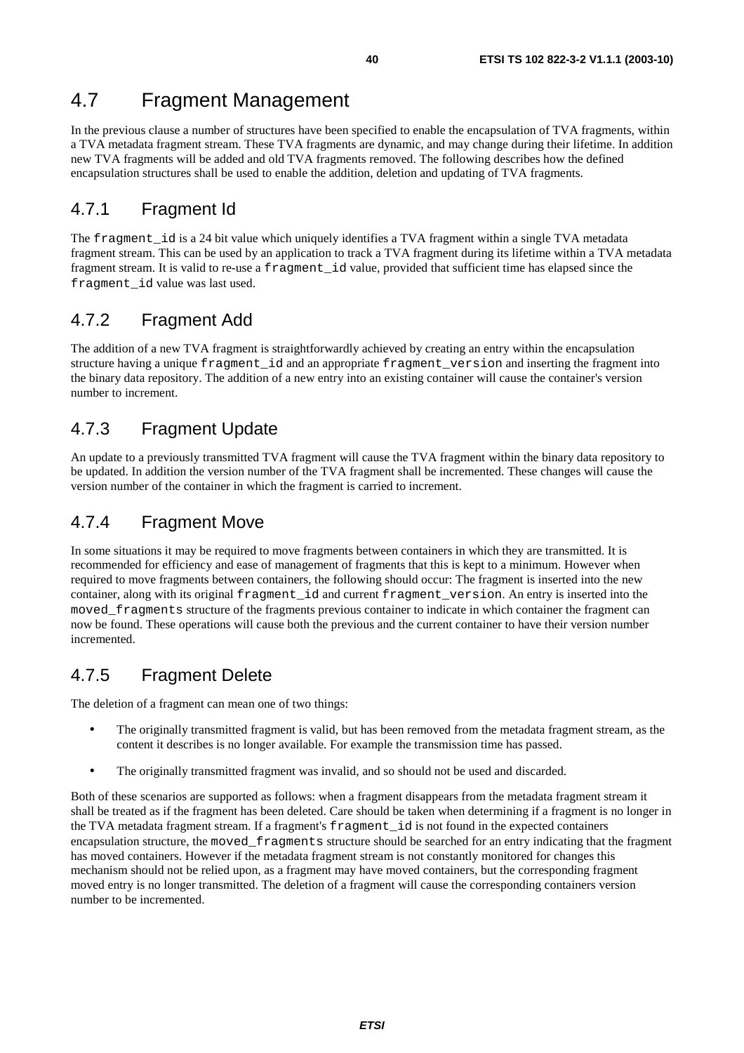## 4.7 Fragment Management

In the previous clause a number of structures have been specified to enable the encapsulation of TVA fragments, within a TVA metadata fragment stream. These TVA fragments are dynamic, and may change during their lifetime. In addition new TVA fragments will be added and old TVA fragments removed. The following describes how the defined encapsulation structures shall be used to enable the addition, deletion and updating of TVA fragments.

### 4.7.1 Fragment Id

The `fragment_id` is a 24 bit value which uniquely identifies a TVA fragment within a single TVA metadata fragment stream. This can be used by an application to track a TVA fragment during its lifetime within a TVA metadata fragment stream. It is valid to re-use a `fragment_id` value, provided that sufficient time has elapsed since the `fragment_id` value was last used.

### 4.7.2 Fragment Add

The addition of a new TVA fragment is straightforwardly achieved by creating an entry within the encapsulation structure having a unique `fragment_id` and an appropriate `fragment_version` and inserting the fragment into the binary data repository. The addition of a new entry into an existing container will cause the container's version number to increment.

### 4.7.3 Fragment Update

An update to a previously transmitted TVA fragment will cause the TVA fragment within the binary data repository to be updated. In addition the version number of the TVA fragment shall be incremented. These changes will cause the version number of the container in which the fragment is carried to increment.

### 4.7.4 Fragment Move

In some situations it may be required to move fragments between containers in which they are transmitted. It is recommended for efficiency and ease of management of fragments that this is kept to a minimum. However when required to move fragments between containers, the following should occur: The fragment is inserted into the new container, along with its original `fragment_id` and current `fragment_version`. An entry is inserted into the `moved_fragments` structure of the fragments previous container to indicate in which container the fragment can now be found. These operations will cause both the previous and the current container to have their version number incremented.

### 4.7.5 Fragment Delete

The deletion of a fragment can mean one of two things:

- The originally transmitted fragment is valid, but has been removed from the metadata fragment stream, as the content it describes is no longer available. For example the transmission time has passed.
- The originally transmitted fragment was invalid, and so should not be used and discarded.

Both of these scenarios are supported as follows: when a fragment disappears from the metadata fragment stream it shall be treated as if the fragment has been deleted. Care should be taken when determining if a fragment is no longer in the TVA metadata fragment stream. If a fragment's `fragment_id` is not found in the expected containers encapsulation structure, the `moved_fragments` structure should be searched for an entry indicating that the fragment has moved containers. However if the metadata fragment stream is not constantly monitored for changes this mechanism should not be relied upon, as a fragment may have moved containers, but the corresponding fragment moved entry is no longer transmitted. The deletion of a fragment will cause the corresponding containers version number to be incremented.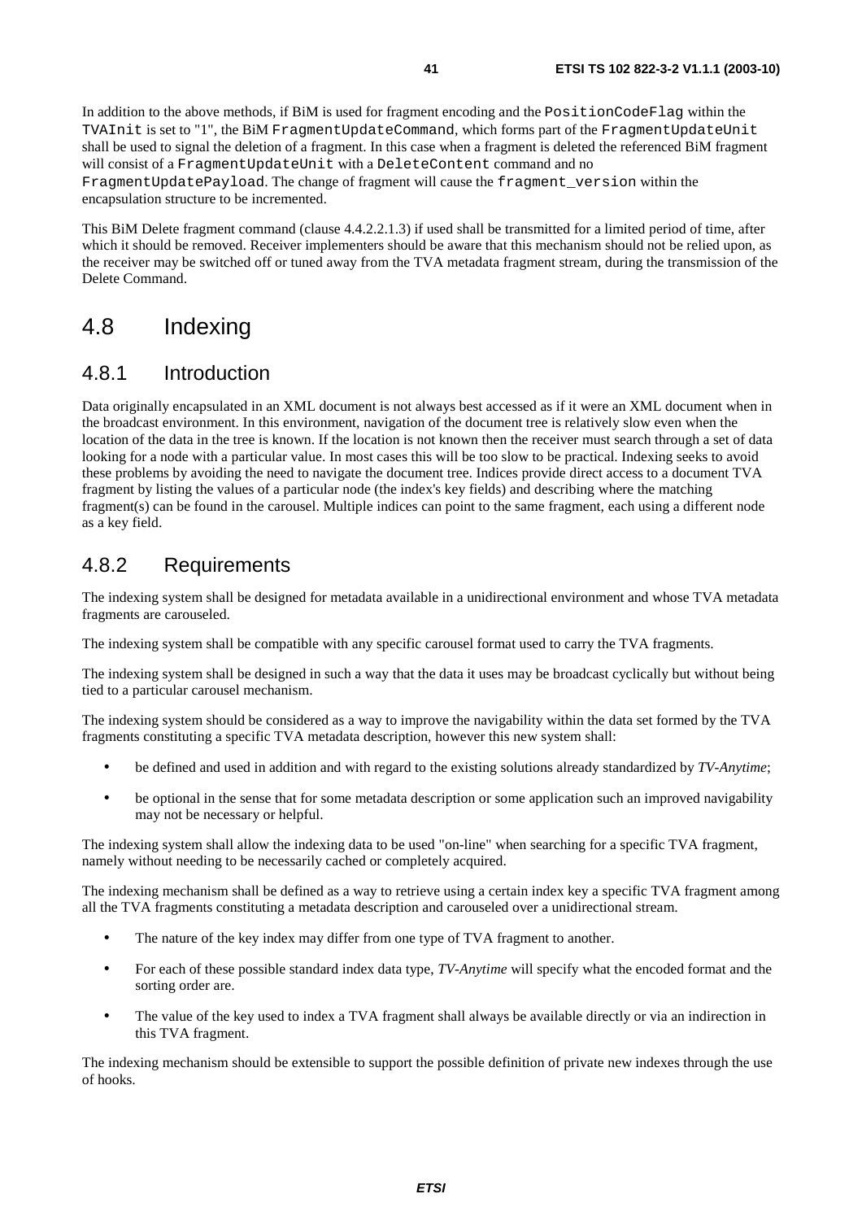In addition to the above methods, if BiM is used for fragment encoding and the `PositionCodeFlag` within the `TVAInit` is set to "1", the BiM `FragmentUpdateCommand`, which forms part of the `FragmentUpdateUnit` shall be used to signal the deletion of a fragment. In this case when a fragment is deleted the referenced BiM fragment will consist of a `FragmentUpdateUnit` with a `DeleteContent` command and no `FragmentUpdatePayload`. The change of fragment will cause the `fragment_version` within the encapsulation structure to be incremented.

This BiM Delete fragment command (clause 4.4.2.2.1.3) if used shall be transmitted for a limited period of time, after which it should be removed. Receiver implementers should be aware that this mechanism should not be relied upon, as the receiver may be switched off or tuned away from the TVA metadata fragment stream, during the transmission of the Delete Command.

# 4.8 Indexing

## 4.8.1 Introduction

Data originally encapsulated in an XML document is not always best accessed as if it were an XML document when in the broadcast environment. In this environment, navigation of the document tree is relatively slow even when the location of the data in the tree is known. If the location is not known then the receiver must search through a set of data looking for a node with a particular value. In most cases this will be too slow to be practical. Indexing seeks to avoid these problems by avoiding the need to navigate the document tree. Indices provide direct access to a document TVA fragment by listing the values of a particular node (the index's key fields) and describing where the matching fragment(s) can be found in the carousel. Multiple indices can point to the same fragment, each using a different node as a key field.

## 4.8.2 Requirements

The indexing system shall be designed for metadata available in a unidirectional environment and whose TVA metadata fragments are carouseled.

The indexing system shall be compatible with any specific carousel format used to carry the TVA fragments.

The indexing system shall be designed in such a way that the data it uses may be broadcast cyclically but without being tied to a particular carousel mechanism.

The indexing system should be considered as a way to improve the navigability within the data set formed by the TVA fragments constituting a specific TVA metadata description, however this new system shall:

- be defined and used in addition and with regard to the existing solutions already standardized by *TV-Anytime*;
- be optional in the sense that for some metadata description or some application such an improved navigability may not be necessary or helpful.

The indexing system shall allow the indexing data to be used "on-line" when searching for a specific TVA fragment, namely without needing to be necessarily cached or completely acquired.

The indexing mechanism shall be defined as a way to retrieve using a certain index key a specific TVA fragment among all the TVA fragments constituting a metadata description and carouseled over a unidirectional stream.

- The nature of the key index may differ from one type of TVA fragment to another.
- For each of these possible standard index data type, *TV-Anytime* will specify what the encoded format and the sorting order are.
- The value of the key used to index a TVA fragment shall always be available directly or via an indirection in this TVA fragment.

The indexing mechanism should be extensible to support the possible definition of private new indexes through the use of hooks.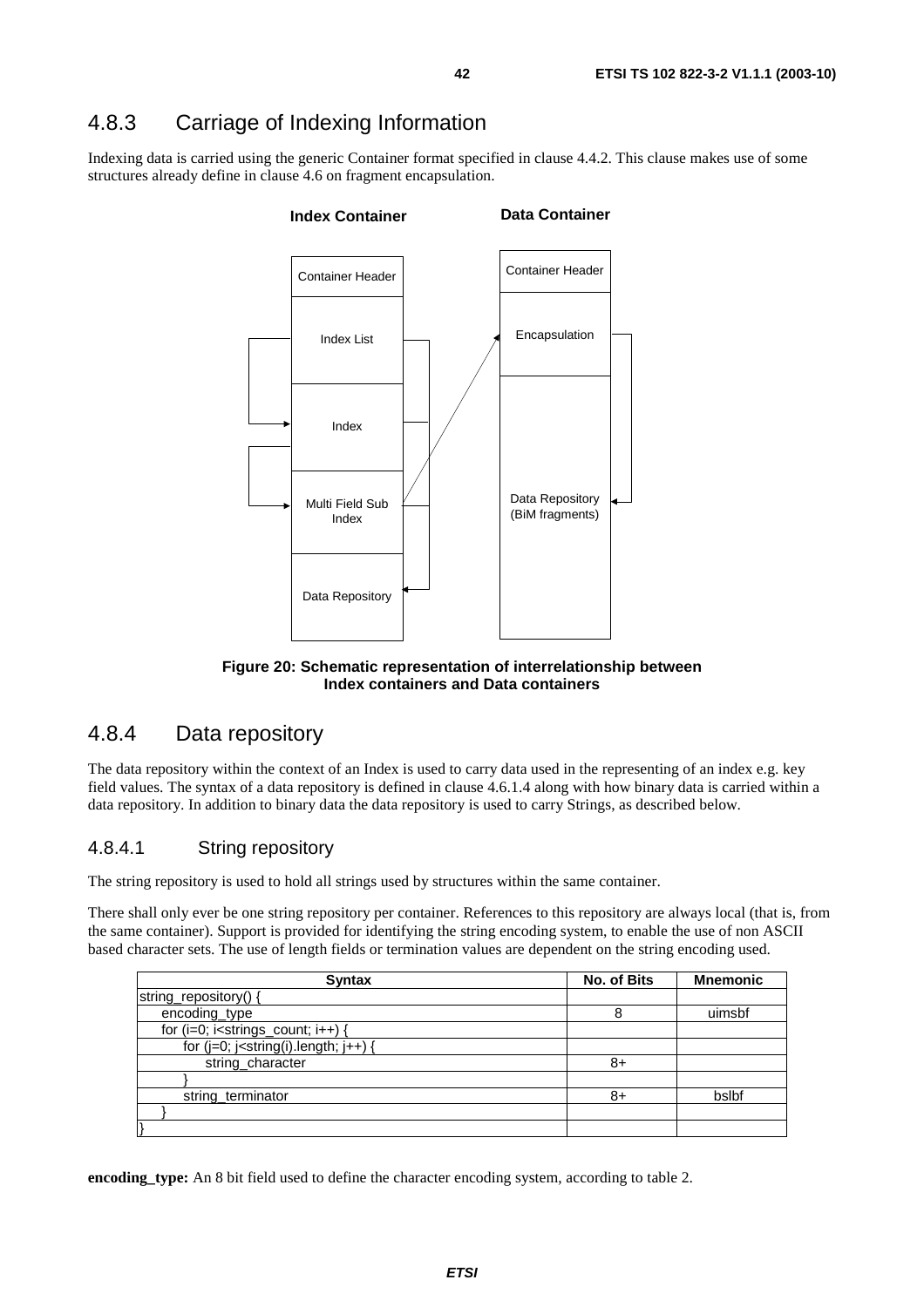## 4.8.3 Carriage of Indexing Information

Indexing data is carried using the generic Container format specified in clause 4.4.2. This clause makes use of some structures already define in clause 4.6 on fragment encapsulation.

Index Container

Container Header

Index List

Index

Multi Field Sub Index

Data Repository

Data Container

Container Header

Encapsulation

Data Repository (BiM fragments)

**Figure 20: Schematic representation of interrelationship between Index containers and Data containers**

## 4.8.4 Data repository

The data repository within the context of an Index is used to carry data used in the representing of an index e.g. key field values. The syntax of a data repository is defined in clause 4.6.1.4 along with how binary data is carried within a data repository. In addition to binary data the data repository is used to carry Strings, as described below.

### 4.8.4.1 String repository

The string repository is used to hold all strings used by structures within the same container.

There shall only ever be one string repository per container. References to this repository are always local (that is, from the same container). Support is provided for identifying the string encoding system, to enable the use of non ASCII based character sets. The use of length fields or termination values are dependent on the string encoding used.

| Syntax | No. of Bits | Mnemonic |
|---|---|---|
| string_repository() { | | |
| encoding_type | 8 | uimsbf |
| for (i=0; i<strings_count; i++) { | | |
| for (j=0; j<string(i).length; j++) { | | |
| string_character | 8+ | |
| } | | |
| string_terminator | 8+ | bslbf |
| } | | |
| } | | |

**encoding_type:** An 8 bit field used to define the character encoding system, according to table 2.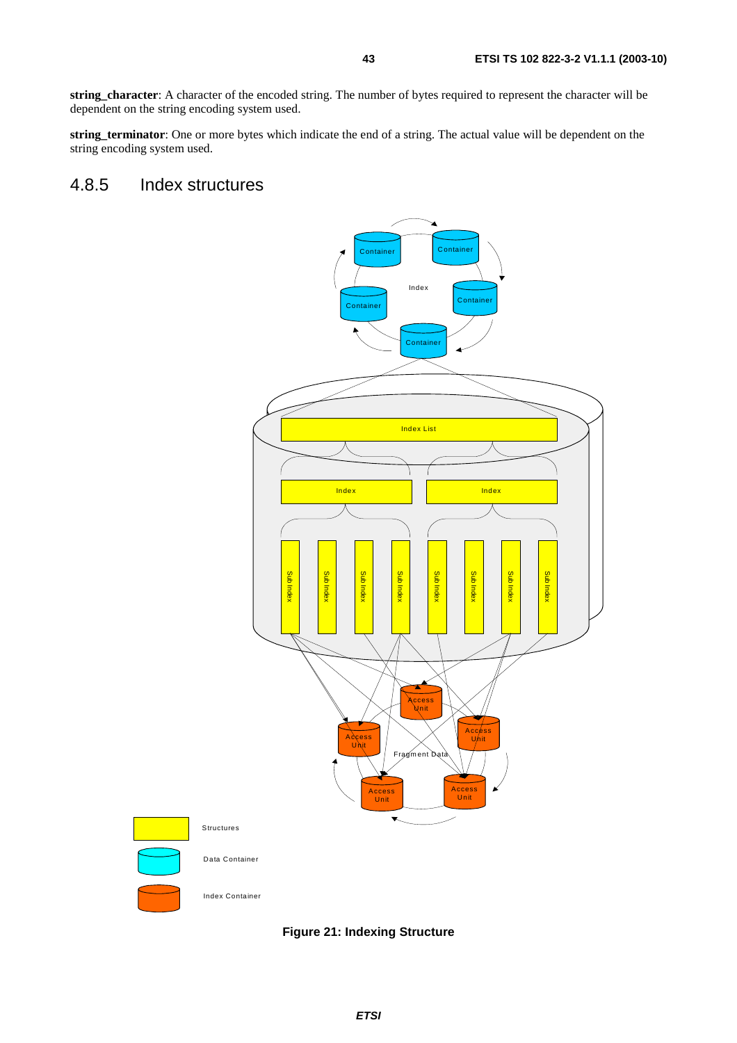**string_character**: A character of the encoded string. The number of bytes required to represent the character will be dependent on the string encoding system used.

**string_terminator**: One or more bytes which indicate the end of a string. The actual value will be dependent on the string encoding system used.

### 4.8.5 Index structures

Container
Container
Container
Container
Container
Index

Index List

Index
Index

Sub Index
Sub Index
Sub Index
Sub Index
Sub Index
Sub Index
Sub Index
Sub Index

Access Unit
Access Unit
Access Unit
Access Unit
Access Unit
Fragment Data

Structures
Data Container
Index Container

**Figure 21: Indexing Structure**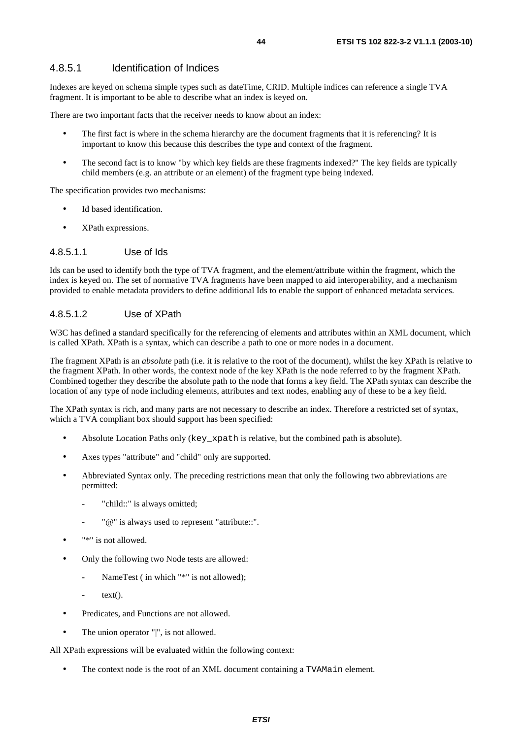#### 4.8.5.1 Identification of Indices

Indexes are keyed on schema simple types such as dateTime, CRID. Multiple indices can reference a single TVA fragment. It is important to be able to describe what an index is keyed on.

There are two important facts that the receiver needs to know about an index:

- The first fact is where in the schema hierarchy are the document fragments that it is referencing? It is important to know this because this describes the type and context of the fragment.
- The second fact is to know "by which key fields are these fragments indexed?" The key fields are typically child members (e.g. an attribute or an element) of the fragment type being indexed.

The specification provides two mechanisms:

- Id based identification.
- XPath expressions.

##### 4.8.5.1.1 Use of Ids

Ids can be used to identify both the type of TVA fragment, and the element/attribute within the fragment, which the index is keyed on. The set of normative TVA fragments have been mapped to aid interoperability, and a mechanism provided to enable metadata providers to define additional Ids to enable the support of enhanced metadata services.

##### 4.8.5.1.2 Use of XPath

W3C has defined a standard specifically for the referencing of elements and attributes within an XML document, which is called XPath. XPath is a syntax, which can describe a path to one or more nodes in a document.

The fragment XPath is an *absolute* path (i.e. it is relative to the root of the document), whilst the key XPath is relative to the fragment XPath. In other words, the context node of the key XPath is the node referred to by the fragment XPath. Combined together they describe the absolute path to the node that forms a key field. The XPath syntax can describe the location of any type of node including elements, attributes and text nodes, enabling any of these to be a key field.

The XPath syntax is rich, and many parts are not necessary to describe an index. Therefore a restricted set of syntax, which a TVA compliant box should support has been specified:

- Absolute Location Paths only (`key_xpath` is relative, but the combined path is absolute).
- Axes types "attribute" and "child" only are supported.
- Abbreviated Syntax only. The preceding restrictions mean that only the following two abbreviations are permitted:
  - "child::" is always omitted;
  - "@" is always used to represent "attribute::".
- "*" is not allowed.
- Only the following two Node tests are allowed:
  - NameTest ( in which "*" is not allowed);
  - text().
- Predicates, and Functions are not allowed.
- The union operator "|", is not allowed.

All XPath expressions will be evaluated within the following context:

- The context node is the root of an XML document containing a `TVAMain` element.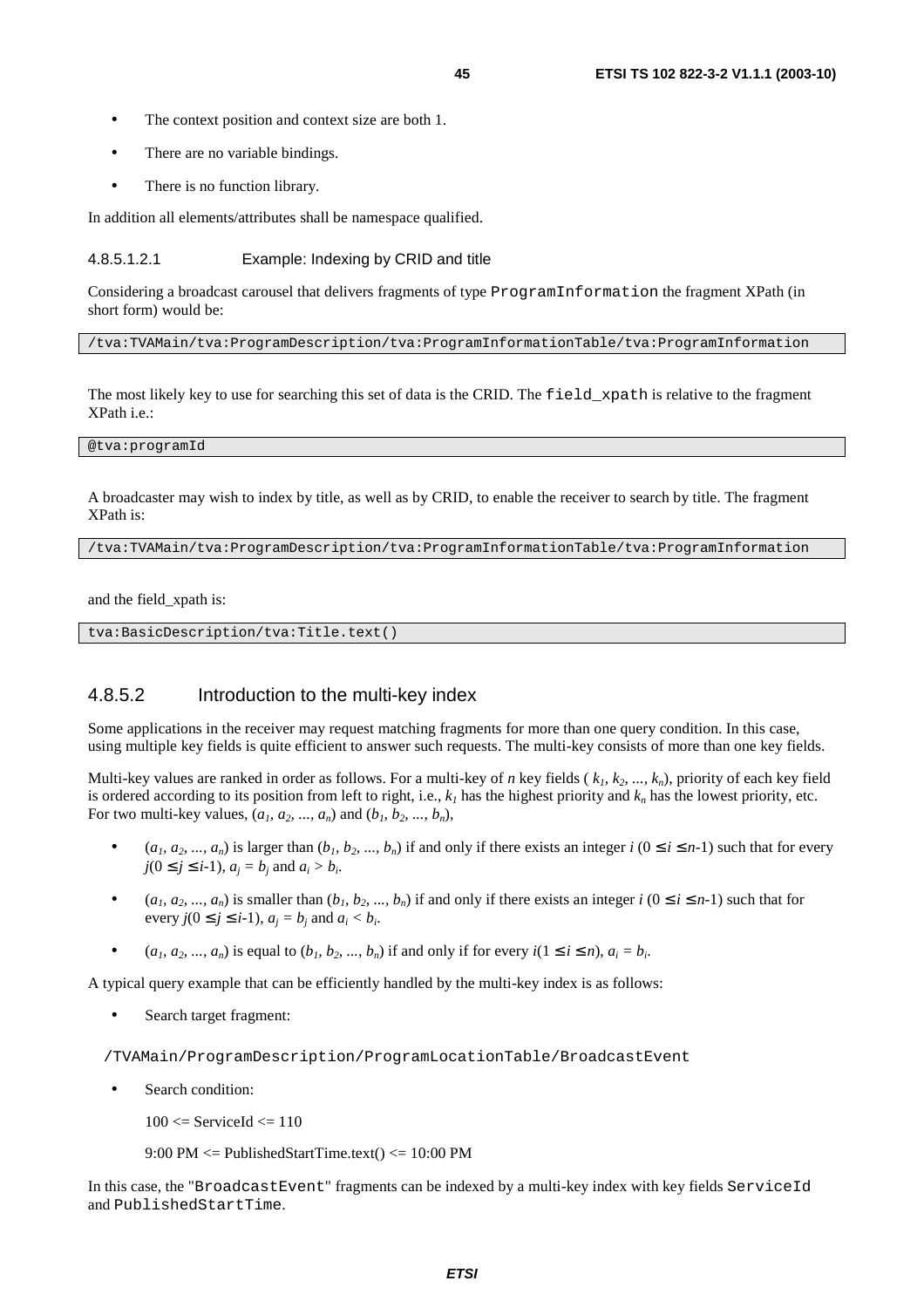- The context position and context size are both 1.
- There are no variable bindings.
- There is no function library.

In addition all elements/attributes shall be namespace qualified.

##### 4.8.5.1.2.1 Example: Indexing by CRID and title

Considering a broadcast carousel that delivers fragments of type `ProgramInformation` the fragment XPath (in short form) would be:

```
/tva:TVAMain/tva:ProgramDescription/tva:ProgramInformationTable/tva:ProgramInformation
```

The most likely key to use for searching this set of data is the CRID. The `field_xpath` is relative to the fragment XPath i.e.:

```
@tva:programId
```

A broadcaster may wish to index by title, as well as by CRID, to enable the receiver to search by title. The fragment XPath is:

```
/tva:TVAMain/tva:ProgramDescription/tva:ProgramInformationTable/tva:ProgramInformation
```

and the field_xpath is:

```
tva:BasicDescription/tva:Title.text()
```

### 4.8.5.2 Introduction to the multi-key index

Some applications in the receiver may request matching fragments for more than one query condition. In this case, using multiple key fields is quite efficient to answer such requests. The multi-key consists of more than one key fields.

Multi-key values are ranked in order as follows. For a multi-key of $n$ key fields ( $k_1, k_2, ..., k_n$), priority of each key field is ordered according to its position from left to right, i.e., $k_1$ has the highest priority and $k_n$ has the lowest priority, etc. For two multi-key values, $(a_1, a_2, ..., a_n)$ and $(b_1, b_2, ..., b_n)$,

- $(a_1, a_2, ..., a_n)$ is larger than $(b_1, b_2, ..., b_n)$ if and only if there exists an integer $i$ ($0 \le i \le n$-1) such that for every $j(0 \le j \le i$-1), $a_j = b_j$ and $a_i > b_i$.
- $(a_1, a_2, ..., a_n)$ is smaller than $(b_1, b_2, ..., b_n)$ if and only if there exists an integer $i$ ($0 \le i \le n$-1) such that for every $j(0 \le j \le i$-1), $a_j = b_j$ and $a_i < b_i$.
- $(a_1, a_2, ..., a_n)$ is equal to $(b_1, b_2, ..., b_n)$ if and only if for every $i(1 \le i \le n)$, $a_i = b_i$.

A typical query example that can be efficiently handled by the multi-key index is as follows:

- Search target fragment:

  `/TVAMain/ProgramDescription/ProgramLocationTable/BroadcastEvent`

- Search condition:

  100 <= ServiceId <= 110

  9:00 PM <= PublishedStartTime.text() <= 10:00 PM

In this case, the "`BroadcastEvent`" fragments can be indexed by a multi-key index with key fields `ServiceId` and `PublishedStartTime`.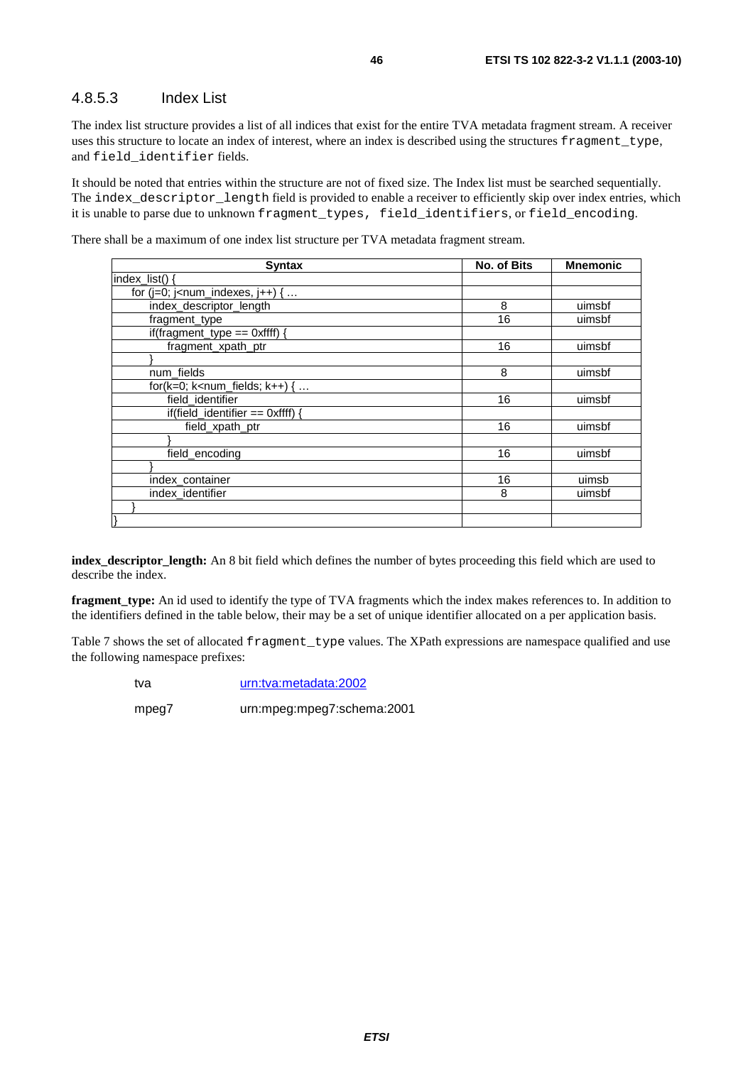### 4.8.5.3 Index List

The index list structure provides a list of all indices that exist for the entire TVA metadata fragment stream. A receiver uses this structure to locate an index of interest, where an index is described using the structures `fragment_type`, and `field_identifier` fields.

It should be noted that entries within the structure are not of fixed size. The Index list must be searched sequentially. The `index_descriptor_length` field is provided to enable a receiver to efficiently skip over index entries, which it is unable to parse due to unknown `fragment_types, field_identifiers`, or `field_encoding`.

There shall be a maximum of one index list structure per TVA metadata fragment stream.

| Syntax | No. of Bits | Mnemonic |
|---|---|---|
| index_list() { | | |
| &nbsp;&nbsp;&nbsp;&nbsp;for (j=0; j<num_indexes, j++) { … | | |
| &nbsp;&nbsp;&nbsp;&nbsp;&nbsp;&nbsp;&nbsp;&nbsp;index_descriptor_length | 8 | uimsbf |
| &nbsp;&nbsp;&nbsp;&nbsp;&nbsp;&nbsp;&nbsp;&nbsp;fragment_type | 16 | uimsbf |
| &nbsp;&nbsp;&nbsp;&nbsp;&nbsp;&nbsp;&nbsp;&nbsp;if(fragment_type == 0xffff) { | | |
| &nbsp;&nbsp;&nbsp;&nbsp;&nbsp;&nbsp;&nbsp;&nbsp;&nbsp;&nbsp;&nbsp;&nbsp;fragment_xpath_ptr | 16 | uimsbf |
| &nbsp;&nbsp;&nbsp;&nbsp;&nbsp;&nbsp;&nbsp;&nbsp;} | | |
| &nbsp;&nbsp;&nbsp;&nbsp;&nbsp;&nbsp;&nbsp;&nbsp;num_fields | 8 | uimsbf |
| &nbsp;&nbsp;&nbsp;&nbsp;&nbsp;&nbsp;&nbsp;&nbsp;for(k=0; k<num_fields; k++) { … | | |
| &nbsp;&nbsp;&nbsp;&nbsp;&nbsp;&nbsp;&nbsp;&nbsp;&nbsp;&nbsp;&nbsp;&nbsp;field_identifier | 16 | uimsbf |
| &nbsp;&nbsp;&nbsp;&nbsp;&nbsp;&nbsp;&nbsp;&nbsp;&nbsp;&nbsp;&nbsp;&nbsp;if(field_identifier == 0xffff) { | | |
| &nbsp;&nbsp;&nbsp;&nbsp;&nbsp;&nbsp;&nbsp;&nbsp;&nbsp;&nbsp;&nbsp;&nbsp;&nbsp;&nbsp;&nbsp;&nbsp;field_xpath_ptr | 16 | uimsbf |
| &nbsp;&nbsp;&nbsp;&nbsp;&nbsp;&nbsp;&nbsp;&nbsp;&nbsp;&nbsp;&nbsp;&nbsp;} | | |
| &nbsp;&nbsp;&nbsp;&nbsp;&nbsp;&nbsp;&nbsp;&nbsp;&nbsp;&nbsp;&nbsp;&nbsp;field_encoding | 16 | uimsbf |
| &nbsp;&nbsp;&nbsp;&nbsp;&nbsp;&nbsp;&nbsp;&nbsp;} | | |
| &nbsp;&nbsp;&nbsp;&nbsp;&nbsp;&nbsp;&nbsp;&nbsp;index_container | 16 | uimsb |
| &nbsp;&nbsp;&nbsp;&nbsp;&nbsp;&nbsp;&nbsp;&nbsp;index_identifier | 8 | uimsbf |
| &nbsp;&nbsp;&nbsp;&nbsp;} | | |
| } | | |

**index_descriptor_length:** An 8 bit field which defines the number of bytes proceeding this field which are used to describe the index.

**fragment_type:** An id used to identify the type of TVA fragments which the index makes references to. In addition to the identifiers defined in the table below, their may be a set of unique identifier allocated on a per application basis.

Table 7 shows the set of allocated `fragment_type` values. The XPath expressions are namespace qualified and use the following namespace prefixes:

| | |
|---|---|
| tva | urn:tva:metadata:2002 |
| mpeg7 | urn:mpeg:mpeg7:schema:2001 |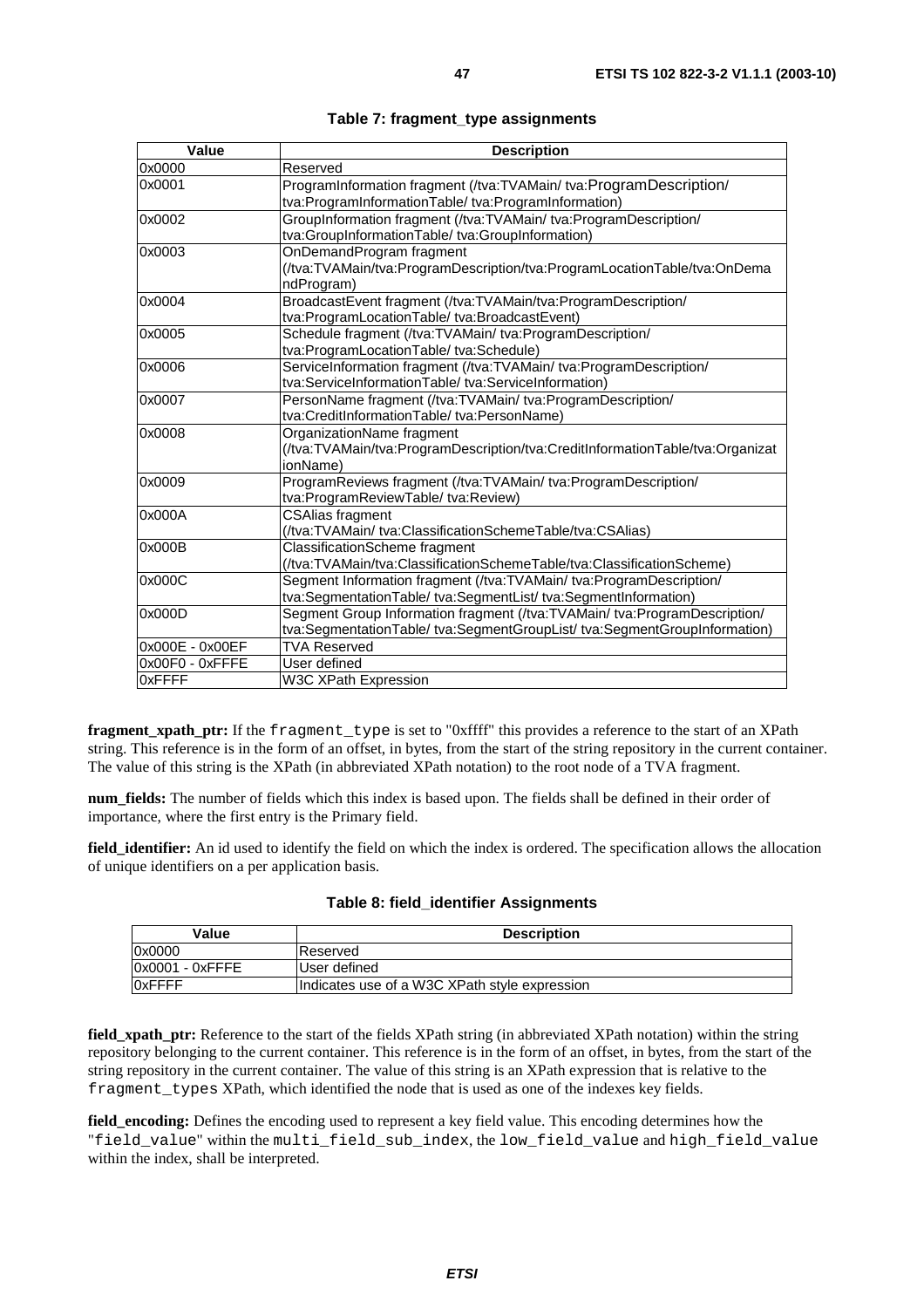**Table 7: fragment_type assignments**

| Value | Description |
|---|---|
| 0x0000 | Reserved |
| 0x0001 | ProgramInformation fragment (/tva:TVAMain/ tva:ProgramDescription/ tva:ProgramInformationTable/ tva:ProgramInformation) |
| 0x0002 | GroupInformation fragment (/tva:TVAMain/ tva:ProgramDescription/ tva:GroupInformationTable/ tva:GroupInformation) |
| 0x0003 | OnDemandProgram fragment (/tva:TVAMain/tva:ProgramDescription/tva:ProgramLocationTable/tva:OnDemandProgram) |
| 0x0004 | BroadcastEvent fragment (/tva:TVAMain/tva:ProgramDescription/ tva:ProgramLocationTable/ tva:BroadcastEvent) |
| 0x0005 | Schedule fragment (/tva:TVAMain/ tva:ProgramDescription/ tva:ProgramLocationTable/ tva:Schedule) |
| 0x0006 | ServiceInformation fragment (/tva:TVAMain/ tva:ProgramDescription/ tva:ServiceInformationTable/ tva:ServiceInformation) |
| 0x0007 | PersonName fragment (/tva:TVAMain/ tva:ProgramDescription/ tva:CreditInformationTable/ tva:PersonName) |
| 0x0008 | OrganizationName fragment (/tva:TVAMain/tva:ProgramDescription/tva:CreditInformationTable/tva:OrganizationName) |
| 0x0009 | ProgramReviews fragment (/tva:TVAMain/ tva:ProgramDescription/ tva:ProgramReviewTable/ tva:Review) |
| 0x000A | CSAlias fragment (/tva:TVAMain/ tva:ClassificationSchemeTable/tva:CSAlias) |
| 0x000B | ClassificationScheme fragment (/tva:TVAMain/tva:ClassificationSchemeTable/tva:ClassificationScheme) |
| 0x000C | Segment Information fragment (/tva:TVAMain/ tva:ProgramDescription/ tva:SegmentationTable/ tva:SegmentList/ tva:SegmentInformation) |
| 0x000D | Segment Group Information fragment (/tva:TVAMain/ tva:ProgramDescription/ tva:SegmentationTable/ tva:SegmentGroupList/ tva:SegmentGroupInformation) |
| 0x000E - 0x00EF | TVA Reserved |
| 0x00F0 - 0xFFFE | User defined |
| 0xFFFF | W3C XPath Expression |

**fragment_xpath_ptr:** If the fragment_type is set to "0xffff" this provides a reference to the start of an XPath string. This reference is in the form of an offset, in bytes, from the start of the string repository in the current container. The value of this string is the XPath (in abbreviated XPath notation) to the root node of a TVA fragment.

**num_fields:** The number of fields which this index is based upon. The fields shall be defined in their order of importance, where the first entry is the Primary field.

**field_identifier:** An id used to identify the field on which the index is ordered. The specification allows the allocation of unique identifiers on a per application basis.

**Table 8: field_identifier Assignments**

| Value | Description |
|---|---|
| 0x0000 | Reserved |
| 0x0001 - 0xFFFE | User defined |
| 0xFFFF | Indicates use of a W3C XPath style expression |

**field_xpath_ptr:** Reference to the start of the fields XPath string (in abbreviated XPath notation) within the string repository belonging to the current container. This reference is in the form of an offset, in bytes, from the start of the string repository in the current container. The value of this string is an XPath expression that is relative to the fragment_types XPath, which identified the node that is used as one of the indexes key fields.

**field_encoding:** Defines the encoding used to represent a key field value. This encoding determines how the "field_value" within the multi_field_sub_index, the low_field_value and high_field_value within the index, shall be interpreted.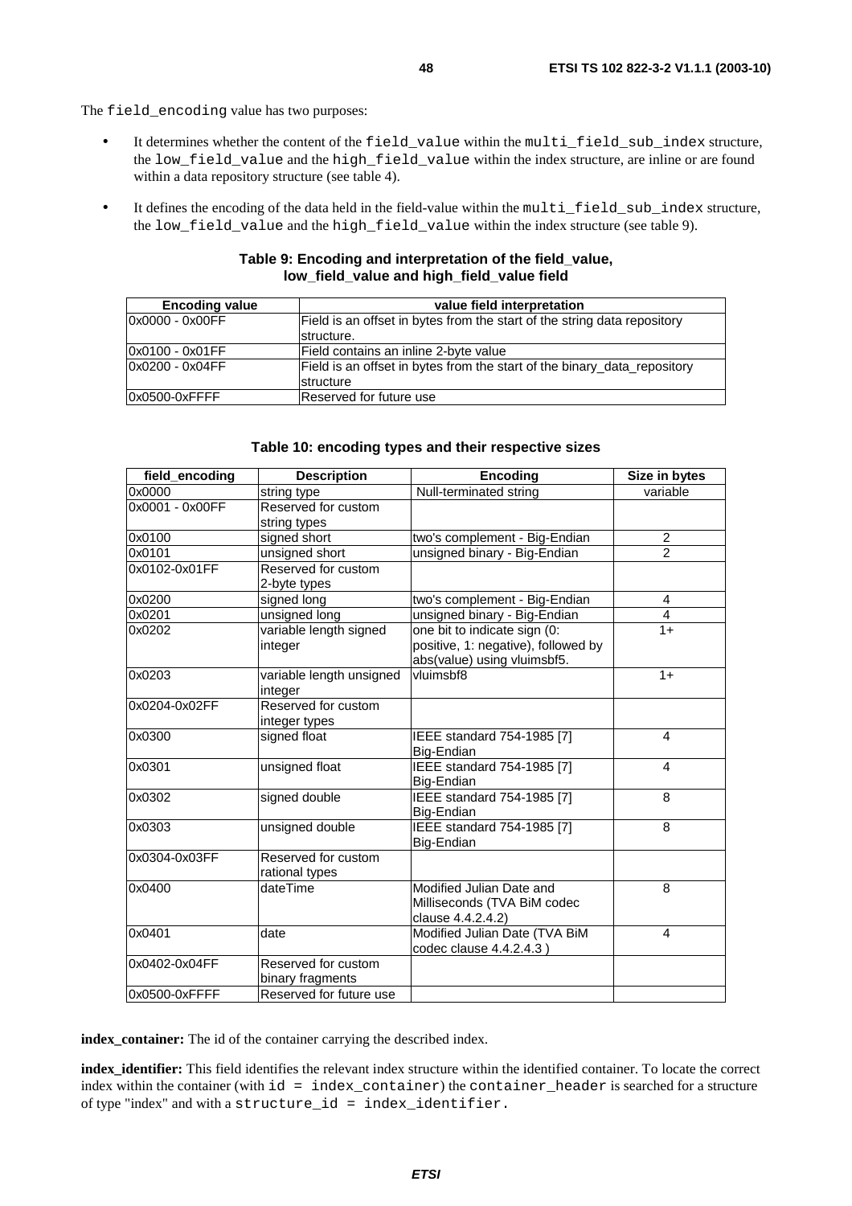The `field_encoding` value has two purposes:

- It determines whether the content of the `field_value` within the `multi_field_sub_index` structure, the `low_field_value` and the `high_field_value` within the index structure, are inline or are found within a data repository structure (see table 4).
- It defines the encoding of the data held in the field-value within the `multi_field_sub_index` structure, the `low_field_value` and the `high_field_value` within the index structure (see table 9).

**Table 9: Encoding and interpretation of the field_value, low_field_value and high_field_value field**

| Encoding value | value field interpretation |
|---|---|
| 0x0000 - 0x00FF | Field is an offset in bytes from the start of the string data repository structure. |
| 0x0100 - 0x01FF | Field contains an inline 2-byte value |
| 0x0200 - 0x04FF | Field is an offset in bytes from the start of the binary_data_repository structure |
| 0x0500-0xFFFF | Reserved for future use |

**Table 10: encoding types and their respective sizes**

| field_encoding | Description | Encoding | Size in bytes |
|---|---|---|---|
| 0x0000 | string type | Null-terminated string | variable |
| 0x0001 - 0x00FF | Reserved for custom string types | | |
| 0x0100 | signed short | two's complement - Big-Endian | 2 |
| 0x0101 | unsigned short | unsigned binary - Big-Endian | 2 |
| 0x0102-0x01FF | Reserved for custom 2-byte types | | |
| 0x0200 | signed long | two's complement - Big-Endian | 4 |
| 0x0201 | unsigned long | unsigned binary - Big-Endian | 4 |
| 0x0202 | variable length signed integer | one bit to indicate sign (0: positive, 1: negative), followed by abs(value) using vluimsbf5. | 1+ |
| 0x0203 | variable length unsigned integer | vluimsbf8 | 1+ |
| 0x0204-0x02FF | Reserved for custom integer types | | |
| 0x0300 | signed float | IEEE standard 754-1985 [7] Big-Endian | 4 |
| 0x0301 | unsigned float | IEEE standard 754-1985 [7] Big-Endian | 4 |
| 0x0302 | signed double | IEEE standard 754-1985 [7] Big-Endian | 8 |
| 0x0303 | unsigned double | IEEE standard 754-1985 [7] Big-Endian | 8 |
| 0x0304-0x03FF | Reserved for custom rational types | | |
| 0x0400 | dateTime | Modified Julian Date and Milliseconds (TVA BiM codec clause 4.4.2.4.2) | 8 |
| 0x0401 | date | Modified Julian Date (TVA BiM codec clause 4.4.2.4.3 ) | 4 |
| 0x0402-0x04FF | Reserved for custom binary fragments | | |
| 0x0500-0xFFFF | Reserved for future use | | |

**index_container:** The id of the container carrying the described index.

**index_identifier:** This field identifies the relevant index structure within the identified container. To locate the correct index within the container (with `id = index_container`) the `container_header` is searched for a structure of type "index" and with a `structure_id = index_identifier.`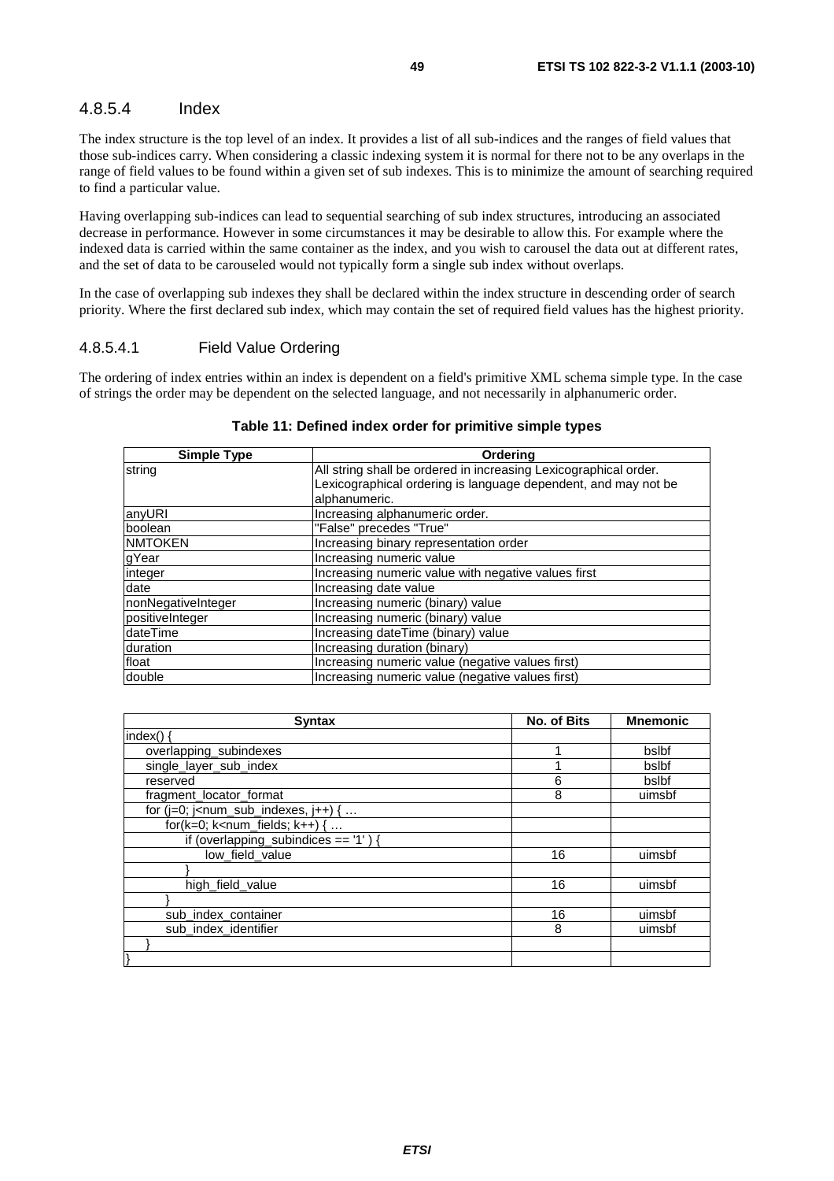### 4.8.5.4 Index

The index structure is the top level of an index. It provides a list of all sub-indices and the ranges of field values that those sub-indices carry. When considering a classic indexing system it is normal for there not to be any overlaps in the range of field values to be found within a given set of sub indexes. This is to minimize the amount of searching required to find a particular value.

Having overlapping sub-indices can lead to sequential searching of sub index structures, introducing an associated decrease in performance. However in some circumstances it may be desirable to allow this. For example where the indexed data is carried within the same container as the index, and you wish to carousel the data out at different rates, and the set of data to be carouseled would not typically form a single sub index without overlaps.

In the case of overlapping sub indexes they shall be declared within the index structure in descending order of search priority. Where the first declared sub index, which may contain the set of required field values has the highest priority.

#### 4.8.5.4.1 Field Value Ordering

The ordering of index entries within an index is dependent on a field's primitive XML schema simple type. In the case of strings the order may be dependent on the selected language, and not necessarily in alphanumeric order.

**Table 11: Defined index order for primitive simple types**

| Simple Type | Ordering |
|---|---|
| string | All string shall be ordered in increasing Lexicographical order. Lexicographical ordering is language dependent, and may not be alphanumeric. |
| anyURI | Increasing alphanumeric order. |
| boolean | "False" precedes "True" |
| NMTOKEN | Increasing binary representation order |
| gYear | Increasing numeric value |
| integer | Increasing numeric value with negative values first |
| date | Increasing date value |
| nonNegativeInteger | Increasing numeric (binary) value |
| positiveInteger | Increasing numeric (binary) value |
| dateTime | Increasing dateTime (binary) value |
| duration | Increasing duration (binary) |
| float | Increasing numeric value (negative values first) |
| double | Increasing numeric value (negative values first) |

| Syntax | No. of Bits | Mnemonic |
|---|---|---|
| index() { | | |
| &nbsp;&nbsp;&nbsp;&nbsp;overlapping_subindexes | 1 | bslbf |
| &nbsp;&nbsp;&nbsp;&nbsp;single_layer_sub_index | 1 | bslbf |
| &nbsp;&nbsp;&nbsp;&nbsp;reserved | 6 | bslbf |
| &nbsp;&nbsp;&nbsp;&nbsp;fragment_locator_format | 8 | uimsbf |
| &nbsp;&nbsp;&nbsp;&nbsp;for (j=0; j<num_sub_indexes, j++) { … | | |
| &nbsp;&nbsp;&nbsp;&nbsp;&nbsp;&nbsp;&nbsp;&nbsp;for(k=0; k<num_fields; k++) { … | | |
| &nbsp;&nbsp;&nbsp;&nbsp;&nbsp;&nbsp;&nbsp;&nbsp;&nbsp;&nbsp;&nbsp;&nbsp;if (overlapping_subindices == '1' ) { | | |
| &nbsp;&nbsp;&nbsp;&nbsp;&nbsp;&nbsp;&nbsp;&nbsp;&nbsp;&nbsp;&nbsp;&nbsp;&nbsp;&nbsp;&nbsp;&nbsp;low_field_value | 16 | uimsbf |
| &nbsp;&nbsp;&nbsp;&nbsp;&nbsp;&nbsp;&nbsp;&nbsp;&nbsp;&nbsp;&nbsp;&nbsp;} | | |
| &nbsp;&nbsp;&nbsp;&nbsp;&nbsp;&nbsp;&nbsp;&nbsp;&nbsp;&nbsp;&nbsp;&nbsp;high_field_value | 16 | uimsbf |
| &nbsp;&nbsp;&nbsp;&nbsp;&nbsp;&nbsp;&nbsp;&nbsp;} | | |
| &nbsp;&nbsp;&nbsp;&nbsp;&nbsp;&nbsp;&nbsp;&nbsp;sub_index_container | 16 | uimsbf |
| &nbsp;&nbsp;&nbsp;&nbsp;&nbsp;&nbsp;&nbsp;&nbsp;sub_index_identifier | 8 | uimsbf |
| &nbsp;&nbsp;&nbsp;&nbsp;} | | |
| } | | |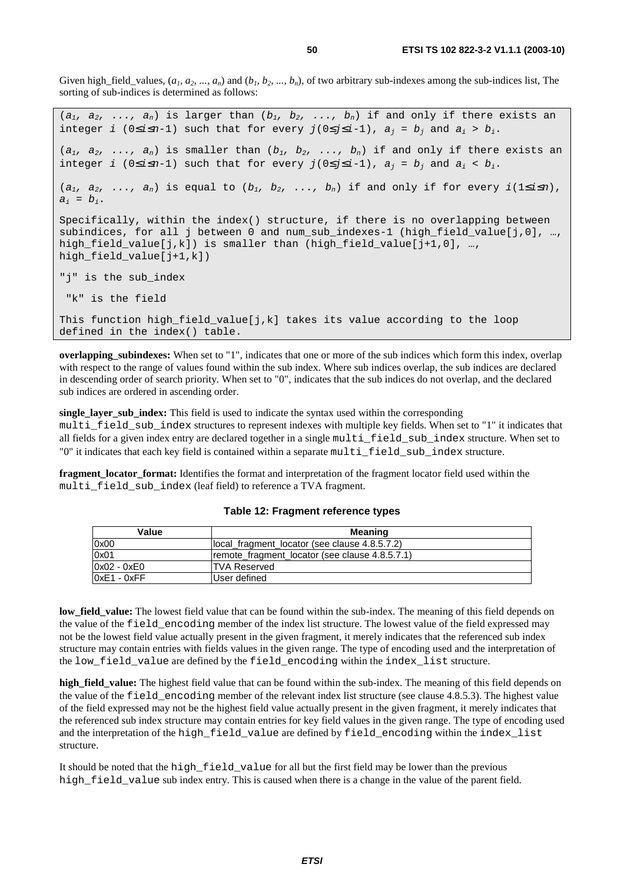Given high_field_values, $(a_1, a_2, ..., a_n)$ and $(b_1, b_2, ..., b_n)$, of two arbitrary sub-indexes among the sub-indices list, The sorting of sub-indices is determined as follows:

$(a_1, a_2, ..., a_n)$ is larger than $(b_1, b_2, ..., b_n)$ if and only if there exists an integer $i$ ($0 \le i \le n-1$) such that for every $j$($0 \le j \le i-1$), $a_j = b_j$ and $a_i > b_i$.

$(a_1, a_2, ..., a_n)$ is smaller than $(b_1, b_2, ..., b_n)$ if and only if there exists an integer $i$ ($0 \le i \le n-1$) such that for every $j$($0 \le j \le i-1$), $a_j = b_j$ and $a_i < b_i$.

$(a_1, a_2, ..., a_n)$ is equal to $(b_1, b_2, ..., b_n)$ if and only if for every $i$($1 \le i \le n$), $a_i = b_i$.

Specifically, within the index() structure, if there is no overlapping between subindices, for all j between 0 and num_sub_indexes-1 (high_field_value[j,0], …, high_field_value[j,k]) is smaller than (high_field_value[j+1,0], …, high_field_value[j+1,k])

"j" is the sub_index

"k" is the field

This function high_field_value[j,k] takes its value according to the loop defined in the index() table.

**overlapping_subindexes:** When set to "1", indicates that one or more of the sub indices which form this index, overlap with respect to the range of values found within the sub index. Where sub indices overlap, the sub indices are declared in descending order of search priority. When set to "0", indicates that the sub indices do not overlap, and the declared sub indices are ordered in ascending order.

**single_layer_sub_index:** This field is used to indicate the syntax used within the corresponding `multi_field_sub_index` structures to represent indexes with multiple key fields. When set to "1" it indicates that all fields for a given index entry are declared together in a single `multi_field_sub_index` structure. When set to "0" it indicates that each key field is contained within a separate `multi_field_sub_index` structure.

**fragment_locator_format:** Identifies the format and interpretation of the fragment locator field used within the `multi_field_sub_index` (leaf field) to reference a TVA fragment.

**Table 12: Fragment reference types**

| Value | Meaning |
|---|---|
| 0x00 | local_fragment_locator (see clause 4.8.5.7.2) |
| 0x01 | remote_fragment_locator (see clause 4.8.5.7.1) |
| 0x02 - 0xE0 | TVA Reserved |
| 0xE1 - 0xFF | User defined |

**low_field_value:** The lowest field value that can be found within the sub-index. The meaning of this field depends on the value of the `field_encoding` member of the index list structure. The lowest value of the field expressed may not be the lowest field value actually present in the given fragment, it merely indicates that the referenced sub index structure may contain entries with fields values in the given range. The type of encoding used and the interpretation of the `low_field_value` are defined by the `field_encoding` within the `index_list` structure.

**high_field_value:** The highest field value that can be found within the sub-index. The meaning of this field depends on the value of the `field_encoding` member of the relevant index list structure (see clause 4.8.5.3). The highest value of the field expressed may not be the highest field value actually present in the given fragment, it merely indicates that the referenced sub index structure may contain entries for key field values in the given range. The type of encoding used and the interpretation of the `high_field_value` are defined by `field_encoding` within the `index_list` structure.

It should be noted that the `high_field_value` for all but the first field may be lower than the previous `high_field_value` sub index entry. This is caused when there is a change in the value of the parent field.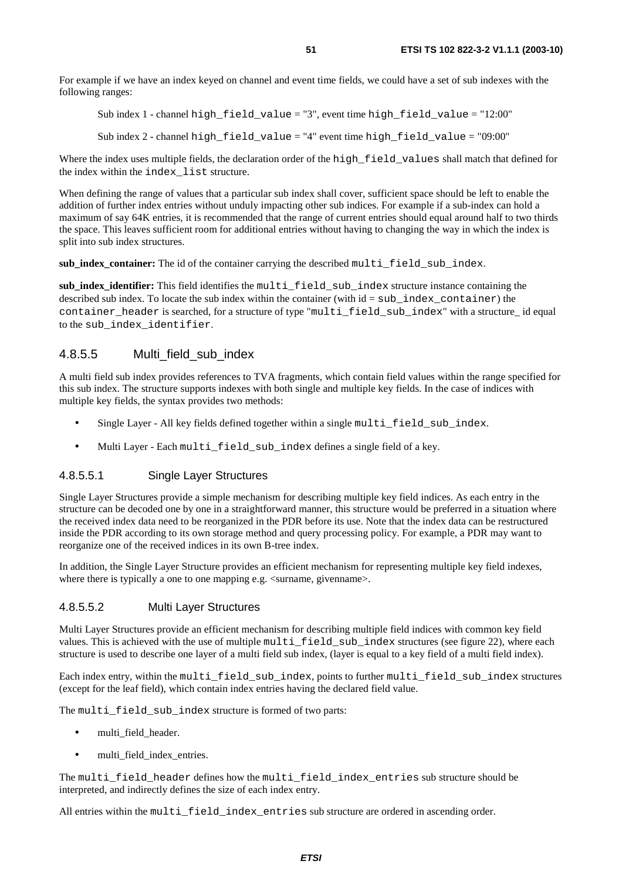For example if we have an index keyed on channel and event time fields, we could have a set of sub indexes with the following ranges:

Sub index 1 - channel `high_field_value` = "3", event time `high_field_value` = "12:00"

Sub index 2 - channel `high_field_value` = "4" event time `high_field_value` = "09:00"

Where the index uses multiple fields, the declaration order of the `high_field_values` shall match that defined for the index within the `index_list` structure.

When defining the range of values that a particular sub index shall cover, sufficient space should be left to enable the addition of further index entries without unduly impacting other sub indices. For example if a sub-index can hold a maximum of say 64K entries, it is recommended that the range of current entries should equal around half to two thirds the space. This leaves sufficient room for additional entries without having to changing the way in which the index is split into sub index structures.

**sub_index_container:** The id of the container carrying the described `multi_field_sub_index`.

**sub_index_identifier:** This field identifies the `multi_field_sub_index` structure instance containing the described sub index. To locate the sub index within the container (with id = `sub_index_container`) the `container_header` is searched, for a structure of type "`multi_field_sub_index`" with a structure_ id equal to the `sub_index_identifier`.

### 4.8.5.5 Multi_field_sub_index

A multi field sub index provides references to TVA fragments, which contain field values within the range specified for this sub index. The structure supports indexes with both single and multiple key fields. In the case of indices with multiple key fields, the syntax provides two methods:

- Single Layer - All key fields defined together within a single `multi_field_sub_index`.
- Multi Layer - Each `multi_field_sub_index` defines a single field of a key.

#### 4.8.5.5.1 Single Layer Structures

Single Layer Structures provide a simple mechanism for describing multiple key field indices. As each entry in the structure can be decoded one by one in a straightforward manner, this structure would be preferred in a situation where the received index data need to be reorganized in the PDR before its use. Note that the index data can be restructured inside the PDR according to its own storage method and query processing policy. For example, a PDR may want to reorganize one of the received indices in its own B-tree index.

In addition, the Single Layer Structure provides an efficient mechanism for representing multiple key field indexes, where there is typically a one to one mapping e.g. <surname, givenname>.

#### 4.8.5.5.2 Multi Layer Structures

Multi Layer Structures provide an efficient mechanism for describing multiple field indices with common key field values. This is achieved with the use of multiple `multi_field_sub_index` structures (see figure 22), where each structure is used to describe one layer of a multi field sub index, (layer is equal to a key field of a multi field index).

Each index entry, within the `multi_field_sub_index`, points to further `multi_field_sub_index` structures (except for the leaf field), which contain index entries having the declared field value.

The `multi_field_sub_index` structure is formed of two parts:

- multi_field_header.
- multi_field_index_entries.

The `multi_field_header` defines how the `multi_field_index_entries` sub structure should be interpreted, and indirectly defines the size of each index entry.

All entries within the `multi_field_index_entries` sub structure are ordered in ascending order.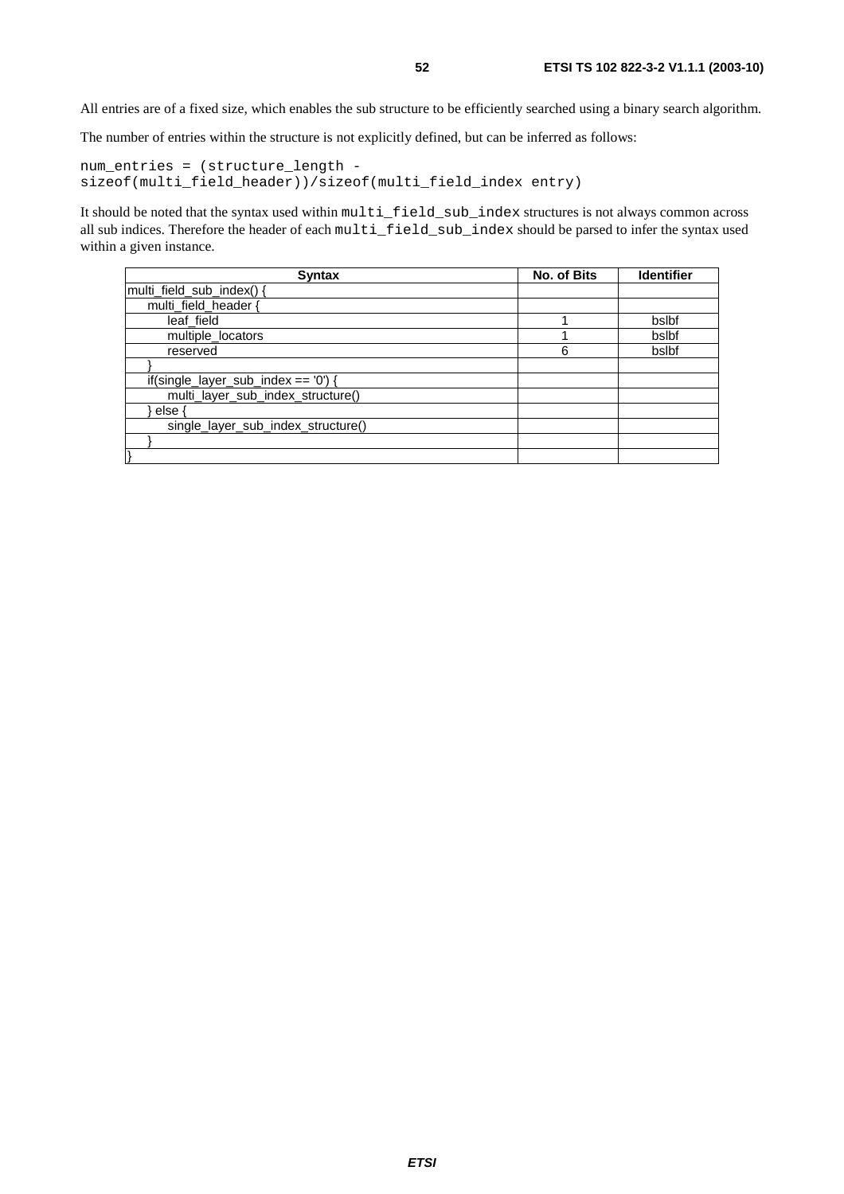All entries are of a fixed size, which enables the sub structure to be efficiently searched using a binary search algorithm.

The number of entries within the structure is not explicitly defined, but can be inferred as follows:

```
num_entries = (structure_length -
sizeof(multi_field_header))/sizeof(multi_field_index entry)
```

It should be noted that the syntax used within `multi_field_sub_index` structures is not always common across all sub indices. Therefore the header of each `multi_field_sub_index` should be parsed to infer the syntax used within a given instance.

| Syntax | No. of Bits | Identifier |
|---|---|---|
| multi_field_sub_index() { | | |
| multi_field_header { | | |
| leaf_field | 1 | bslbf |
| multiple_locators | 1 | bslbf |
| reserved | 6 | bslbf |
| } | | |
| if(single_layer_sub_index == '0') { | | |
| multi_layer_sub_index_structure() | | |
| } else { | | |
| single_layer_sub_index_structure() | | |
| } | | |
| } | | |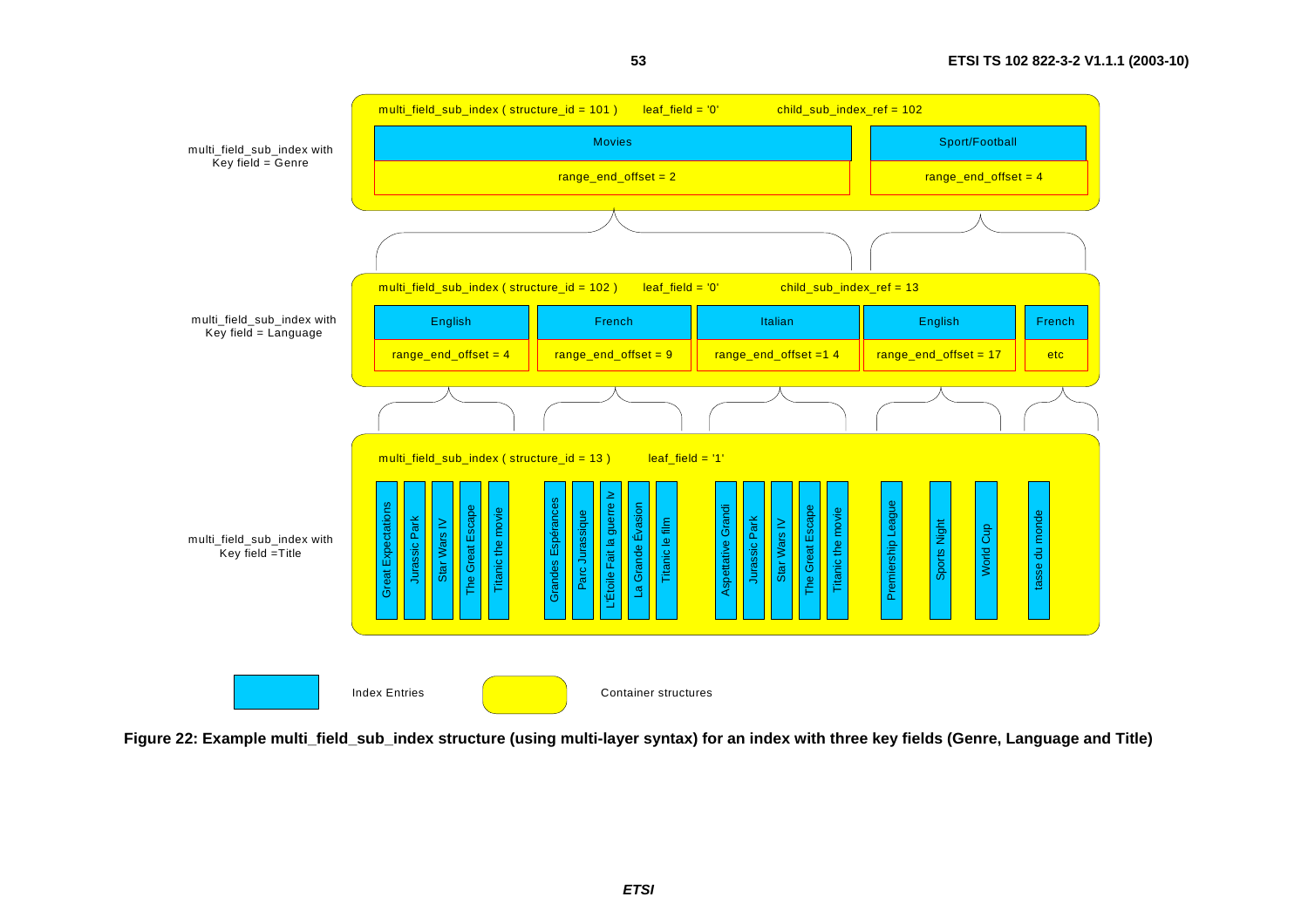multi_field_sub_index with Key field = Genre

multi_field_sub_index ( structure_id = 101 ) leaf_field = '0' child_sub_index_ref = 102

| Movies | Sport/Football |
| --- | --- |
| range_end_offset = 2 | range_end_offset = 4 |

multi_field_sub_index with Key field = Language

multi_field_sub_index ( structure_id = 102 ) leaf_field = '0' child_sub_index_ref = 13

| English | French | Italian | English | French |
| --- | --- | --- | --- | --- |
| range_end_offset = 4 | range_end_offset = 9 | range_end_offset =1 4 | range_end_offset = 17 | etc |

multi_field_sub_index with Key field =Title

multi_field_sub_index ( structure_id = 13 ) leaf_field = '1'

Great Expectations, Jurassic Park, Star Wars IV, The Great Escape, Titanic the movie

Grandes Espérances, Parc Jurassique, L'Étoile Fait la guerre Iv, La Grande Évasion, Titanic le film

Aspettative Grandi, Jurassic Park, Star Wars IV, The Great Escape, Titanic the movie

Premiership League, Sports Night, World Cup

tasse du monde

Index Entries | Container structures

**Figure 22: Example multi_field_sub_index structure (using multi-layer syntax) for an index with three key fields (Genre, Language and Title)**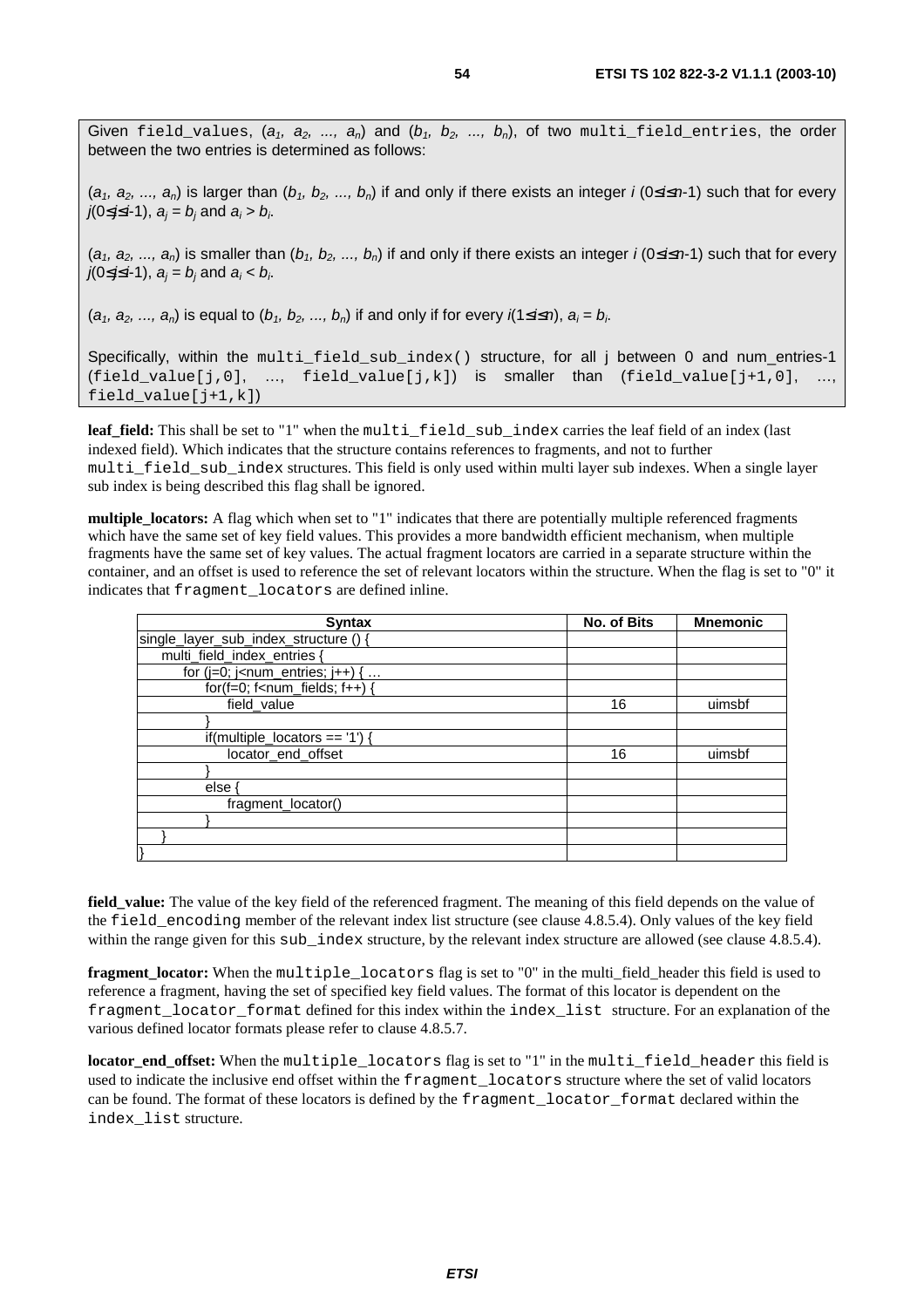Given `field_values`, ($a_1$, $a_2$, ..., $a_n$) and ($b_1$, $b_2$, ..., $b_n$), of two `multi_field_entries`, the order between the two entries is determined as follows:

($a_1$, $a_2$, ..., $a_n$) is larger than ($b_1$, $b_2$, ..., $b_n$) if and only if there exists an integer $i$ ($0 \le i \le n$-1) such that for every $j$($0 \le j \le i$-1), $a_j = b_j$ and $a_i > b_i$.

($a_1$, $a_2$, ..., $a_n$) is smaller than ($b_1$, $b_2$, ..., $b_n$) if and only if there exists an integer $i$ ($0 \le i \le n$-1) such that for every $j$($0 \le j \le i$-1), $a_j = b_j$ and $a_i < b_i$.

($a_1$, $a_2$, ..., $a_n$) is equal to ($b_1$, $b_2$, ..., $b_n$) if and only if for every $i$($1 \le i \le n$), $a_i = b_i$.

Specifically, within the `multi_field_sub_index()` structure, for all j between 0 and num_entries-1 (`field_value[j,0]`, …, `field_value[j,k]`) is smaller than (`field_value[j+1,0]`, …, `field_value[j+1,k]`)

**leaf_field:** This shall be set to "1" when the `multi_field_sub_index` carries the leaf field of an index (last indexed field). Which indicates that the structure contains references to fragments, and not to further `multi_field_sub_index` structures. This field is only used within multi layer sub indexes. When a single layer sub index is being described this flag shall be ignored.

**multiple_locators:** A flag which when set to "1" indicates that there are potentially multiple referenced fragments which have the same set of key field values. This provides a more bandwidth efficient mechanism, when multiple fragments have the same set of key values. The actual fragment locators are carried in a separate structure within the container, and an offset is used to reference the set of relevant locators within the structure. When the flag is set to "0" it indicates that `fragment_locators` are defined inline.

| Syntax | No. of Bits | Mnemonic |
|---|---|---|
| single_layer_sub_index_structure () { | | |
| multi_field_index_entries { | | |
| for (j=0; j<num_entries; j++) { … | | |
| for(f=0; f<num_fields; f++) { | | |
| field_value | 16 | uimsbf |
| } | | |
| if(multiple_locators == '1') { | | |
| locator_end_offset | 16 | uimsbf |
| } | | |
| else { | | |
| fragment_locator() | | |
| } | | |
| } | | |
| } | | |

**field_value:** The value of the key field of the referenced fragment. The meaning of this field depends on the value of the `field_encoding` member of the relevant index list structure (see clause 4.8.5.4). Only values of the key field within the range given for this `sub_index` structure, by the relevant index structure are allowed (see clause 4.8.5.4).

**fragment_locator:** When the `multiple_locators` flag is set to "0" in the multi_field_header this field is used to reference a fragment, having the set of specified key field values. The format of this locator is dependent on the `fragment_locator_format` defined for this index within the `index_list` structure. For an explanation of the various defined locator formats please refer to clause 4.8.5.7.

**locator_end_offset:** When the `multiple_locators` flag is set to "1" in the `multi_field_header` this field is used to indicate the inclusive end offset within the `fragment_locators` structure where the set of valid locators can be found. The format of these locators is defined by the `fragment_locator_format` declared within the `index_list` structure.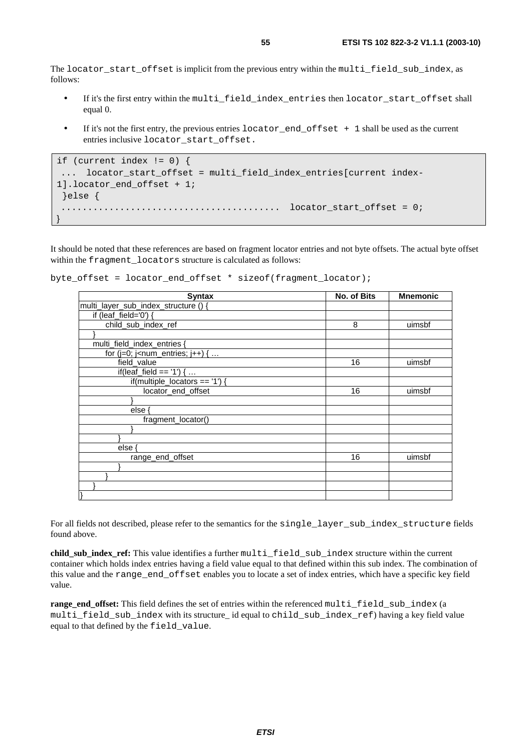The `locator_start_offset` is implicit from the previous entry within the `multi_field_sub_index`, as follows:

- If it's the first entry within the `multi_field_index_entries` then `locator_start_offset` shall equal 0.
- If it's not the first entry, the previous entries `locator_end_offset + 1` shall be used as the current entries inclusive `locator_start_offset.`

```
if (current index != 0) {
 ...  locator_start_offset = multi_field_index_entries[current index-
1].locator_end_offset + 1;
 }else {
 ........................................  locator_start_offset = 0;
}
```

It should be noted that these references are based on fragment locator entries and not byte offsets. The actual byte offset within the `fragment_locators` structure is calculated as follows:

```
byte_offset = locator_end_offset * sizeof(fragment_locator);
```

| Syntax | No. of Bits | Mnemonic |
|---|---|---|
| multi_layer_sub_index_structure () { | | |
| &nbsp;&nbsp;&nbsp;&nbsp;if (leaf_field='0') { | | |
| &nbsp;&nbsp;&nbsp;&nbsp;&nbsp;&nbsp;&nbsp;&nbsp;child_sub_index_ref | 8 | uimsbf |
| &nbsp;&nbsp;&nbsp;&nbsp;} | | |
| &nbsp;&nbsp;&nbsp;&nbsp;multi_field_index_entries { | | |
| &nbsp;&nbsp;&nbsp;&nbsp;&nbsp;&nbsp;&nbsp;&nbsp;for (j=0; j<num_entries; j++) { … | | |
| &nbsp;&nbsp;&nbsp;&nbsp;&nbsp;&nbsp;&nbsp;&nbsp;&nbsp;&nbsp;&nbsp;&nbsp;field_value | 16 | uimsbf |
| &nbsp;&nbsp;&nbsp;&nbsp;&nbsp;&nbsp;&nbsp;&nbsp;&nbsp;&nbsp;&nbsp;&nbsp;if(leaf_field == '1') { … | | |
| &nbsp;&nbsp;&nbsp;&nbsp;&nbsp;&nbsp;&nbsp;&nbsp;&nbsp;&nbsp;&nbsp;&nbsp;&nbsp;&nbsp;&nbsp;&nbsp;if(multiple_locators == '1') { | | |
| &nbsp;&nbsp;&nbsp;&nbsp;&nbsp;&nbsp;&nbsp;&nbsp;&nbsp;&nbsp;&nbsp;&nbsp;&nbsp;&nbsp;&nbsp;&nbsp;&nbsp;&nbsp;&nbsp;&nbsp;locator_end_offset | 16 | uimsbf |
| &nbsp;&nbsp;&nbsp;&nbsp;&nbsp;&nbsp;&nbsp;&nbsp;&nbsp;&nbsp;&nbsp;&nbsp;&nbsp;&nbsp;&nbsp;&nbsp;} | | |
| &nbsp;&nbsp;&nbsp;&nbsp;&nbsp;&nbsp;&nbsp;&nbsp;&nbsp;&nbsp;&nbsp;&nbsp;&nbsp;&nbsp;&nbsp;&nbsp;else { | | |
| &nbsp;&nbsp;&nbsp;&nbsp;&nbsp;&nbsp;&nbsp;&nbsp;&nbsp;&nbsp;&nbsp;&nbsp;&nbsp;&nbsp;&nbsp;&nbsp;&nbsp;&nbsp;&nbsp;&nbsp;fragment_locator() | | |
| &nbsp;&nbsp;&nbsp;&nbsp;&nbsp;&nbsp;&nbsp;&nbsp;&nbsp;&nbsp;&nbsp;&nbsp;&nbsp;&nbsp;&nbsp;&nbsp;} | | |
| &nbsp;&nbsp;&nbsp;&nbsp;&nbsp;&nbsp;&nbsp;&nbsp;&nbsp;&nbsp;&nbsp;&nbsp;} | | |
| &nbsp;&nbsp;&nbsp;&nbsp;&nbsp;&nbsp;&nbsp;&nbsp;&nbsp;&nbsp;&nbsp;&nbsp;else { | | |
| &nbsp;&nbsp;&nbsp;&nbsp;&nbsp;&nbsp;&nbsp;&nbsp;&nbsp;&nbsp;&nbsp;&nbsp;&nbsp;&nbsp;&nbsp;&nbsp;range_end_offset | 16 | uimsbf |
| &nbsp;&nbsp;&nbsp;&nbsp;&nbsp;&nbsp;&nbsp;&nbsp;&nbsp;&nbsp;&nbsp;&nbsp;} | | |
| &nbsp;&nbsp;&nbsp;&nbsp;&nbsp;&nbsp;&nbsp;&nbsp;} | | |
| &nbsp;&nbsp;&nbsp;&nbsp;} | | |
| } | | |

For all fields not described, please refer to the semantics for the `single_layer_sub_index_structure` fields found above.

**child_sub_index_ref:** This value identifies a further `multi_field_sub_index` structure within the current container which holds index entries having a field value equal to that defined within this sub index. The combination of this value and the `range_end_offset` enables you to locate a set of index entries, which have a specific key field value.

**range_end_offset:** This field defines the set of entries within the referenced `multi_field_sub_index` (a `multi_field_sub_index` with its structure_ id equal to `child_sub_index_ref`) having a key field value equal to that defined by the `field_value`.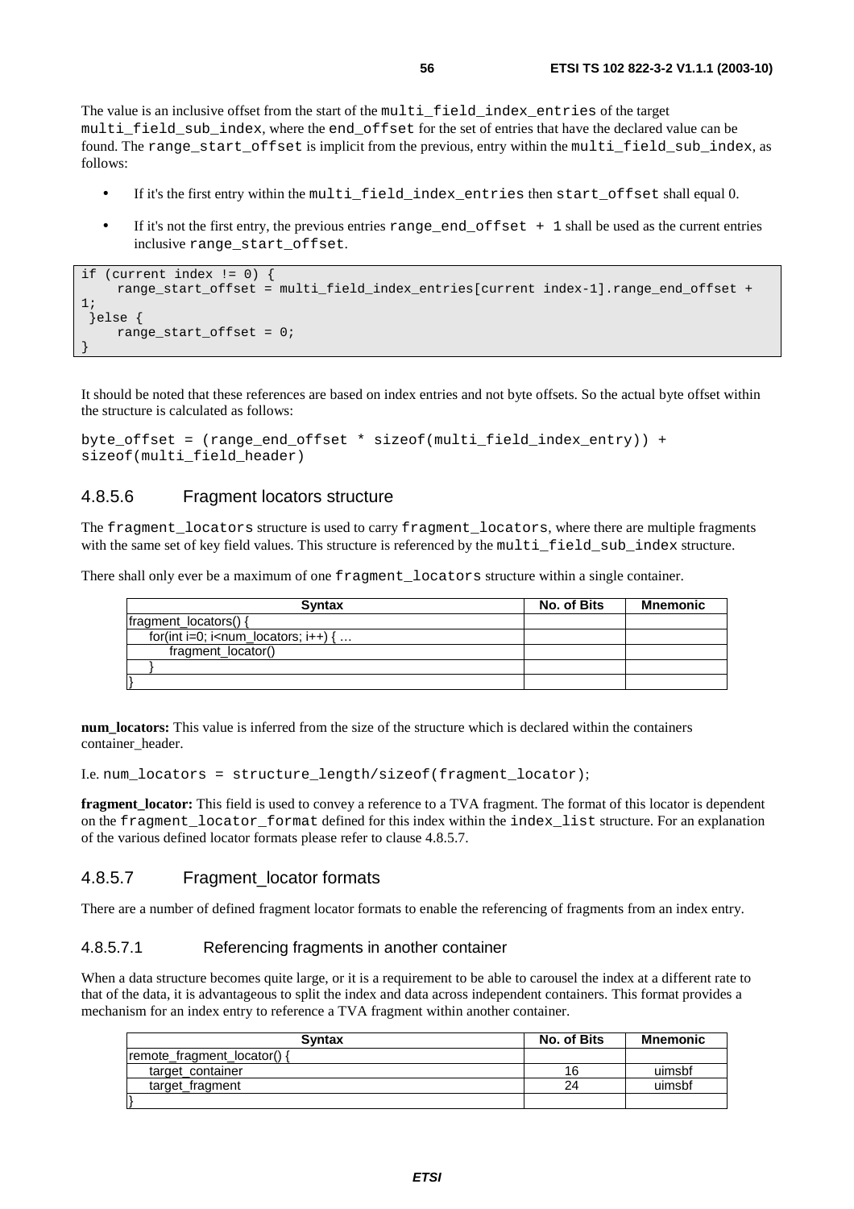The value is an inclusive offset from the start of the `multi_field_index_entries` of the target `multi_field_sub_index`, where the `end_offset` for the set of entries that have the declared value can be found. The `range_start_offset` is implicit from the previous, entry within the `multi_field_sub_index`, as follows:

- If it's the first entry within the `multi_field_index_entries` then `start_offset` shall equal 0.
- If it's not the first entry, the previous entries `range_end_offset + 1` shall be used as the current entries inclusive `range_start_offset`.

```
if (current index != 0) {
     range_start_offset = multi_field_index_entries[current index-1].range_end_offset +
1;
 }else {
     range_start_offset = 0;
}
```

It should be noted that these references are based on index entries and not byte offsets. So the actual byte offset within the structure is calculated as follows:

```
byte_offset = (range_end_offset * sizeof(multi_field_index_entry)) +
sizeof(multi_field_header)
```

### 4.8.5.6 Fragment locators structure

The `fragment_locators` structure is used to carry `fragment_locators`, where there are multiple fragments with the same set of key field values. This structure is referenced by the `multi_field_sub_index` structure.

There shall only ever be a maximum of one `fragment_locators` structure within a single container.

| Syntax | No. of Bits | Mnemonic |
|---|---|---|
| fragment_locators() { | | |
| for(int i=0; i<num_locators; i++) { … | | |
| fragment_locator() | | |
| } | | |
| } | | |

**num_locators:** This value is inferred from the size of the structure which is declared within the containers container_header.

I.e. `num_locators = structure_length/sizeof(fragment_locator)`;

**fragment_locator:** This field is used to convey a reference to a TVA fragment. The format of this locator is dependent on the `fragment_locator_format` defined for this index within the `index_list` structure. For an explanation of the various defined locator formats please refer to clause 4.8.5.7.

### 4.8.5.7 Fragment_locator formats

There are a number of defined fragment locator formats to enable the referencing of fragments from an index entry.

#### 4.8.5.7.1 Referencing fragments in another container

When a data structure becomes quite large, or it is a requirement to be able to carousel the index at a different rate to that of the data, it is advantageous to split the index and data across independent containers. This format provides a mechanism for an index entry to reference a TVA fragment within another container.

| Syntax | No. of Bits | Mnemonic |
|---|---|---|
| remote_fragment_locator() { | | |
| target_container | 16 | uimsbf |
| target_fragment | 24 | uimsbf |
| } | | |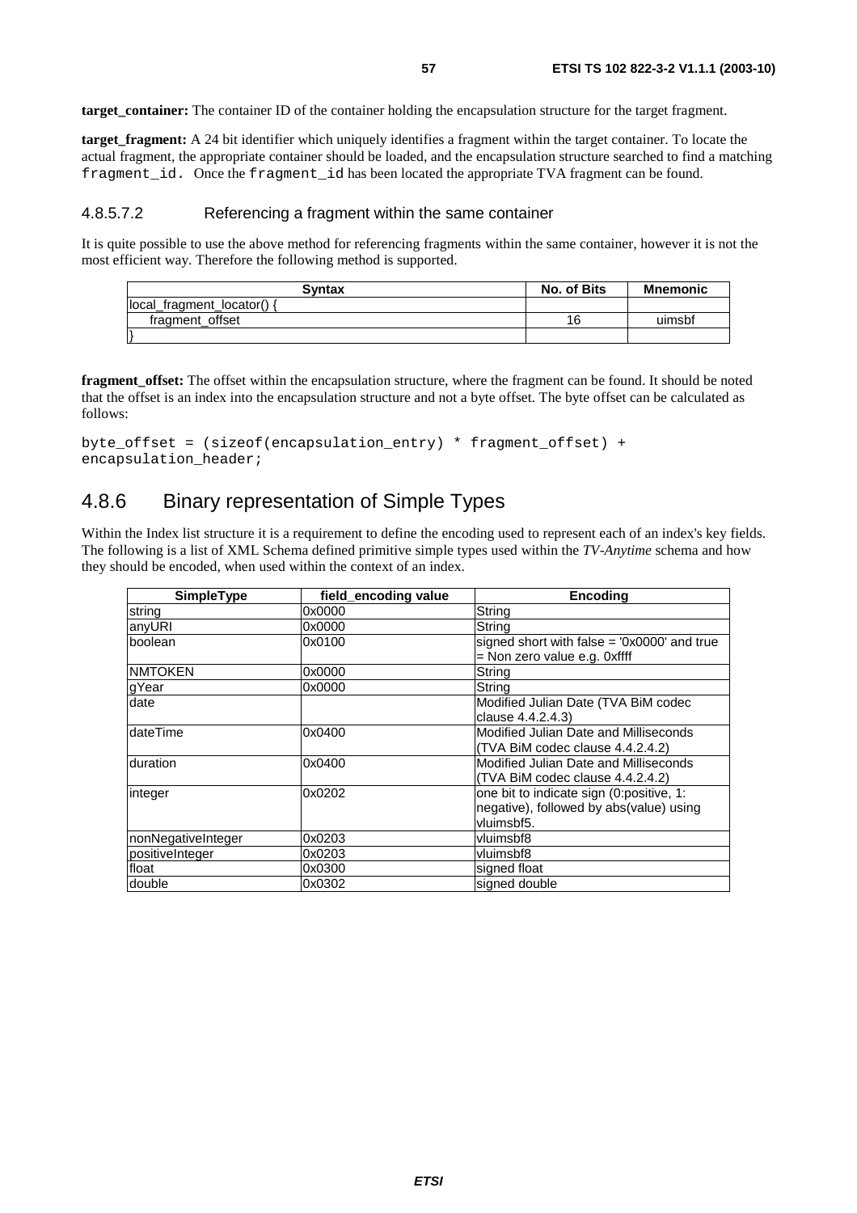**target_container:** The container ID of the container holding the encapsulation structure for the target fragment.

**target_fragment:** A 24 bit identifier which uniquely identifies a fragment within the target container. To locate the actual fragment, the appropriate container should be loaded, and the encapsulation structure searched to find a matching `fragment_id.` Once the `fragment_id` has been located the appropriate TVA fragment can be found.

#### 4.8.5.7.2 Referencing a fragment within the same container

It is quite possible to use the above method for referencing fragments within the same container, however it is not the most efficient way. Therefore the following method is supported.

| Syntax | No. of Bits | Mnemonic |
|---|---|---|
| local_fragment_locator() { | | |
| fragment_offset | 16 | uimsbf |
| } | | |

**fragment_offset:** The offset within the encapsulation structure, where the fragment can be found. It should be noted that the offset is an index into the encapsulation structure and not a byte offset. The byte offset can be calculated as follows:

```
byte_offset = (sizeof(encapsulation_entry) * fragment_offset) +
encapsulation_header;
```

## 4.8.6 Binary representation of Simple Types

Within the Index list structure it is a requirement to define the encoding used to represent each of an index's key fields. The following is a list of XML Schema defined primitive simple types used within the *TV-Anytime* schema and how they should be encoded, when used within the context of an index.

| SimpleType | field_encoding value | Encoding |
|---|---|---|
| string | 0x0000 | String |
| anyURI | 0x0000 | String |
| boolean | 0x0100 | signed short with false = '0x0000' and true = Non zero value e.g. 0xffff |
| NMTOKEN | 0x0000 | String |
| gYear | 0x0000 | String |
| date | | Modified Julian Date (TVA BiM codec clause 4.4.2.4.3) |
| dateTime | 0x0400 | Modified Julian Date and Milliseconds (TVA BiM codec clause 4.4.2.4.2) |
| duration | 0x0400 | Modified Julian Date and Milliseconds (TVA BiM codec clause 4.4.2.4.2) |
| integer | 0x0202 | one bit to indicate sign (0:positive, 1: negative), followed by abs(value) using vluimsbf5. |
| nonNegativeInteger | 0x0203 | vluimsbf8 |
| positiveInteger | 0x0203 | vluimsbf8 |
| float | 0x0300 | signed float |
| double | 0x0302 | signed double |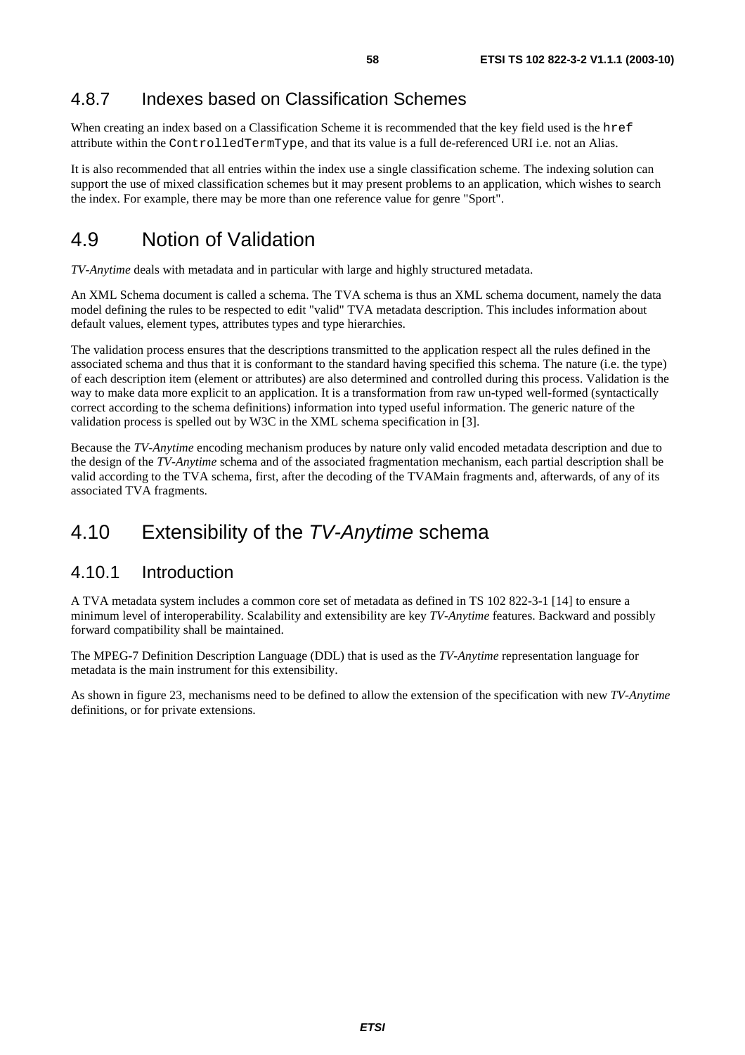### 4.8.7 Indexes based on Classification Schemes

When creating an index based on a Classification Scheme it is recommended that the key field used is the `href` attribute within the `ControlledTermType`, and that its value is a full de-referenced URI i.e. not an Alias.

It is also recommended that all entries within the index use a single classification scheme. The indexing solution can support the use of mixed classification schemes but it may present problems to an application, which wishes to search the index. For example, there may be more than one reference value for genre "Sport".

## 4.9 Notion of Validation

*TV-Anytime* deals with metadata and in particular with large and highly structured metadata.

An XML Schema document is called a schema. The TVA schema is thus an XML schema document, namely the data model defining the rules to be respected to edit "valid" TVA metadata description. This includes information about default values, element types, attributes types and type hierarchies.

The validation process ensures that the descriptions transmitted to the application respect all the rules defined in the associated schema and thus that it is conformant to the standard having specified this schema. The nature (i.e. the type) of each description item (element or attributes) are also determined and controlled during this process. Validation is the way to make data more explicit to an application. It is a transformation from raw un-typed well-formed (syntactically correct according to the schema definitions) information into typed useful information. The generic nature of the validation process is spelled out by W3C in the XML schema specification in [3].

Because the *TV-Anytime* encoding mechanism produces by nature only valid encoded metadata description and due to the design of the *TV-Anytime* schema and of the associated fragmentation mechanism, each partial description shall be valid according to the TVA schema, first, after the decoding of the TVAMain fragments and, afterwards, of any of its associated TVA fragments.

## 4.10 Extensibility of the *TV-Anytime* schema

### 4.10.1 Introduction

A TVA metadata system includes a common core set of metadata as defined in TS 102 822-3-1 [14] to ensure a minimum level of interoperability. Scalability and extensibility are key *TV-Anytime* features. Backward and possibly forward compatibility shall be maintained.

The MPEG-7 Definition Description Language (DDL) that is used as the *TV-Anytime* representation language for metadata is the main instrument for this extensibility.

As shown in figure 23, mechanisms need to be defined to allow the extension of the specification with new *TV-Anytime* definitions, or for private extensions.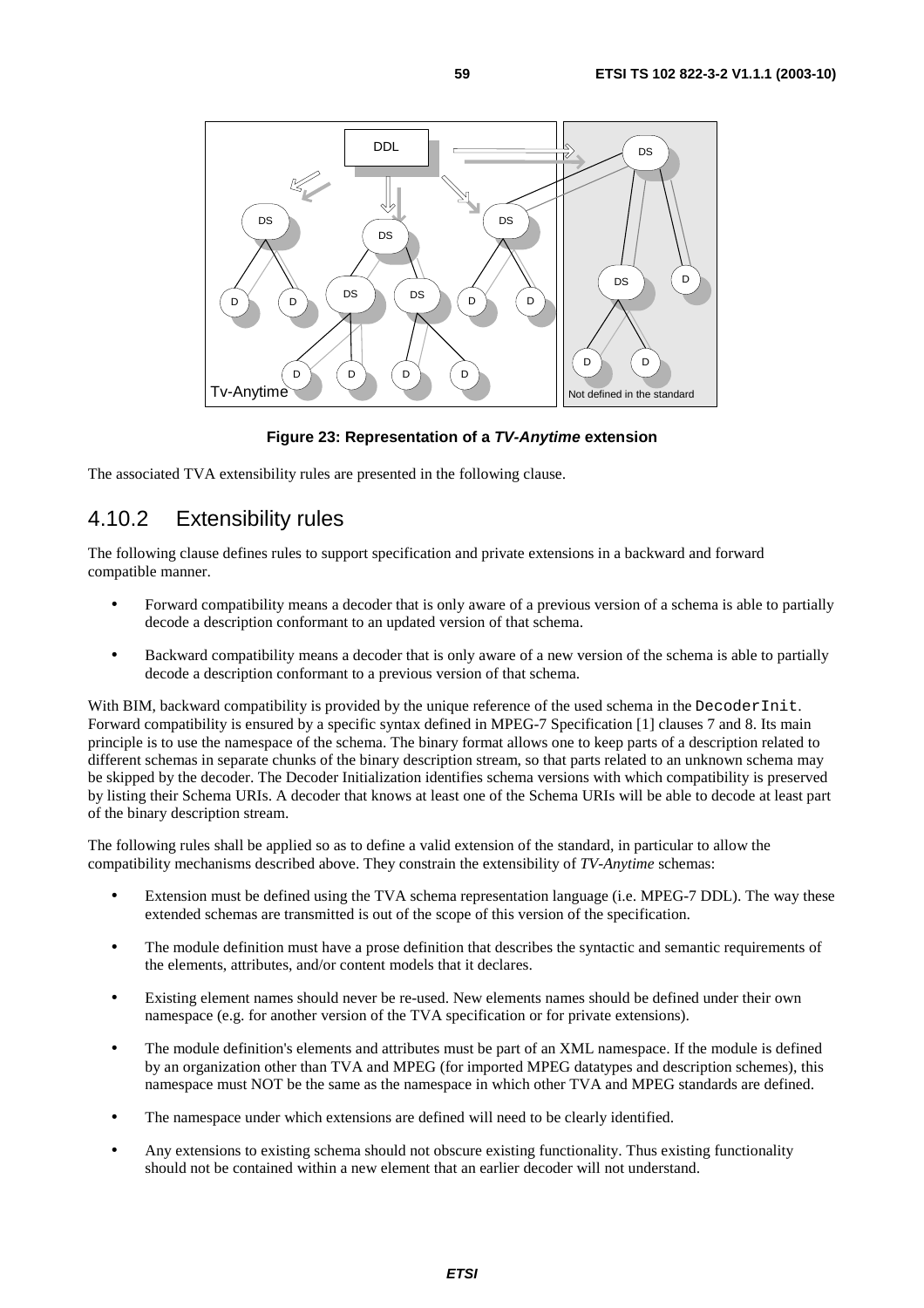Figure 23: Representation of a *TV-Anytime* extension

The associated TVA extensibility rules are presented in the following clause.

## 4.10.2 Extensibility rules

The following clause defines rules to support specification and private extensions in a backward and forward compatible manner.

- Forward compatibility means a decoder that is only aware of a previous version of a schema is able to partially decode a description conformant to an updated version of that schema.
- Backward compatibility means a decoder that is only aware of a new version of the schema is able to partially decode a description conformant to a previous version of that schema.

With BIM, backward compatibility is provided by the unique reference of the used schema in the DecoderInit. Forward compatibility is ensured by a specific syntax defined in MPEG-7 Specification [1] clauses 7 and 8. Its main principle is to use the namespace of the schema. The binary format allows one to keep parts of a description related to different schemas in separate chunks of the binary description stream, so that parts related to an unknown schema may be skipped by the decoder. The Decoder Initialization identifies schema versions with which compatibility is preserved by listing their Schema URIs. A decoder that knows at least one of the Schema URIs will be able to decode at least part of the binary description stream.

The following rules shall be applied so as to define a valid extension of the standard, in particular to allow the compatibility mechanisms described above. They constrain the extensibility of *TV-Anytime* schemas:

- Extension must be defined using the TVA schema representation language (i.e. MPEG-7 DDL). The way these extended schemas are transmitted is out of the scope of this version of the specification.
- The module definition must have a prose definition that describes the syntactic and semantic requirements of the elements, attributes, and/or content models that it declares.
- Existing element names should never be re-used. New elements names should be defined under their own namespace (e.g. for another version of the TVA specification or for private extensions).
- The module definition's elements and attributes must be part of an XML namespace. If the module is defined by an organization other than TVA and MPEG (for imported MPEG datatypes and description schemes), this namespace must NOT be the same as the namespace in which other TVA and MPEG standards are defined.
- The namespace under which extensions are defined will need to be clearly identified.
- Any extensions to existing schema should not obscure existing functionality. Thus existing functionality should not be contained within a new element that an earlier decoder will not understand.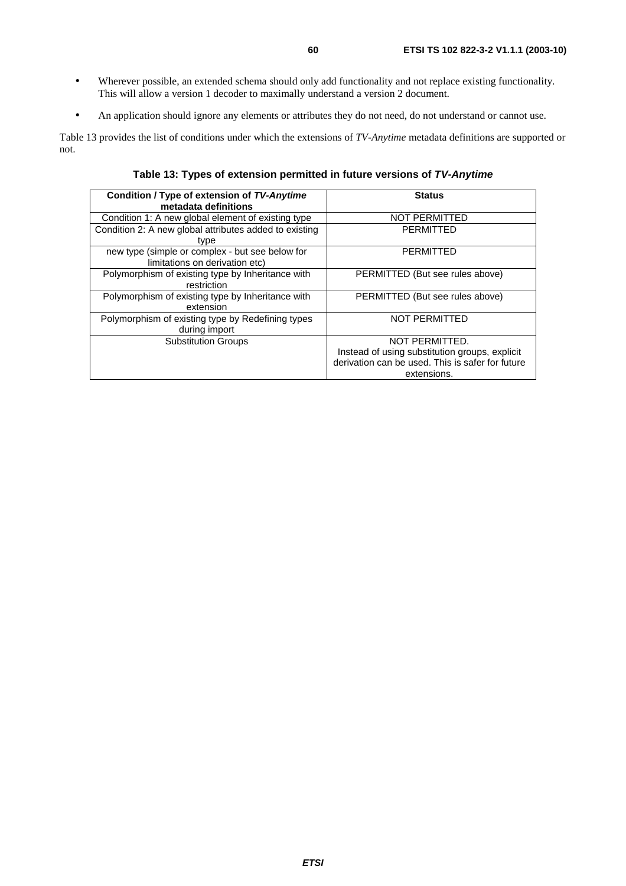- Wherever possible, an extended schema should only add functionality and not replace existing functionality. This will allow a version 1 decoder to maximally understand a version 2 document.
- An application should ignore any elements or attributes they do not need, do not understand or cannot use.

Table 13 provides the list of conditions under which the extensions of *TV-Anytime* metadata definitions are supported or not.

**Table 13: Types of extension permitted in future versions of *TV-Anytime***

| Condition / Type of extension of *TV-Anytime* metadata definitions | Status |
|---|---|
| Condition 1: A new global element of existing type | NOT PERMITTED |
| Condition 2: A new global attributes added to existing type | PERMITTED |
| new type (simple or complex - but see below for limitations on derivation etc) | PERMITTED |
| Polymorphism of existing type by Inheritance with restriction | PERMITTED (But see rules above) |
| Polymorphism of existing type by Inheritance with extension | PERMITTED (But see rules above) |
| Polymorphism of existing type by Redefining types during import | NOT PERMITTED |
| Substitution Groups | NOT PERMITTED. Instead of using substitution groups, explicit derivation can be used. This is safer for future extensions. |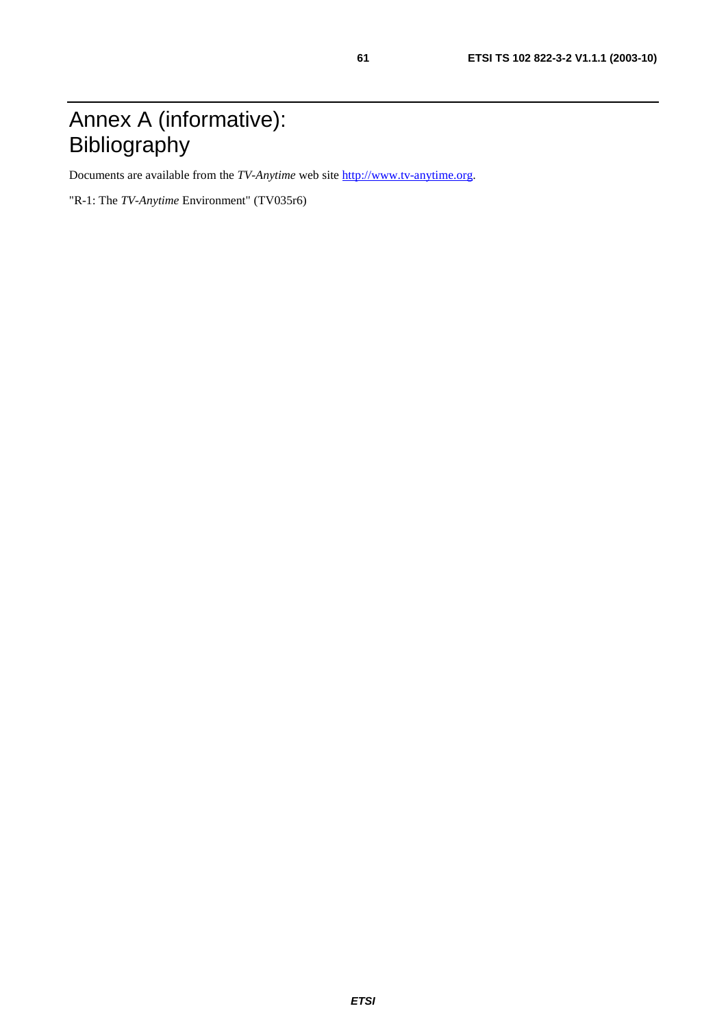# Annex A (informative): Bibliography

Documents are available from the *TV-Anytime* web site http://www.tv-anytime.org.

"R-1: The *TV-Anytime* Environment" (TV035r6)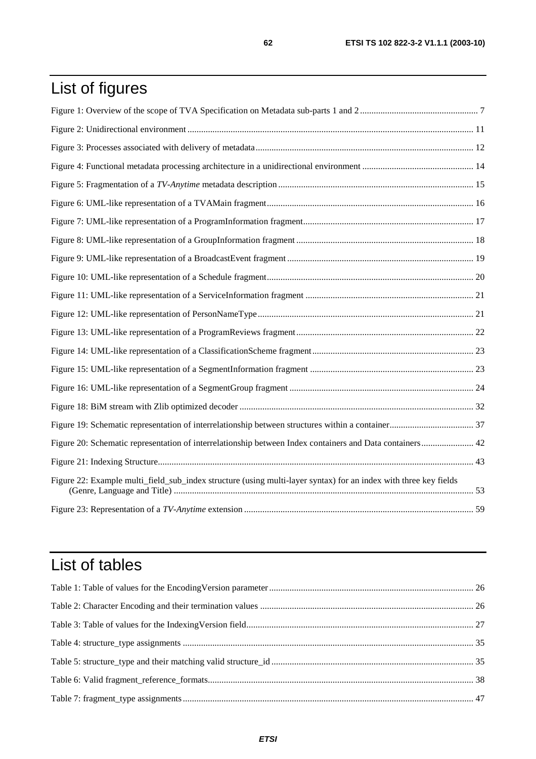# List of figures

Figure 1: Overview of the scope of TVA Specification on Metadata sub-parts 1 and 2 .................................................... 7

Figure 2: Unidirectional environment ............................................................................................................................ 11

Figure 3: Processes associated with delivery of metadata.............................................................................................. 12

Figure 4: Functional metadata processing architecture in a unidirectional environment ................................................ 14

Figure 5: Fragmentation of a *TV-Anytime* metadata description ..................................................................................... 15

Figure 6: UML-like representation of a TVAMain fragment.......................................................................................... 16

Figure 7: UML-like representation of a ProgramInformation fragment.......................................................................... 17

Figure 8: UML-like representation of a GroupInformation fragment ............................................................................. 18

Figure 9: UML-like representation of a BroadcastEvent fragment ................................................................................. 19

Figure 10: UML-like representation of a Schedule fragment.......................................................................................... 20

Figure 11: UML-like representation of a ServiceInformation fragment ......................................................................... 21

Figure 12: UML-like representation of PersonNameType.............................................................................................. 21

Figure 13: UML-like representation of a ProgramReviews fragment............................................................................. 22

Figure 14: UML-like representation of a ClassificationScheme fragment...................................................................... 23

Figure 15: UML-like representation of a SegmentInformation fragment ....................................................................... 23

Figure 16: UML-like representation of a SegmentGroup fragment ................................................................................ 24

Figure 18: BiM stream with Zlib optimized decoder ...................................................................................................... 32

Figure 19: Schematic representation of interrelationship between structures within a container.................................... 37

Figure 20: Schematic representation of interrelationship between Index containers and Data containers....................... 42

Figure 21: Indexing Structure.......................................................................................................................................... 43

Figure 22: Example multi_field_sub_index structure (using multi-layer syntax) for an index with three key fields (Genre, Language and Title) ........................................................................................................................................ 53

Figure 23: Representation of a *TV-Anytime* extension .................................................................................................... 59

# List of tables

Table 1: Table of values for the EncodingVersion parameter......................................................................................... 26

Table 2: Character Encoding and their termination values ............................................................................................. 26

Table 3: Table of values for the IndexingVersion field................................................................................................... 27

Table 4: structure_type assignments ............................................................................................................................... 35

Table 5: structure_type and their matching valid structure_id ........................................................................................ 35

Table 6: Valid fragment_reference_formats.................................................................................................................... 38

Table 7: fragment_type assignments .............................................................................................................................. 47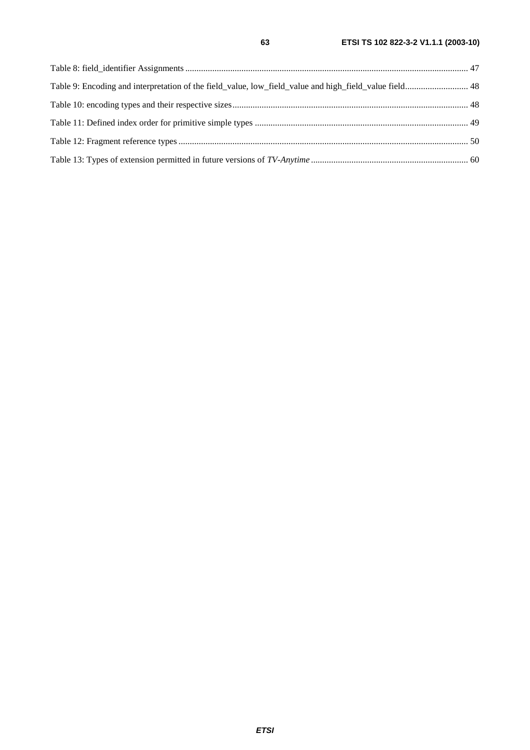Table 8: field_identifier Assignments ............................................................................................................................. 47

Table 9: Encoding and interpretation of the field_value, low_field_value and high_field_value field............................ 48

Table 10: encoding types and their respective sizes........................................................................................................ 48

Table 11: Defined index order for primitive simple types .............................................................................................. 49

Table 12: Fragment reference types ................................................................................................................................ 50

Table 13: Types of extension permitted in future versions of *TV-Anytime* ..................................................................... 60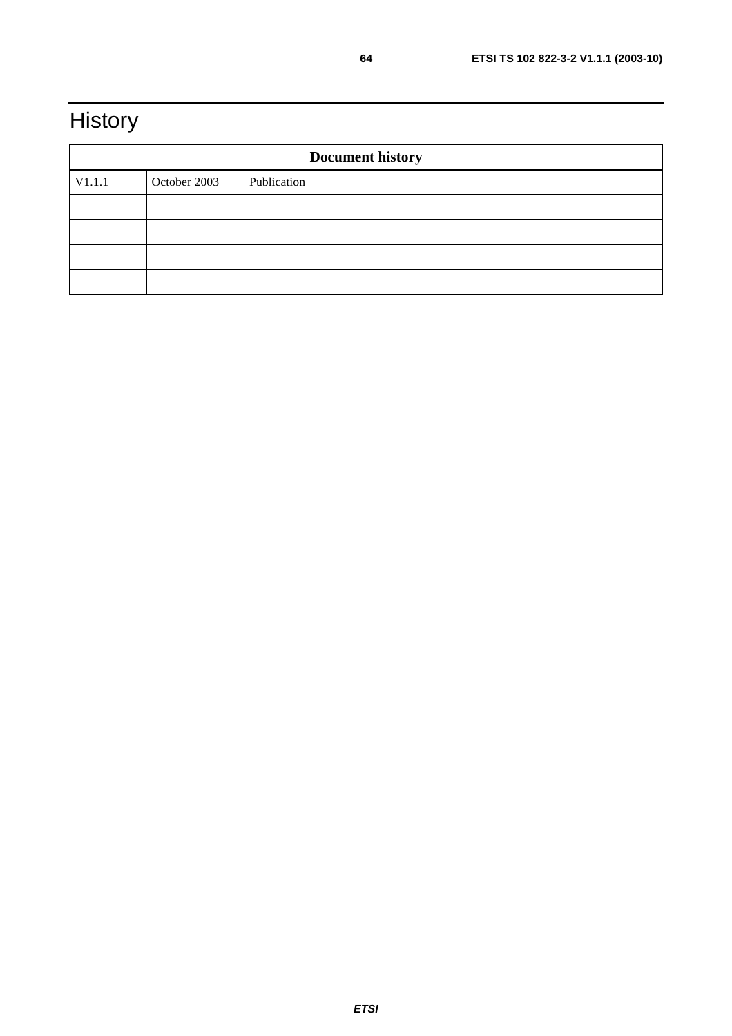# History

| Document history | | |
|---|---|---|
| V1.1.1 | October 2003 | Publication |
| | | |
| | | |
| | | |
| | | |